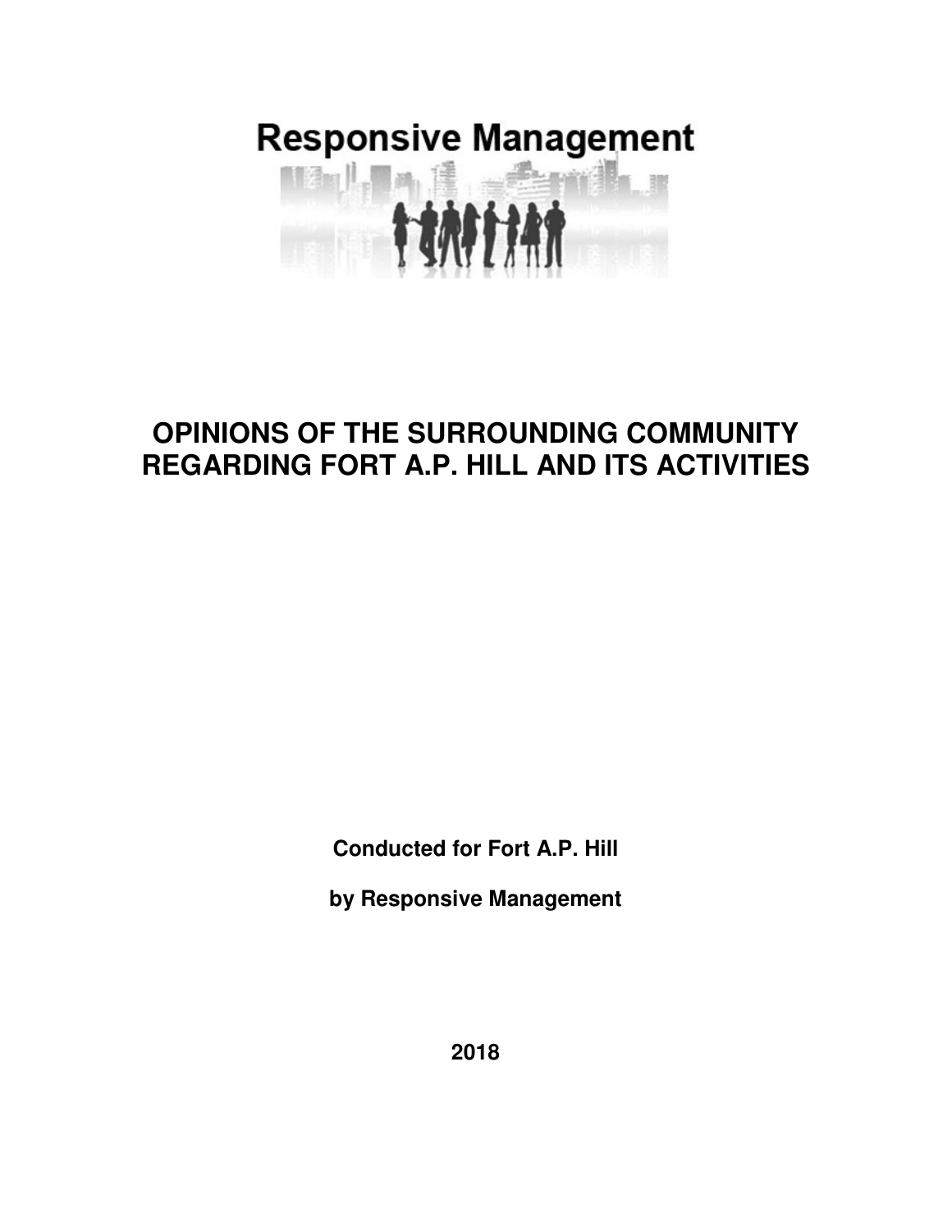Responsive Management

# OPINIONS OF THE SURROUNDING COMMUNITY REGARDING FORT A.P. HILL AND ITS ACTIVITIES

**Conducted for Fort A.P. Hill**

**by Responsive Management**

**2018**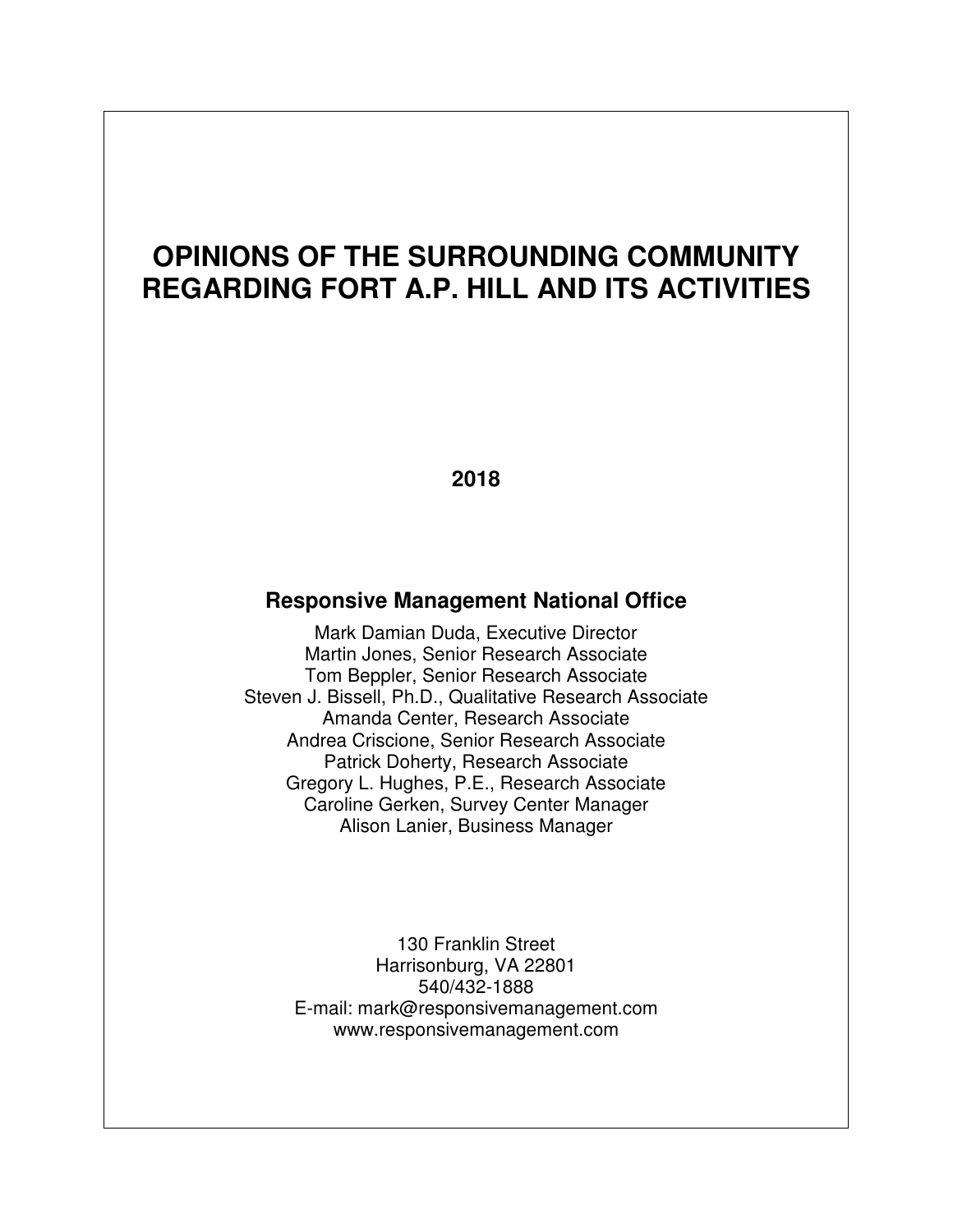# OPINIONS OF THE SURROUNDING COMMUNITY REGARDING FORT A.P. HILL AND ITS ACTIVITIES

**2018**

## Responsive Management National Office

Mark Damian Duda, Executive Director
Martin Jones, Senior Research Associate
Tom Beppler, Senior Research Associate
Steven J. Bissell, Ph.D., Qualitative Research Associate
Amanda Center, Research Associate
Andrea Criscione, Senior Research Associate
Patrick Doherty, Research Associate
Gregory L. Hughes, P.E., Research Associate
Caroline Gerken, Survey Center Manager
Alison Lanier, Business Manager

130 Franklin Street
Harrisonburg, VA 22801
540/432-1888
E-mail: mark@responsivemanagement.com
www.responsivemanagement.com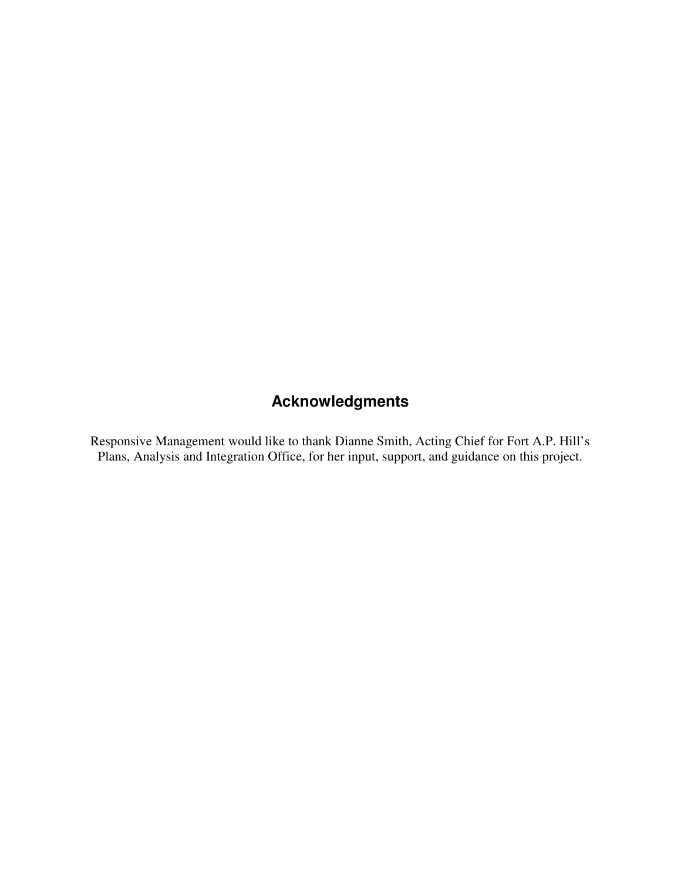## Acknowledgments

Responsive Management would like to thank Dianne Smith, Acting Chief for Fort A.P. Hill's Plans, Analysis and Integration Office, for her input, support, and guidance on this project.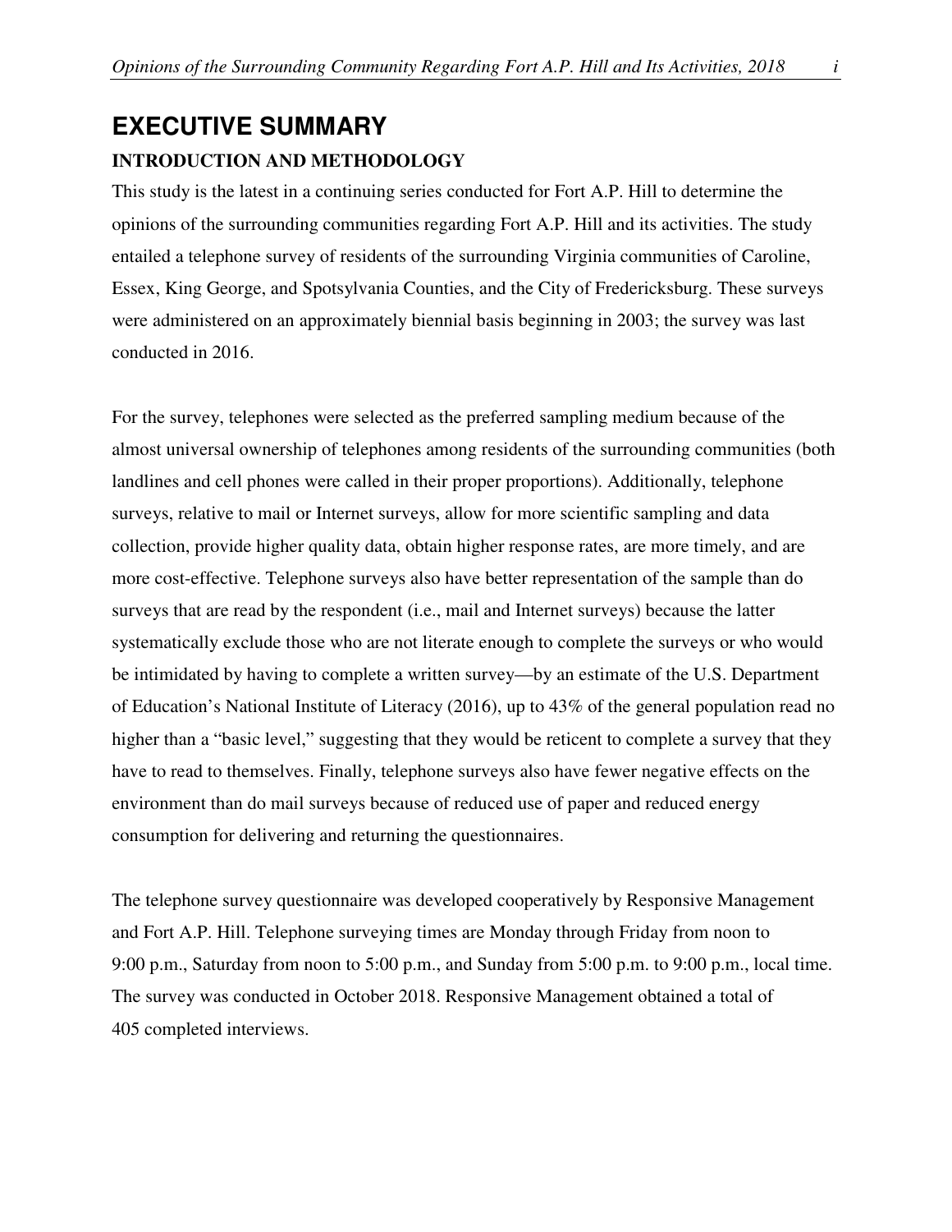# EXECUTIVE SUMMARY

## INTRODUCTION AND METHODOLOGY

This study is the latest in a continuing series conducted for Fort A.P. Hill to determine the opinions of the surrounding communities regarding Fort A.P. Hill and its activities. The study entailed a telephone survey of residents of the surrounding Virginia communities of Caroline, Essex, King George, and Spotsylvania Counties, and the City of Fredericksburg. These surveys were administered on an approximately biennial basis beginning in 2003; the survey was last conducted in 2016.

For the survey, telephones were selected as the preferred sampling medium because of the almost universal ownership of telephones among residents of the surrounding communities (both landlines and cell phones were called in their proper proportions). Additionally, telephone surveys, relative to mail or Internet surveys, allow for more scientific sampling and data collection, provide higher quality data, obtain higher response rates, are more timely, and are more cost-effective. Telephone surveys also have better representation of the sample than do surveys that are read by the respondent (i.e., mail and Internet surveys) because the latter systematically exclude those who are not literate enough to complete the surveys or who would be intimidated by having to complete a written survey—by an estimate of the U.S. Department of Education's National Institute of Literacy (2016), up to 43% of the general population read no higher than a "basic level," suggesting that they would be reticent to complete a survey that they have to read to themselves. Finally, telephone surveys also have fewer negative effects on the environment than do mail surveys because of reduced use of paper and reduced energy consumption for delivering and returning the questionnaires.

The telephone survey questionnaire was developed cooperatively by Responsive Management and Fort A.P. Hill. Telephone surveying times are Monday through Friday from noon to 9:00 p.m., Saturday from noon to 5:00 p.m., and Sunday from 5:00 p.m. to 9:00 p.m., local time. The survey was conducted in October 2018. Responsive Management obtained a total of 405 completed interviews.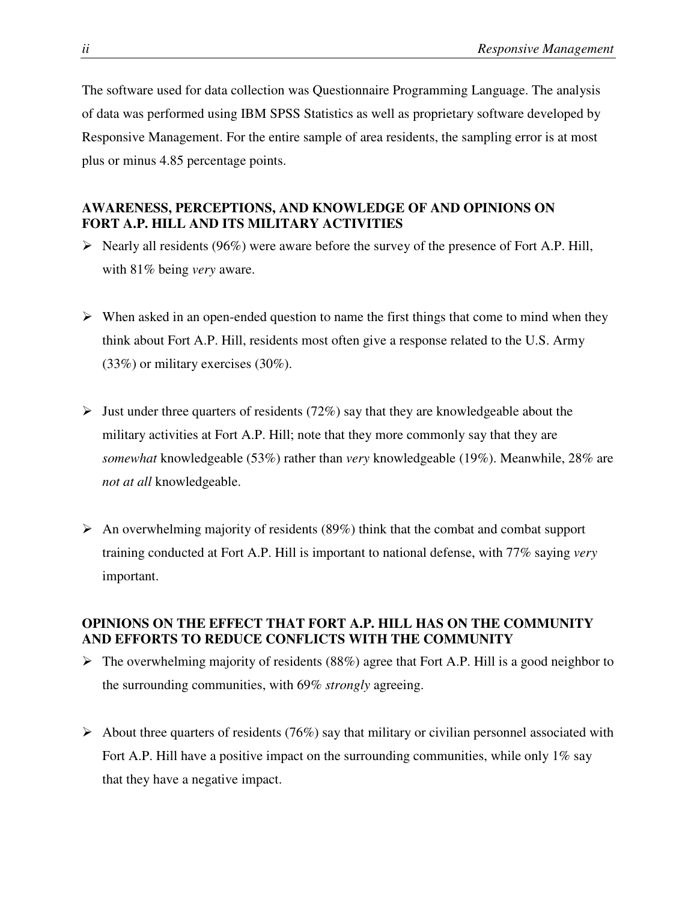The software used for data collection was Questionnaire Programming Language. The analysis of data was performed using IBM SPSS Statistics as well as proprietary software developed by Responsive Management. For the entire sample of area residents, the sampling error is at most plus or minus 4.85 percentage points.

**AWARENESS, PERCEPTIONS, AND KNOWLEDGE OF AND OPINIONS ON FORT A.P. HILL AND ITS MILITARY ACTIVITIES**

- Nearly all residents (96%) were aware before the survey of the presence of Fort A.P. Hill, with 81% being *very* aware.

- When asked in an open-ended question to name the first things that come to mind when they think about Fort A.P. Hill, residents most often give a response related to the U.S. Army (33%) or military exercises (30%).

- Just under three quarters of residents (72%) say that they are knowledgeable about the military activities at Fort A.P. Hill; note that they more commonly say that they are *somewhat* knowledgeable (53%) rather than *very* knowledgeable (19%). Meanwhile, 28% are *not at all* knowledgeable.

- An overwhelming majority of residents (89%) think that the combat and combat support training conducted at Fort A.P. Hill is important to national defense, with 77% saying *very* important.

**OPINIONS ON THE EFFECT THAT FORT A.P. HILL HAS ON THE COMMUNITY AND EFFORTS TO REDUCE CONFLICTS WITH THE COMMUNITY**

- The overwhelming majority of residents (88%) agree that Fort A.P. Hill is a good neighbor to the surrounding communities, with 69% *strongly* agreeing.

- About three quarters of residents (76%) say that military or civilian personnel associated with Fort A.P. Hill have a positive impact on the surrounding communities, while only 1% say that they have a negative impact.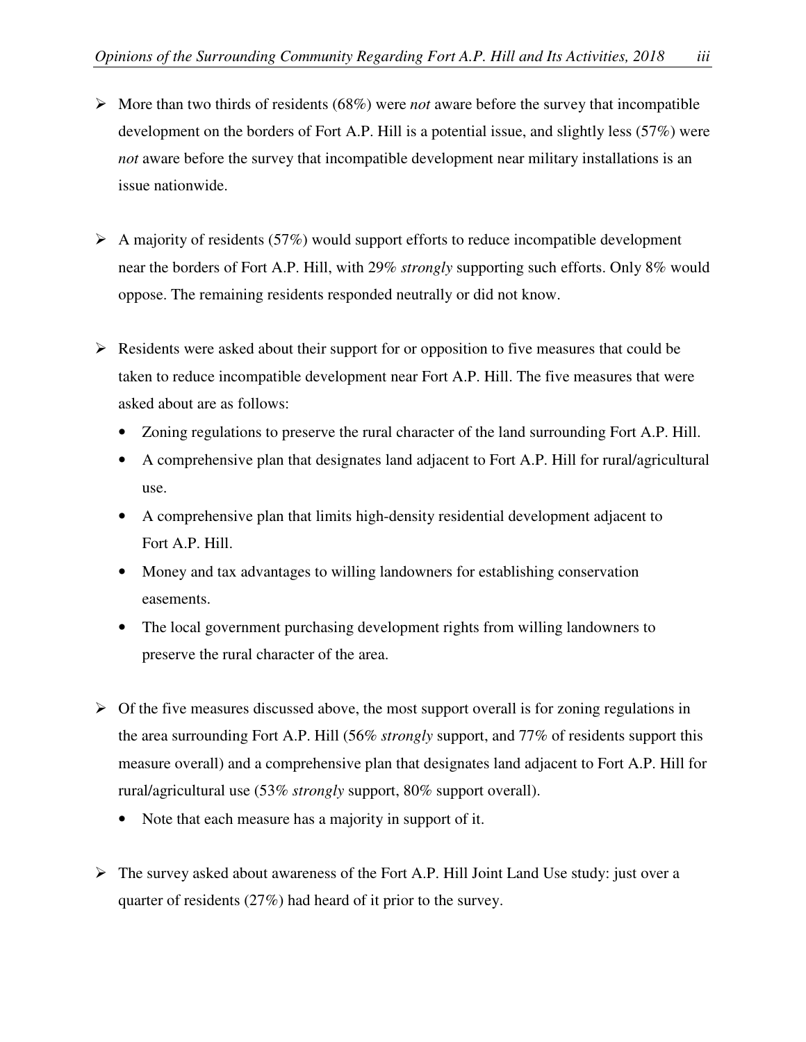- More than two thirds of residents (68%) were *not* aware before the survey that incompatible development on the borders of Fort A.P. Hill is a potential issue, and slightly less (57%) were *not* aware before the survey that incompatible development near military installations is an issue nationwide.

- A majority of residents (57%) would support efforts to reduce incompatible development near the borders of Fort A.P. Hill, with 29% *strongly* supporting such efforts. Only 8% would oppose. The remaining residents responded neutrally or did not know.

- Residents were asked about their support for or opposition to five measures that could be taken to reduce incompatible development near Fort A.P. Hill. The five measures that were asked about are as follows:
  - Zoning regulations to preserve the rural character of the land surrounding Fort A.P. Hill.
  - A comprehensive plan that designates land adjacent to Fort A.P. Hill for rural/agricultural use.
  - A comprehensive plan that limits high-density residential development adjacent to Fort A.P. Hill.
  - Money and tax advantages to willing landowners for establishing conservation easements.
  - The local government purchasing development rights from willing landowners to preserve the rural character of the area.

- Of the five measures discussed above, the most support overall is for zoning regulations in the area surrounding Fort A.P. Hill (56% *strongly* support, and 77% of residents support this measure overall) and a comprehensive plan that designates land adjacent to Fort A.P. Hill for rural/agricultural use (53% *strongly* support, 80% support overall).
  - Note that each measure has a majority in support of it.

- The survey asked about awareness of the Fort A.P. Hill Joint Land Use study: just over a quarter of residents (27%) had heard of it prior to the survey.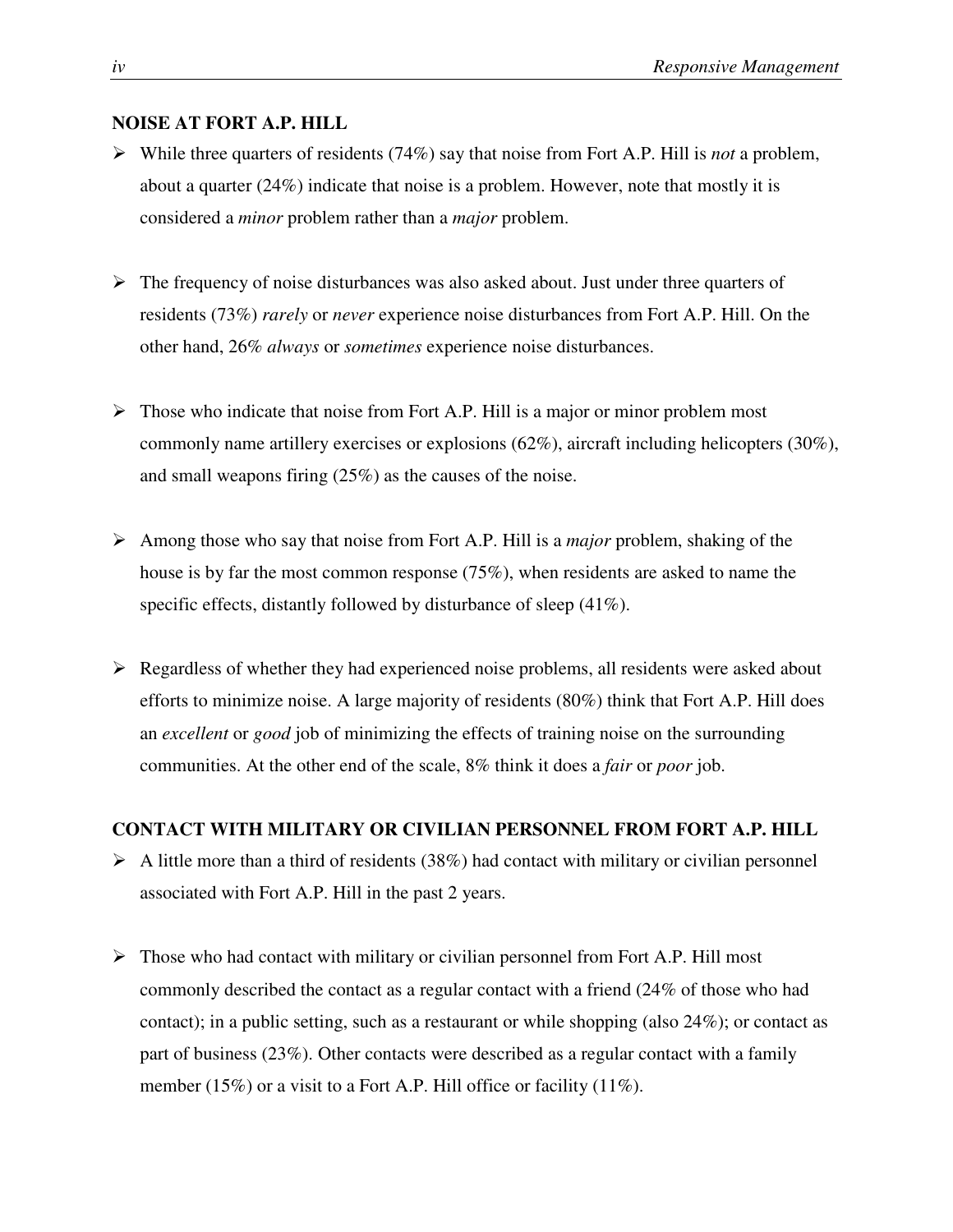## NOISE AT FORT A.P. HILL

- While three quarters of residents (74%) say that noise from Fort A.P. Hill is *not* a problem, about a quarter (24%) indicate that noise is a problem. However, note that mostly it is considered a *minor* problem rather than a *major* problem.

- The frequency of noise disturbances was also asked about. Just under three quarters of residents (73%) *rarely* or *never* experience noise disturbances from Fort A.P. Hill. On the other hand, 26% *always* or *sometimes* experience noise disturbances.

- Those who indicate that noise from Fort A.P. Hill is a major or minor problem most commonly name artillery exercises or explosions (62%), aircraft including helicopters (30%), and small weapons firing (25%) as the causes of the noise.

- Among those who say that noise from Fort A.P. Hill is a *major* problem, shaking of the house is by far the most common response (75%), when residents are asked to name the specific effects, distantly followed by disturbance of sleep (41%).

- Regardless of whether they had experienced noise problems, all residents were asked about efforts to minimize noise. A large majority of residents (80%) think that Fort A.P. Hill does an *excellent* or *good* job of minimizing the effects of training noise on the surrounding communities. At the other end of the scale, 8% think it does a *fair* or *poor* job.

## CONTACT WITH MILITARY OR CIVILIAN PERSONNEL FROM FORT A.P. HILL

- A little more than a third of residents (38%) had contact with military or civilian personnel associated with Fort A.P. Hill in the past 2 years.

- Those who had contact with military or civilian personnel from Fort A.P. Hill most commonly described the contact as a regular contact with a friend (24% of those who had contact); in a public setting, such as a restaurant or while shopping (also 24%); or contact as part of business (23%). Other contacts were described as a regular contact with a family member (15%) or a visit to a Fort A.P. Hill office or facility (11%).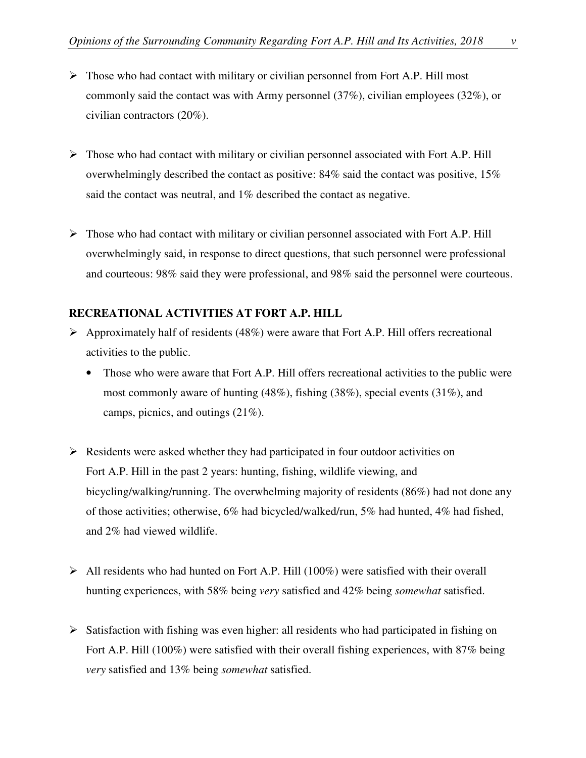- Those who had contact with military or civilian personnel from Fort A.P. Hill most commonly said the contact was with Army personnel (37%), civilian employees (32%), or civilian contractors (20%).

- Those who had contact with military or civilian personnel associated with Fort A.P. Hill overwhelmingly described the contact as positive: 84% said the contact was positive, 15% said the contact was neutral, and 1% described the contact as negative.

- Those who had contact with military or civilian personnel associated with Fort A.P. Hill overwhelmingly said, in response to direct questions, that such personnel were professional and courteous: 98% said they were professional, and 98% said the personnel were courteous.

**RECREATIONAL ACTIVITIES AT FORT A.P. HILL**

- Approximately half of residents (48%) were aware that Fort A.P. Hill offers recreational activities to the public.
  - Those who were aware that Fort A.P. Hill offers recreational activities to the public were most commonly aware of hunting (48%), fishing (38%), special events (31%), and camps, picnics, and outings (21%).

- Residents were asked whether they had participated in four outdoor activities on Fort A.P. Hill in the past 2 years: hunting, fishing, wildlife viewing, and bicycling/walking/running. The overwhelming majority of residents (86%) had not done any of those activities; otherwise, 6% had bicycled/walked/run, 5% had hunted, 4% had fished, and 2% had viewed wildlife.

- All residents who had hunted on Fort A.P. Hill (100%) were satisfied with their overall hunting experiences, with 58% being *very* satisfied and 42% being *somewhat* satisfied.

- Satisfaction with fishing was even higher: all residents who had participated in fishing on Fort A.P. Hill (100%) were satisfied with their overall fishing experiences, with 87% being *very* satisfied and 13% being *somewhat* satisfied.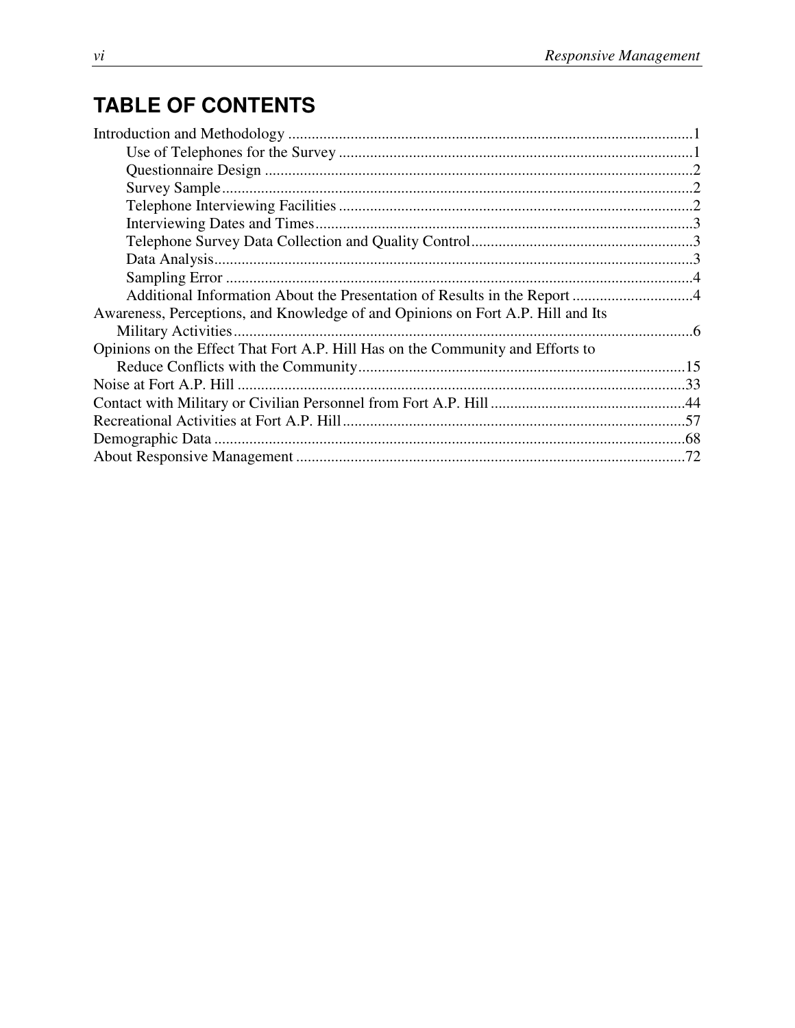# TABLE OF CONTENTS

Introduction and Methodology ........................................................................................................1
- Use of Telephones for the Survey ...........................................................................................1
- Questionnaire Design ..............................................................................................................2
- Survey Sample.........................................................................................................................2
- Telephone Interviewing Facilities ...........................................................................................2
- Interviewing Dates and Times.................................................................................................3
- Telephone Survey Data Collection and Quality Control.........................................................3
- Data Analysis...........................................................................................................................3
- Sampling Error ........................................................................................................................4
- Additional Information About the Presentation of Results in the Report ...............................4

Awareness, Perceptions, and Knowledge of and Opinions on Fort A.P. Hill and Its Military Activities......................................................................................................................6

Opinions on the Effect That Fort A.P. Hill Has on the Community and Efforts to Reduce Conflicts with the Community....................................................................................15

Noise at Fort A.P. Hill ...................................................................................................................33

Contact with Military or Civilian Personnel from Fort A.P. Hill ..................................................44

Recreational Activities at Fort A.P. Hill........................................................................................57

Demographic Data .........................................................................................................................68

About Responsive Management ....................................................................................................72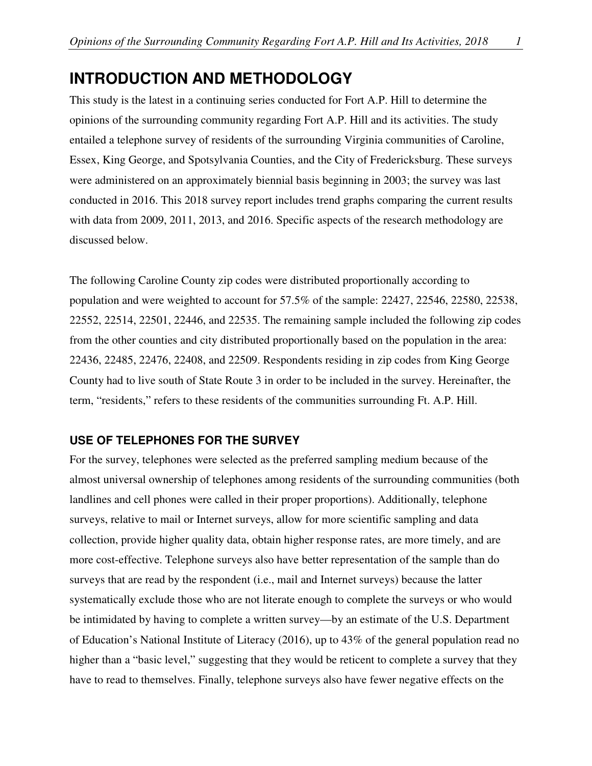# INTRODUCTION AND METHODOLOGY

This study is the latest in a continuing series conducted for Fort A.P. Hill to determine the opinions of the surrounding community regarding Fort A.P. Hill and its activities. The study entailed a telephone survey of residents of the surrounding Virginia communities of Caroline, Essex, King George, and Spotsylvania Counties, and the City of Fredericksburg. These surveys were administered on an approximately biennial basis beginning in 2003; the survey was last conducted in 2016. This 2018 survey report includes trend graphs comparing the current results with data from 2009, 2011, 2013, and 2016. Specific aspects of the research methodology are discussed below.

The following Caroline County zip codes were distributed proportionally according to population and were weighted to account for 57.5% of the sample: 22427, 22546, 22580, 22538, 22552, 22514, 22501, 22446, and 22535. The remaining sample included the following zip codes from the other counties and city distributed proportionally based on the population in the area: 22436, 22485, 22476, 22408, and 22509. Respondents residing in zip codes from King George County had to live south of State Route 3 in order to be included in the survey. Hereinafter, the term, "residents," refers to these residents of the communities surrounding Ft. A.P. Hill.

### USE OF TELEPHONES FOR THE SURVEY

For the survey, telephones were selected as the preferred sampling medium because of the almost universal ownership of telephones among residents of the surrounding communities (both landlines and cell phones were called in their proper proportions). Additionally, telephone surveys, relative to mail or Internet surveys, allow for more scientific sampling and data collection, provide higher quality data, obtain higher response rates, are more timely, and are more cost-effective. Telephone surveys also have better representation of the sample than do surveys that are read by the respondent (i.e., mail and Internet surveys) because the latter systematically exclude those who are not literate enough to complete the surveys or who would be intimidated by having to complete a written survey—by an estimate of the U.S. Department of Education's National Institute of Literacy (2016), up to 43% of the general population read no higher than a "basic level," suggesting that they would be reticent to complete a survey that they have to read to themselves. Finally, telephone surveys also have fewer negative effects on the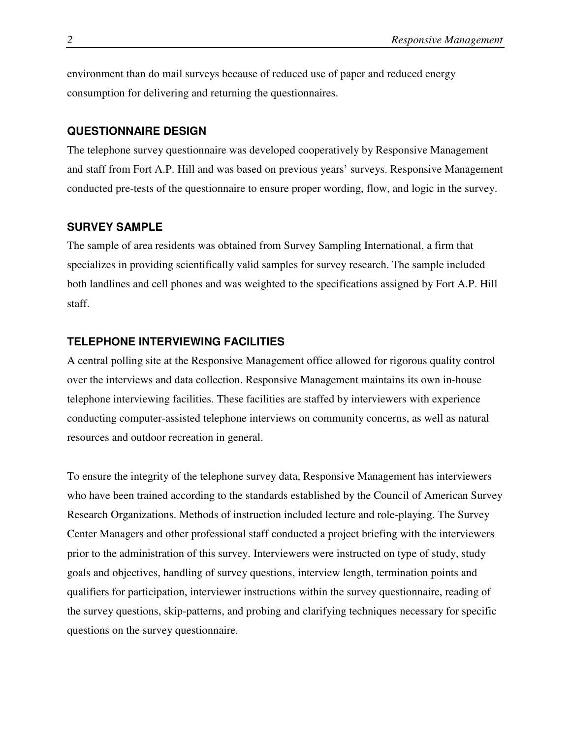environment than do mail surveys because of reduced use of paper and reduced energy consumption for delivering and returning the questionnaires.

### QUESTIONNAIRE DESIGN

The telephone survey questionnaire was developed cooperatively by Responsive Management and staff from Fort A.P. Hill and was based on previous years' surveys. Responsive Management conducted pre-tests of the questionnaire to ensure proper wording, flow, and logic in the survey.

### SURVEY SAMPLE

The sample of area residents was obtained from Survey Sampling International, a firm that specializes in providing scientifically valid samples for survey research. The sample included both landlines and cell phones and was weighted to the specifications assigned by Fort A.P. Hill staff.

### TELEPHONE INTERVIEWING FACILITIES

A central polling site at the Responsive Management office allowed for rigorous quality control over the interviews and data collection. Responsive Management maintains its own in-house telephone interviewing facilities. These facilities are staffed by interviewers with experience conducting computer-assisted telephone interviews on community concerns, as well as natural resources and outdoor recreation in general.

To ensure the integrity of the telephone survey data, Responsive Management has interviewers who have been trained according to the standards established by the Council of American Survey Research Organizations. Methods of instruction included lecture and role-playing. The Survey Center Managers and other professional staff conducted a project briefing with the interviewers prior to the administration of this survey. Interviewers were instructed on type of study, study goals and objectives, handling of survey questions, interview length, termination points and qualifiers for participation, interviewer instructions within the survey questionnaire, reading of the survey questions, skip-patterns, and probing and clarifying techniques necessary for specific questions on the survey questionnaire.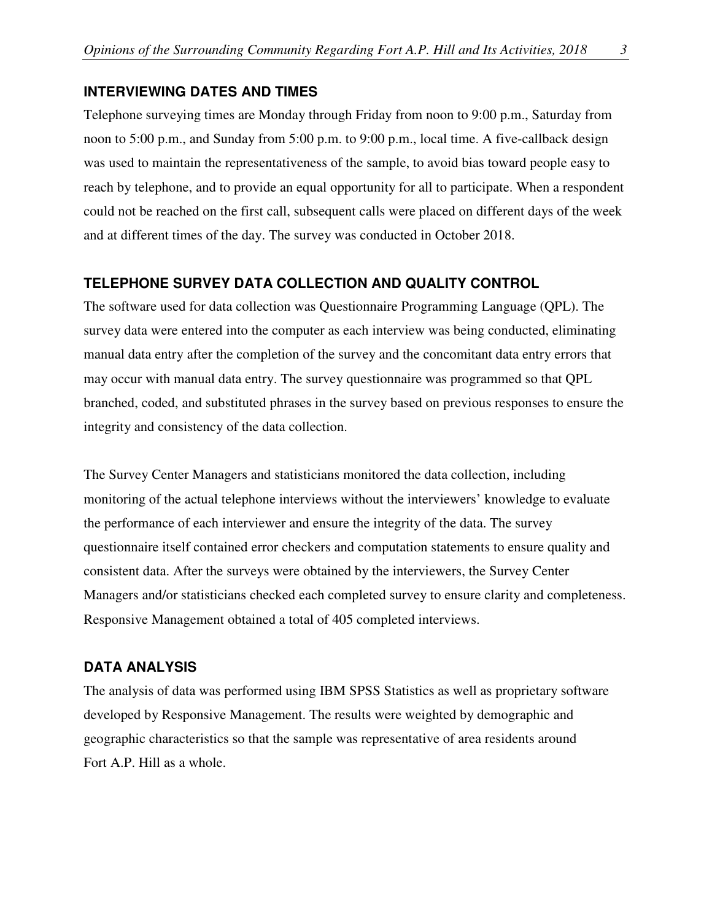## INTERVIEWING DATES AND TIMES

Telephone surveying times are Monday through Friday from noon to 9:00 p.m., Saturday from noon to 5:00 p.m., and Sunday from 5:00 p.m. to 9:00 p.m., local time. A five-callback design was used to maintain the representativeness of the sample, to avoid bias toward people easy to reach by telephone, and to provide an equal opportunity for all to participate. When a respondent could not be reached on the first call, subsequent calls were placed on different days of the week and at different times of the day. The survey was conducted in October 2018.

## TELEPHONE SURVEY DATA COLLECTION AND QUALITY CONTROL

The software used for data collection was Questionnaire Programming Language (QPL). The survey data were entered into the computer as each interview was being conducted, eliminating manual data entry after the completion of the survey and the concomitant data entry errors that may occur with manual data entry. The survey questionnaire was programmed so that QPL branched, coded, and substituted phrases in the survey based on previous responses to ensure the integrity and consistency of the data collection.

The Survey Center Managers and statisticians monitored the data collection, including monitoring of the actual telephone interviews without the interviewers' knowledge to evaluate the performance of each interviewer and ensure the integrity of the data. The survey questionnaire itself contained error checkers and computation statements to ensure quality and consistent data. After the surveys were obtained by the interviewers, the Survey Center Managers and/or statisticians checked each completed survey to ensure clarity and completeness. Responsive Management obtained a total of 405 completed interviews.

## DATA ANALYSIS

The analysis of data was performed using IBM SPSS Statistics as well as proprietary software developed by Responsive Management. The results were weighted by demographic and geographic characteristics so that the sample was representative of area residents around Fort A.P. Hill as a whole.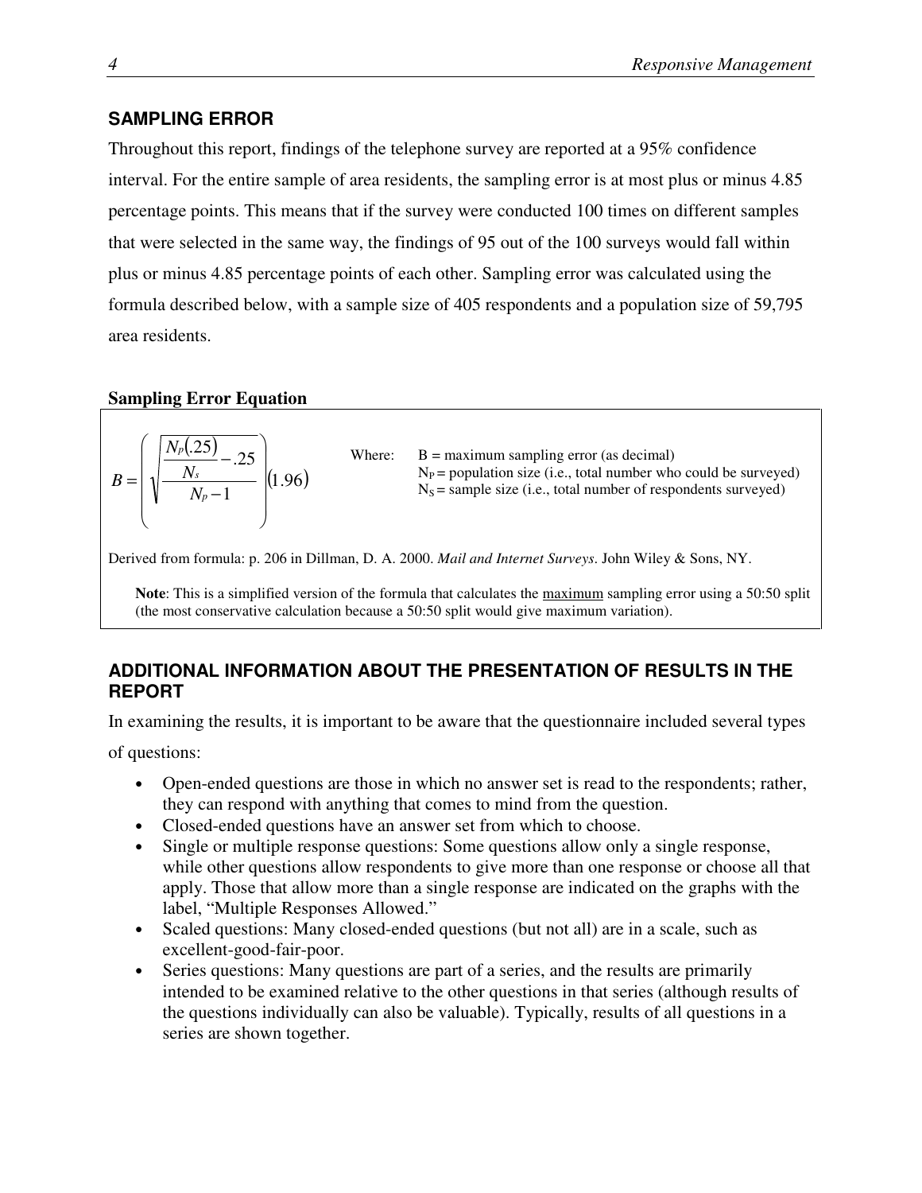## SAMPLING ERROR

Throughout this report, findings of the telephone survey are reported at a 95% confidence interval. For the entire sample of area residents, the sampling error is at most plus or minus 4.85 percentage points. This means that if the survey were conducted 100 times on different samples that were selected in the same way, the findings of 95 out of the 100 surveys would fall within plus or minus 4.85 percentage points of each other. Sampling error was calculated using the formula described below, with a sample size of 405 respondents and a population size of 59,795 area residents.

**Sampling Error Equation**

$$B = \left( \sqrt{\frac{\frac{N_p(.25)}{N_s} - .25}{N_p - 1}} \right)(1.96)$$

Where:
- B = maximum sampling error (as decimal)
- $N_P$ = population size (i.e., total number who could be surveyed)
- $N_S$ = sample size (i.e., total number of respondents surveyed)

Derived from formula: p. 206 in Dillman, D. A. 2000. *Mail and Internet Surveys*. John Wiley & Sons, NY.

**Note**: This is a simplified version of the formula that calculates the maximum sampling error using a 50:50 split (the most conservative calculation because a 50:50 split would give maximum variation).

## ADDITIONAL INFORMATION ABOUT THE PRESENTATION OF RESULTS IN THE REPORT

In examining the results, it is important to be aware that the questionnaire included several types of questions:

- Open-ended questions are those in which no answer set is read to the respondents; rather, they can respond with anything that comes to mind from the question.
- Closed-ended questions have an answer set from which to choose.
- Single or multiple response questions: Some questions allow only a single response, while other questions allow respondents to give more than one response or choose all that apply. Those that allow more than a single response are indicated on the graphs with the label, "Multiple Responses Allowed."
- Scaled questions: Many closed-ended questions (but not all) are in a scale, such as excellent-good-fair-poor.
- Series questions: Many questions are part of a series, and the results are primarily intended to be examined relative to the other questions in that series (although results of the questions individually can also be valuable). Typically, results of all questions in a series are shown together.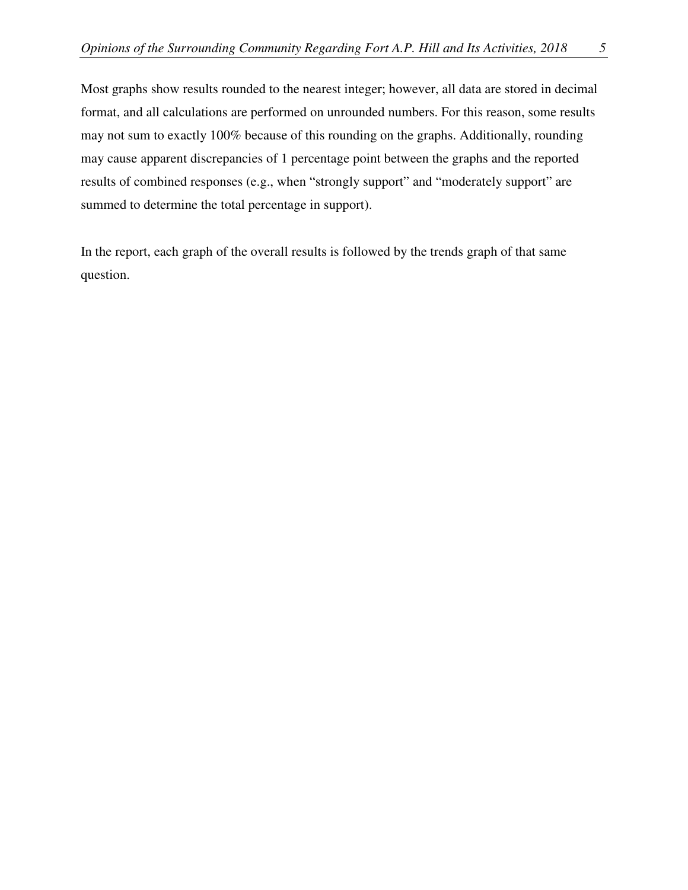Most graphs show results rounded to the nearest integer; however, all data are stored in decimal format, and all calculations are performed on unrounded numbers. For this reason, some results may not sum to exactly 100% because of this rounding on the graphs. Additionally, rounding may cause apparent discrepancies of 1 percentage point between the graphs and the reported results of combined responses (e.g., when "strongly support" and "moderately support" are summed to determine the total percentage in support).

In the report, each graph of the overall results is followed by the trends graph of that same question.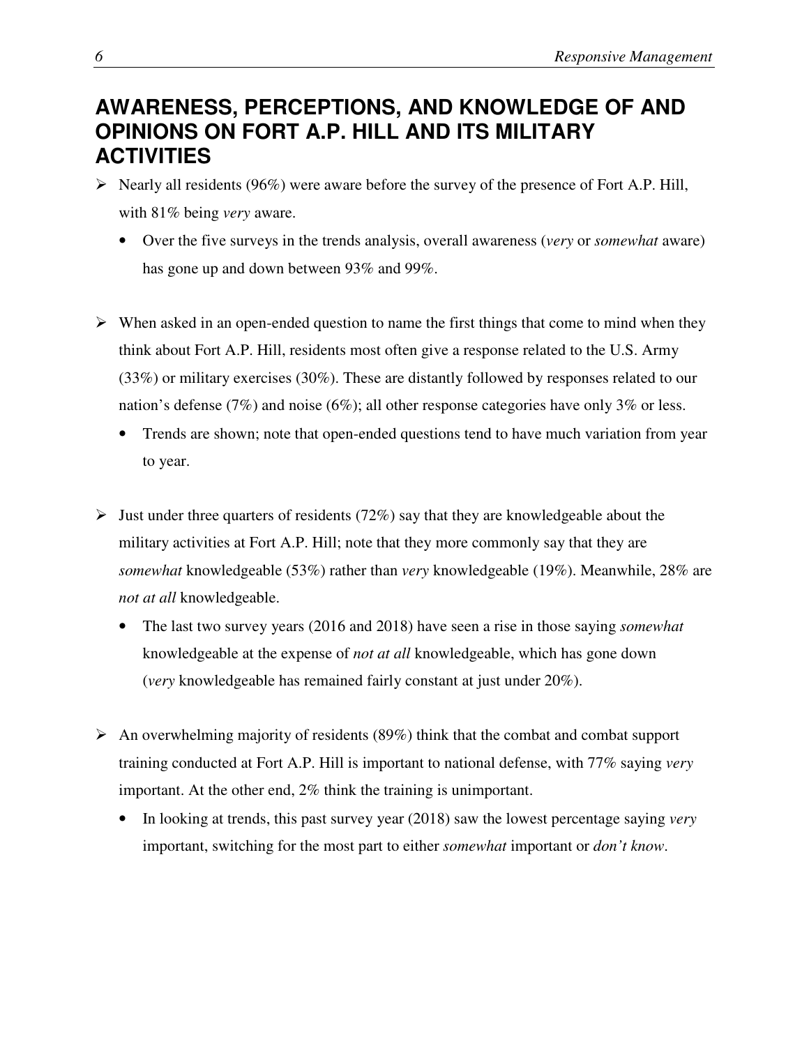## AWARENESS, PERCEPTIONS, AND KNOWLEDGE OF AND OPINIONS ON FORT A.P. HILL AND ITS MILITARY ACTIVITIES

- Nearly all residents (96%) were aware before the survey of the presence of Fort A.P. Hill, with 81% being *very* aware.
  - Over the five surveys in the trends analysis, overall awareness (*very* or *somewhat* aware) has gone up and down between 93% and 99%.

- When asked in an open-ended question to name the first things that come to mind when they think about Fort A.P. Hill, residents most often give a response related to the U.S. Army (33%) or military exercises (30%). These are distantly followed by responses related to our nation's defense (7%) and noise (6%); all other response categories have only 3% or less.
  - Trends are shown; note that open-ended questions tend to have much variation from year to year.

- Just under three quarters of residents (72%) say that they are knowledgeable about the military activities at Fort A.P. Hill; note that they more commonly say that they are *somewhat* knowledgeable (53%) rather than *very* knowledgeable (19%). Meanwhile, 28% are *not at all* knowledgeable.
  - The last two survey years (2016 and 2018) have seen a rise in those saying *somewhat* knowledgeable at the expense of *not at all* knowledgeable, which has gone down (*very* knowledgeable has remained fairly constant at just under 20%).

- An overwhelming majority of residents (89%) think that the combat and combat support training conducted at Fort A.P. Hill is important to national defense, with 77% saying *very* important. At the other end, 2% think the training is unimportant.
  - In looking at trends, this past survey year (2018) saw the lowest percentage saying *very* important, switching for the most part to either *somewhat* important or *don't know*.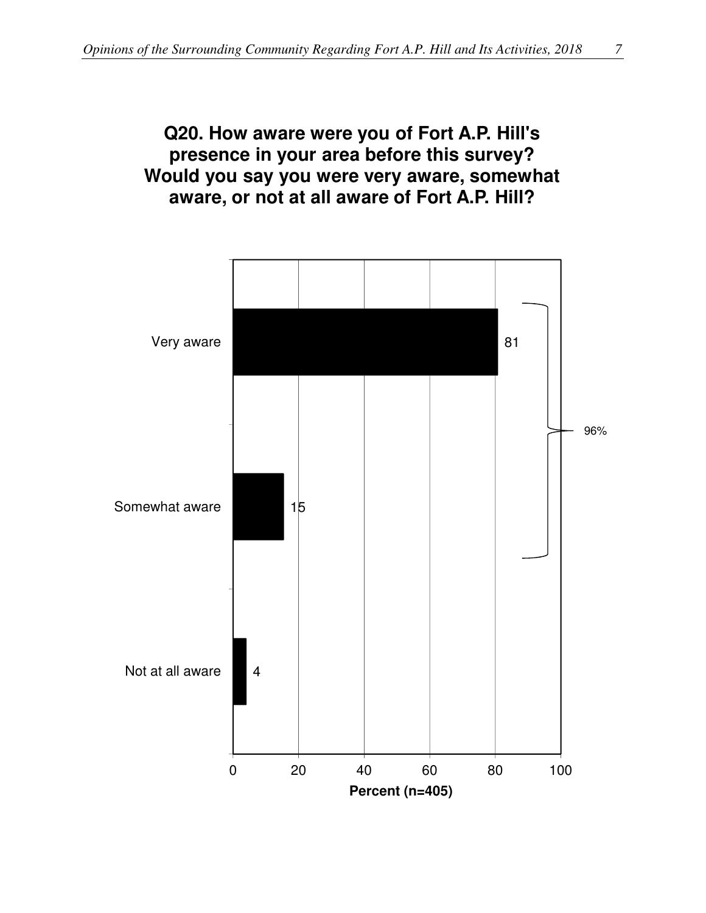**Q20. How aware were you of Fort A.P. Hill's presence in your area before this survey? Would you say you were very aware, somewhat aware, or not at all aware of Fort A.P. Hill?**

| Response | Percent (n=405) |
| --- | --- |
| Very aware | 81 |
| Somewhat aware | 15 |
| Not at all aware | 4 |

Very aware + Somewhat aware: 96%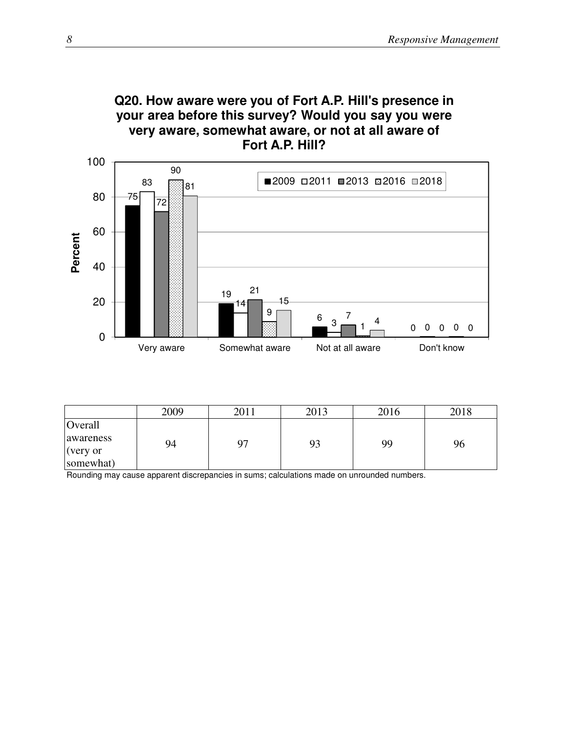**Q20. How aware were you of Fort A.P. Hill's presence in your area before this survey? Would you say you were very aware, somewhat aware, or not at all aware of Fort A.P. Hill?**

| | 2009 | 2011 | 2013 | 2016 | 2018 |
|---|---|---|---|---|---|
| Very aware | 75 | 83 | 72 | 90 | 81 |
| Somewhat aware | 19 | 14 | 21 | 9 | 15 |
| Not at all aware | 6 | 3 | 7 | 1 | 4 |
| Don't know | 0 | 0 | 0 | 0 | 0 |

Percent

| | 2009 | 2011 | 2013 | 2016 | 2018 |
|---|---|---|---|---|---|
| Overall awareness (very or somewhat) | 94 | 97 | 93 | 99 | 96 |

Rounding may cause apparent discrepancies in sums; calculations made on unrounded numbers.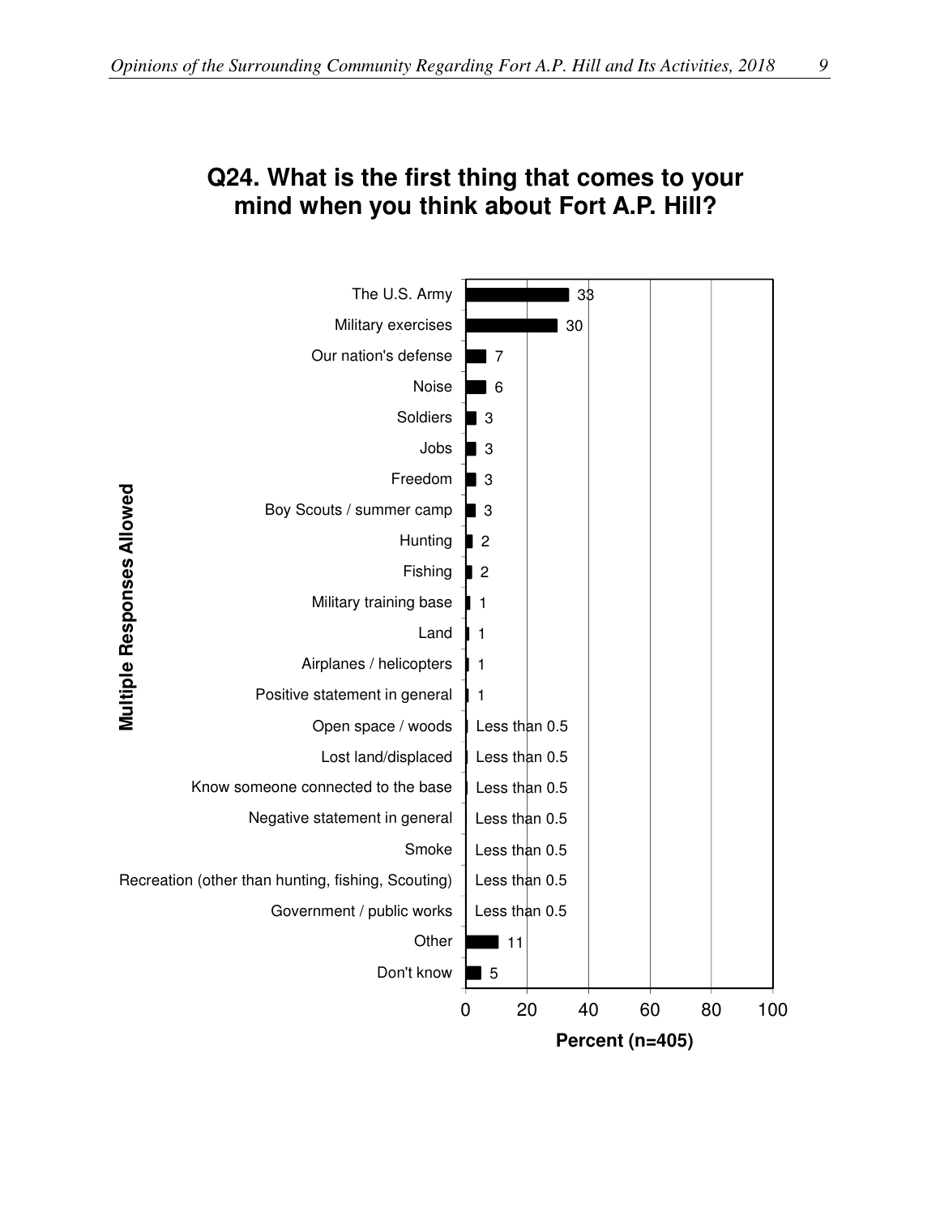## Q24. What is the first thing that comes to your mind when you think about Fort A.P. Hill?

| Multiple Responses Allowed | Percent (n=405) |
|---|---|
| The U.S. Army | 33 |
| Military exercises | 30 |
| Our nation's defense | 7 |
| Noise | 6 |
| Soldiers | 3 |
| Jobs | 3 |
| Freedom | 3 |
| Boy Scouts / summer camp | 3 |
| Hunting | 2 |
| Fishing | 2 |
| Military training base | 1 |
| Land | 1 |
| Airplanes / helicopters | 1 |
| Positive statement in general | 1 |
| Open space / woods | Less than 0.5 |
| Lost land/displaced | Less than 0.5 |
| Know someone connected to the base | Less than 0.5 |
| Negative statement in general | Less than 0.5 |
| Smoke | Less than 0.5 |
| Recreation (other than hunting, fishing, Scouting) | Less than 0.5 |
| Government / public works | Less than 0.5 |
| Other | 11 |
| Don't know | 5 |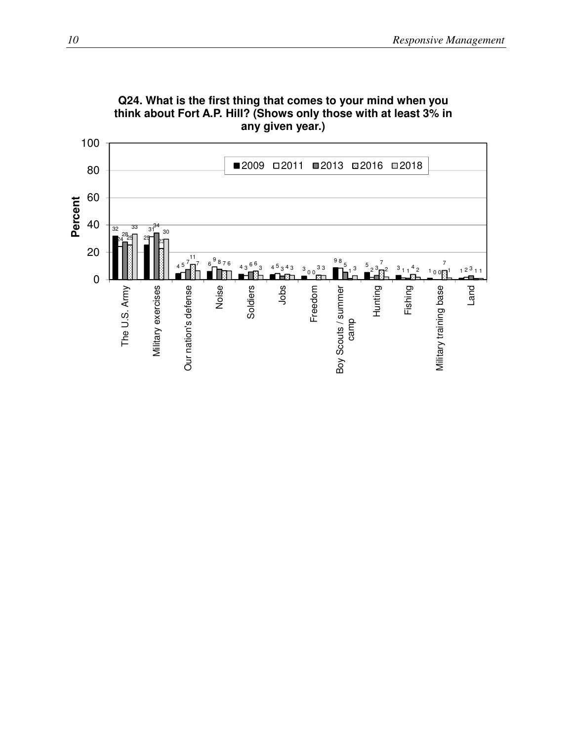**Q24. What is the first thing that comes to your mind when you think about Fort A.P. Hill? (Shows only those with at least 3% in any given year.)**

| | 2009 | 2011 | 2013 | 2016 | 2018 |
|---|---|---|---|---|---|
| The U.S. Army | 32 | 24 | 28 | 25 | 33 |
| Military exercises | 25 | 31 | 34 | 23 | 30 |
| Our nation's defense | 4 | 5 | 7 | 11 | 7 |
| Noise | 6 | 9 | 8 | 7 | 6 |
| Soldiers | 4 | 3 | 6 | 6 | 3 |
| Jobs | 4 | 5 | 3 | 4 | 3 |
| Freedom | 3 | 0 | 0 | 3 | 3 |
| Boy Scouts / summer camp | 9 | 8 | 5 | 1 | 3 |
| Hunting | 5 | 2 | 3 | 7 | 2 |
| Fishing | 3 | 1 | 1 | 4 | 2 |
| Military training base | 1 | 0 | 0 | 7 | 1 |
| Land | 1 | 2 | 3 | 1 | 1 |

Percent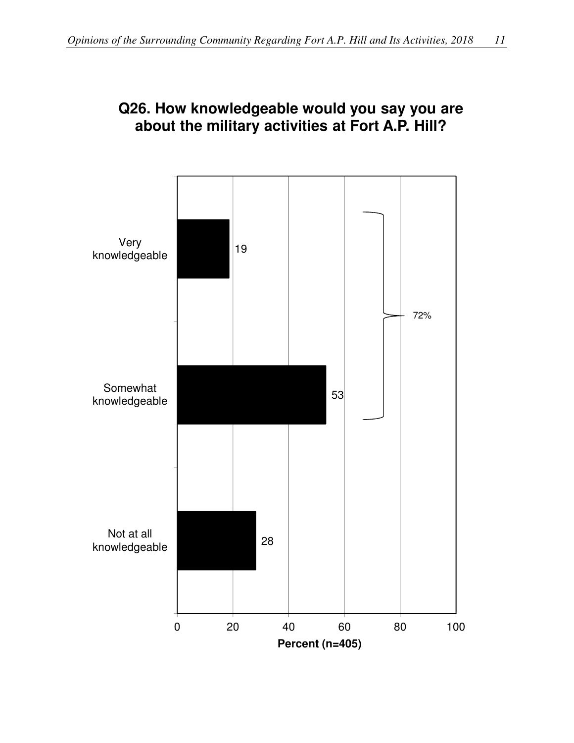## Q26. How knowledgeable would you say you are about the military activities at Fort A.P. Hill?

| Response | Percent (n=405) |
|---|---|
| Very knowledgeable | 19 |
| Somewhat knowledgeable | 53 |
| Not at all knowledgeable | 28 |

Very knowledgeable + Somewhat knowledgeable: 72%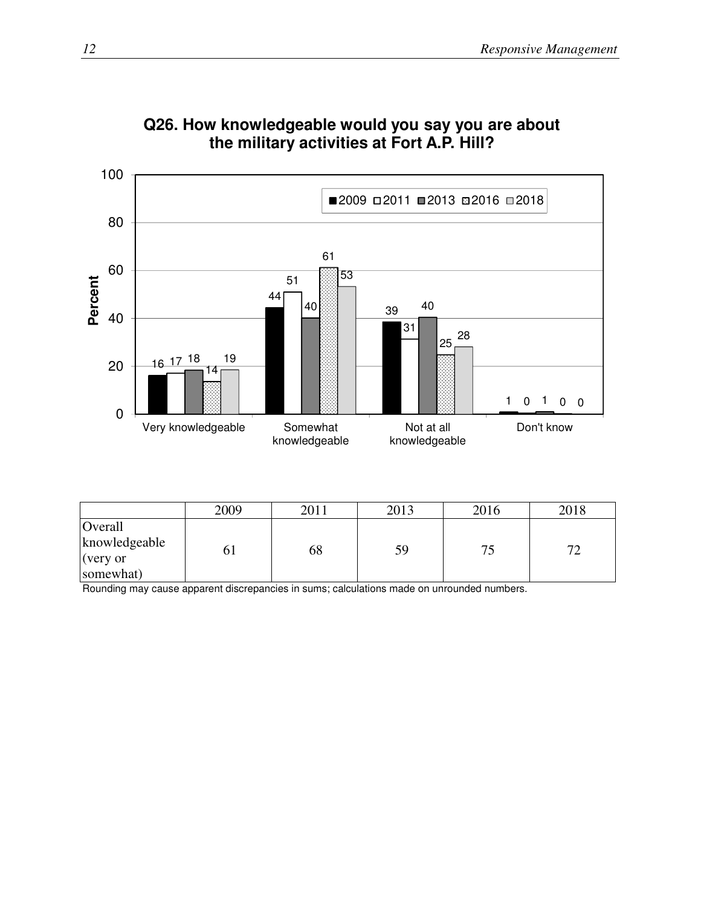**Q26. How knowledgeable would you say you are about the military activities at Fort A.P. Hill?**

| | 2009 | 2011 | 2013 | 2016 | 2018 |
|---|---|---|---|---|---|
| Very knowledgeable | 16 | 17 | 18 | 14 | 19 |
| Somewhat knowledgeable | 44 | 51 | 40 | 61 | 53 |
| Not at all knowledgeable | 39 | 31 | 40 | 25 | 28 |
| Don't know | 1 | 0 | 1 | 0 | 0 |

| | 2009 | 2011 | 2013 | 2016 | 2018 |
|---|---|---|---|---|---|
| Overall knowledgeable (very or somewhat) | 61 | 68 | 59 | 75 | 72 |

Rounding may cause apparent discrepancies in sums; calculations made on unrounded numbers.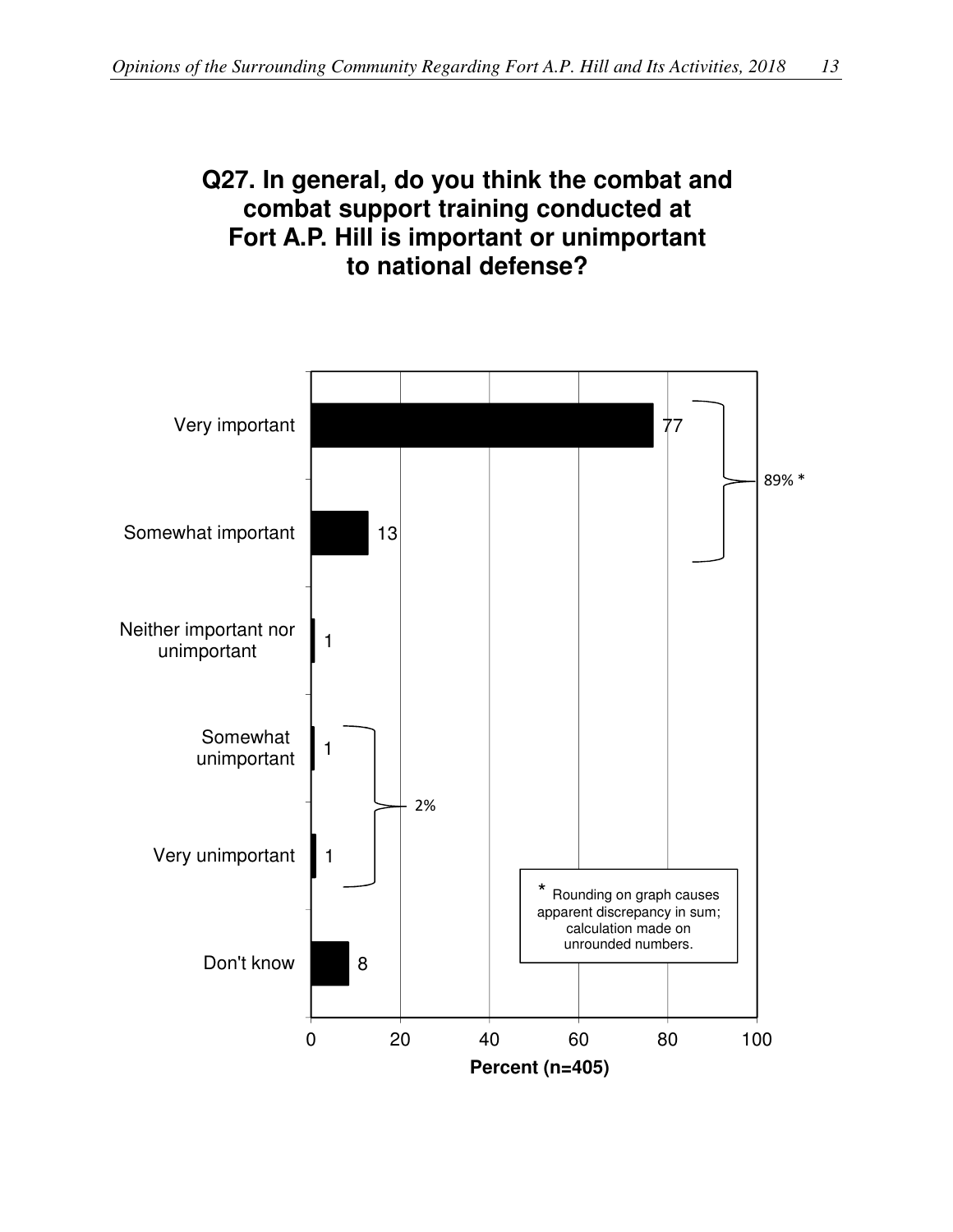## Q27. In general, do you think the combat and combat support training conducted at Fort A.P. Hill is important or unimportant to national defense?

| Response | Percent (n=405) |
|---|---|
| Very important | 77 |
| Somewhat important | 13 |
| Neither important nor unimportant | 1 |
| Somewhat unimportant | 1 |
| Very unimportant | 1 |
| Don't know | 8 |

Very important + Somewhat important: 89% *

Somewhat unimportant + Very unimportant: 2%

\* Rounding on graph causes apparent discrepancy in sum; calculation made on unrounded numbers.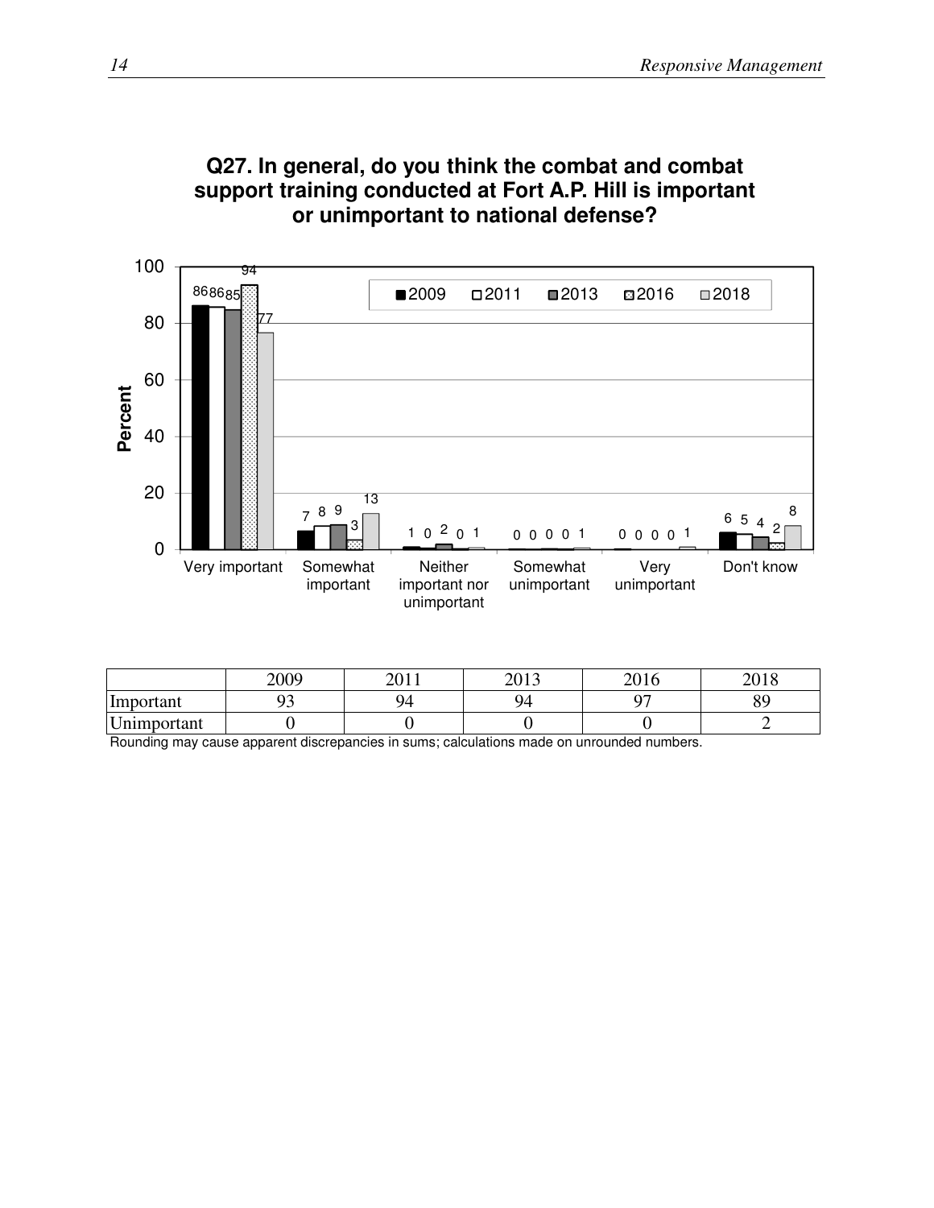**Q27. In general, do you think the combat and combat support training conducted at Fort A.P. Hill is important or unimportant to national defense?**

| Response | 2009 | 2011 | 2013 | 2016 | 2018 |
|---|---|---|---|---|---|
| Very important | 86 | 86 | 85 | 94 | 77 |
| Somewhat important | 7 | 8 | 9 | 3 | 13 |
| Neither important nor unimportant | 1 | 0 | 2 | 0 | 1 |
| Somewhat unimportant | 0 | 0 | 0 | 0 | 1 |
| Very unimportant | 0 | 0 | 0 | 0 | 1 |
| Don't know | 6 | 5 | 4 | 2 | 8 |

| | 2009 | 2011 | 2013 | 2016 | 2018 |
|---|---|---|---|---|---|
| Important | 93 | 94 | 94 | 97 | 89 |
| Unimportant | 0 | 0 | 0 | 0 | 2 |

Rounding may cause apparent discrepancies in sums; calculations made on unrounded numbers.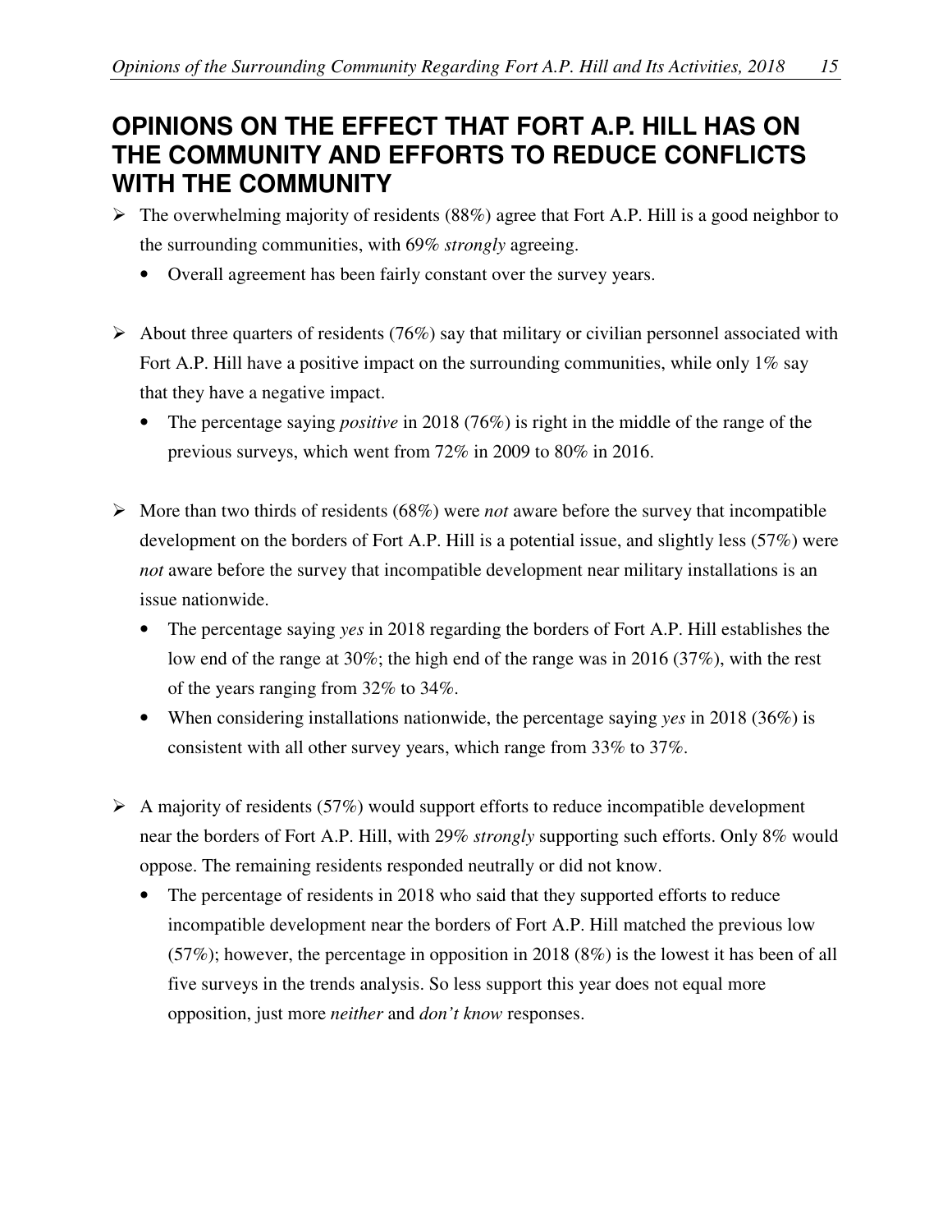## OPINIONS ON THE EFFECT THAT FORT A.P. HILL HAS ON THE COMMUNITY AND EFFORTS TO REDUCE CONFLICTS WITH THE COMMUNITY

- The overwhelming majority of residents (88%) agree that Fort A.P. Hill is a good neighbor to the surrounding communities, with 69% *strongly* agreeing.
  - Overall agreement has been fairly constant over the survey years.

- About three quarters of residents (76%) say that military or civilian personnel associated with Fort A.P. Hill have a positive impact on the surrounding communities, while only 1% say that they have a negative impact.
  - The percentage saying *positive* in 2018 (76%) is right in the middle of the range of the previous surveys, which went from 72% in 2009 to 80% in 2016.

- More than two thirds of residents (68%) were *not* aware before the survey that incompatible development on the borders of Fort A.P. Hill is a potential issue, and slightly less (57%) were *not* aware before the survey that incompatible development near military installations is an issue nationwide.
  - The percentage saying *yes* in 2018 regarding the borders of Fort A.P. Hill establishes the low end of the range at 30%; the high end of the range was in 2016 (37%), with the rest of the years ranging from 32% to 34%.
  - When considering installations nationwide, the percentage saying *yes* in 2018 (36%) is consistent with all other survey years, which range from 33% to 37%.

- A majority of residents (57%) would support efforts to reduce incompatible development near the borders of Fort A.P. Hill, with 29% *strongly* supporting such efforts. Only 8% would oppose. The remaining residents responded neutrally or did not know.
  - The percentage of residents in 2018 who said that they supported efforts to reduce incompatible development near the borders of Fort A.P. Hill matched the previous low (57%); however, the percentage in opposition in 2018 (8%) is the lowest it has been of all five surveys in the trends analysis. So less support this year does not equal more opposition, just more *neither* and *don't know* responses.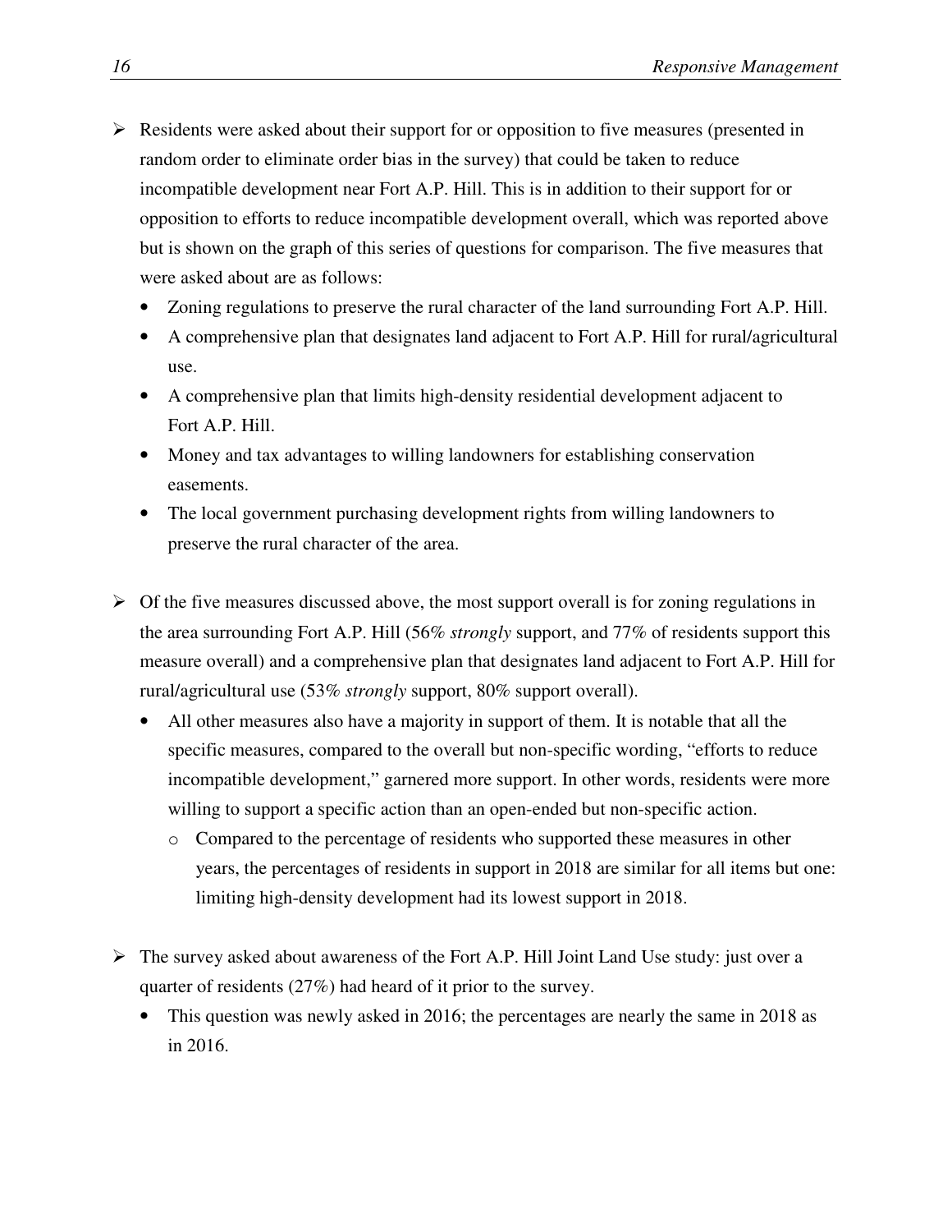- Residents were asked about their support for or opposition to five measures (presented in random order to eliminate order bias in the survey) that could be taken to reduce incompatible development near Fort A.P. Hill. This is in addition to their support for or opposition to efforts to reduce incompatible development overall, which was reported above but is shown on the graph of this series of questions for comparison. The five measures that were asked about are as follows:
  - Zoning regulations to preserve the rural character of the land surrounding Fort A.P. Hill.
  - A comprehensive plan that designates land adjacent to Fort A.P. Hill for rural/agricultural use.
  - A comprehensive plan that limits high-density residential development adjacent to Fort A.P. Hill.
  - Money and tax advantages to willing landowners for establishing conservation easements.
  - The local government purchasing development rights from willing landowners to preserve the rural character of the area.

- Of the five measures discussed above, the most support overall is for zoning regulations in the area surrounding Fort A.P. Hill (56% *strongly* support, and 77% of residents support this measure overall) and a comprehensive plan that designates land adjacent to Fort A.P. Hill for rural/agricultural use (53% *strongly* support, 80% support overall).
  - All other measures also have a majority in support of them. It is notable that all the specific measures, compared to the overall but non-specific wording, "efforts to reduce incompatible development," garnered more support. In other words, residents were more willing to support a specific action than an open-ended but non-specific action.
    - Compared to the percentage of residents who supported these measures in other years, the percentages of residents in support in 2018 are similar for all items but one: limiting high-density development had its lowest support in 2018.

- The survey asked about awareness of the Fort A.P. Hill Joint Land Use study: just over a quarter of residents (27%) had heard of it prior to the survey.
  - This question was newly asked in 2016; the percentages are nearly the same in 2018 as in 2016.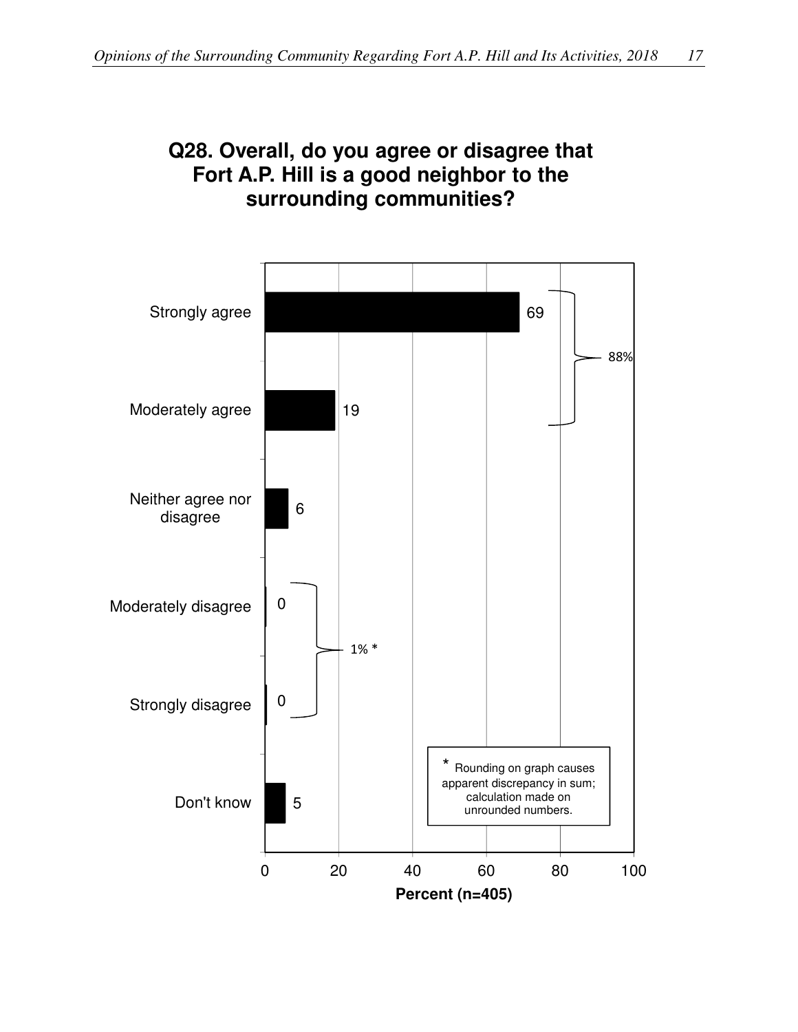## Q28. Overall, do you agree or disagree that Fort A.P. Hill is a good neighbor to the surrounding communities?

| Response | Percent (n=405) |
| --- | --- |
| Strongly agree | 69 |
| Moderately agree | 19 |
| Neither agree nor disagree | 6 |
| Moderately disagree | 0 |
| Strongly disagree | 0 |
| Don't know | 5 |

Strongly agree + Moderately agree: 88%

Moderately disagree + Strongly disagree: 1% *

\* Rounding on graph causes apparent discrepancy in sum; calculation made on unrounded numbers.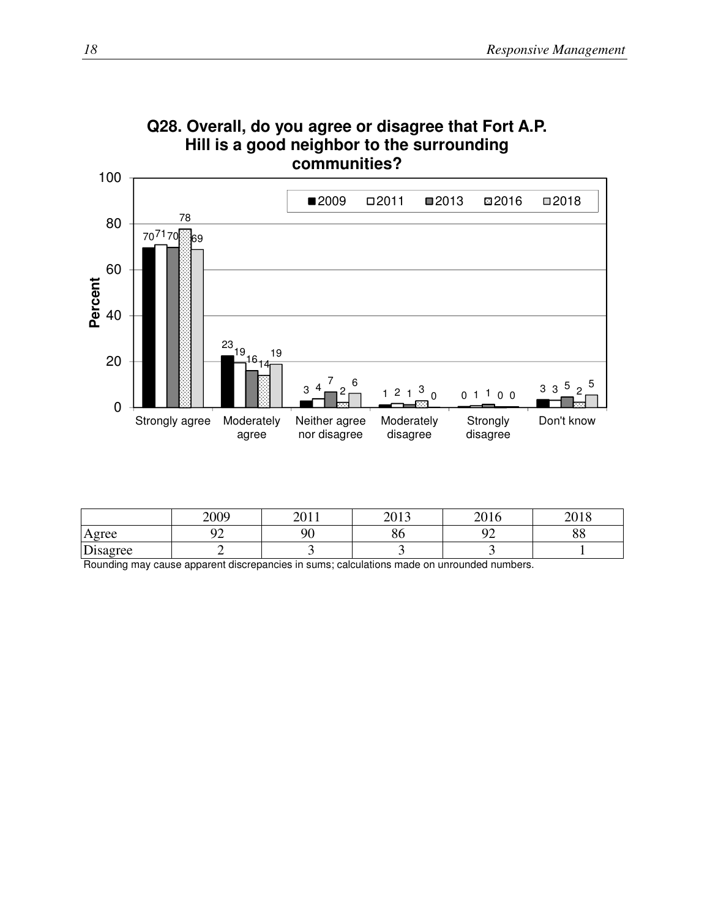**Q28. Overall, do you agree or disagree that Fort A.P. Hill is a good neighbor to the surrounding communities?**

| | 2009 | 2011 | 2013 | 2016 | 2018 |
|---|---|---|---|---|---|
| Strongly agree | 70 | 71 | 70 | 78 | 69 |
| Moderately agree | 23 | 19 | 16 | 14 | 19 |
| Neither agree nor disagree | 3 | 4 | 7 | 2 | 6 |
| Moderately disagree | 1 | 2 | 1 | 3 | 0 |
| Strongly disagree | 0 | 1 | 1 | 0 | 0 |
| Don't know | 3 | 3 | 5 | 2 | 5 |

| | 2009 | 2011 | 2013 | 2016 | 2018 |
|---|---|---|---|---|---|
| Agree | 92 | 90 | 86 | 92 | 88 |
| Disagree | 2 | 3 | 3 | 3 | 1 |

Rounding may cause apparent discrepancies in sums; calculations made on unrounded numbers.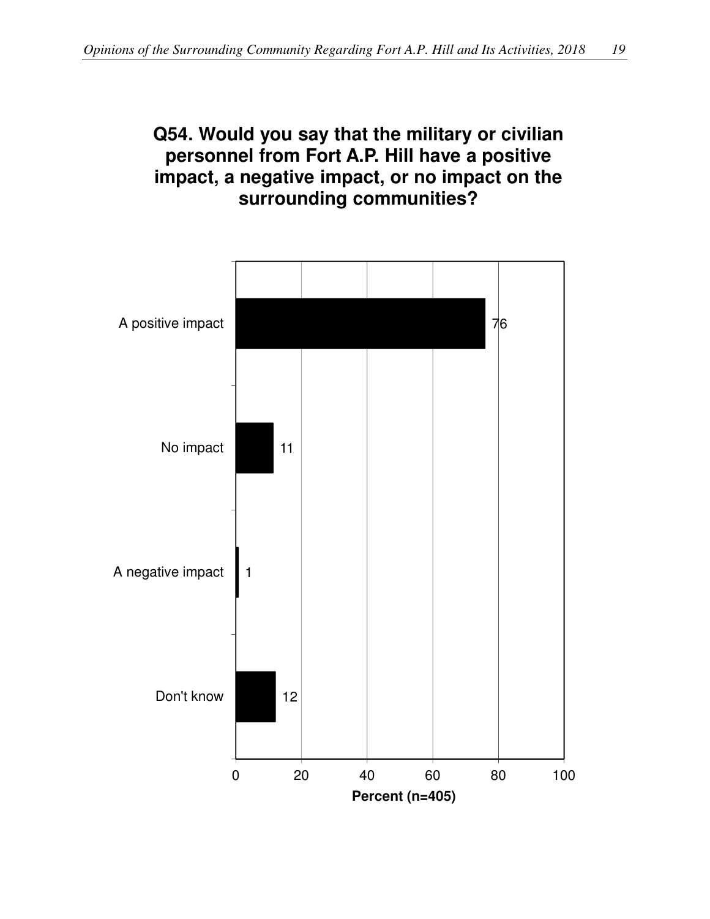**Q54. Would you say that the military or civilian personnel from Fort A.P. Hill have a positive impact, a negative impact, or no impact on the surrounding communities?**

| Response | Percent (n=405) |
|---|---|
| A positive impact | 76 |
| No impact | 11 |
| A negative impact | 1 |
| Don't know | 12 |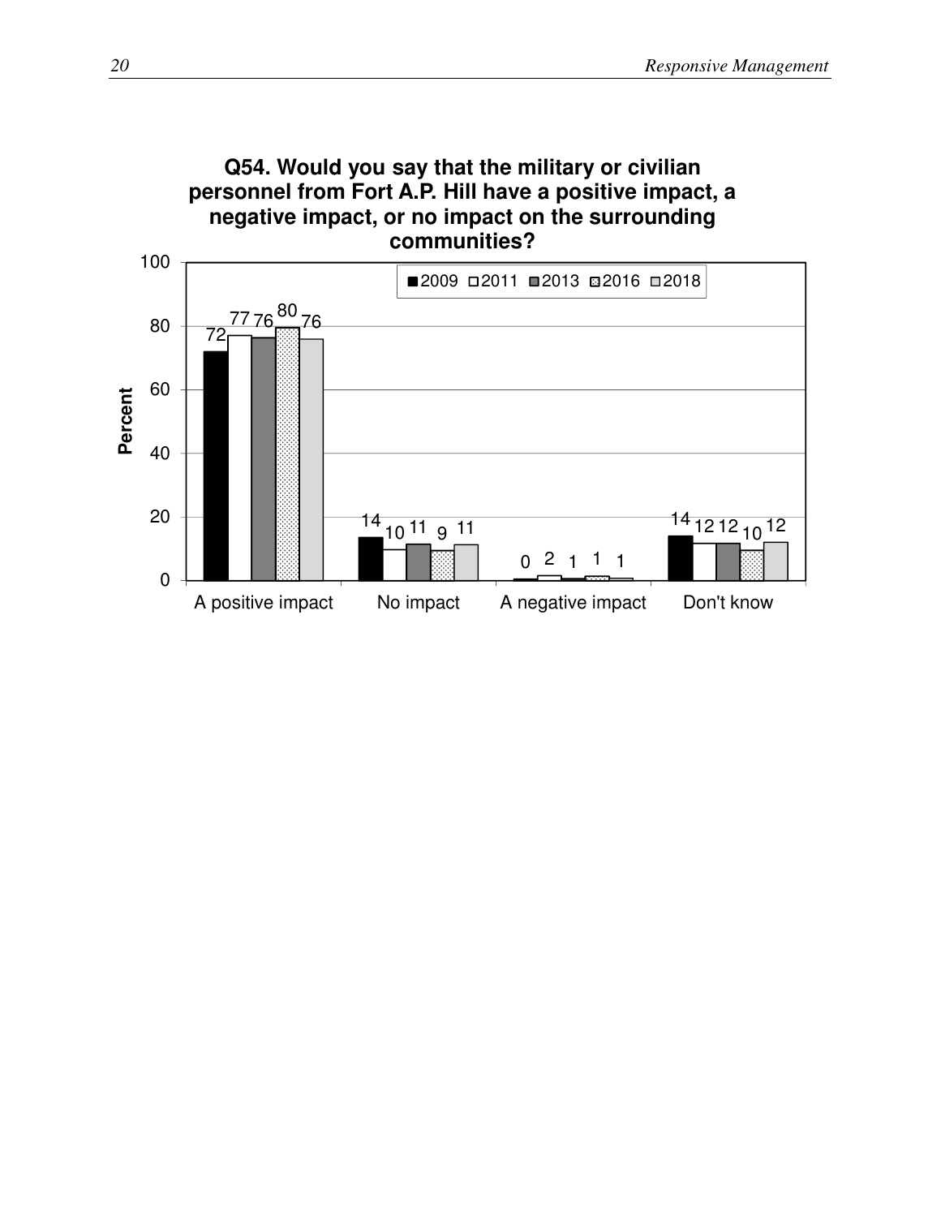**Q54. Would you say that the military or civilian personnel from Fort A.P. Hill have a positive impact, a negative impact, or no impact on the surrounding communities?**

| Response | 2009 | 2011 | 2013 | 2016 | 2018 |
|---|---|---|---|---|---|
| A positive impact | 72 | 77 | 76 | 80 | 76 |
| No impact | 14 | 10 | 11 | 9 | 11 |
| A negative impact | 0 | 2 | 1 | 1 | 1 |
| Don't know | 14 | 12 | 12 | 10 | 12 |

Percent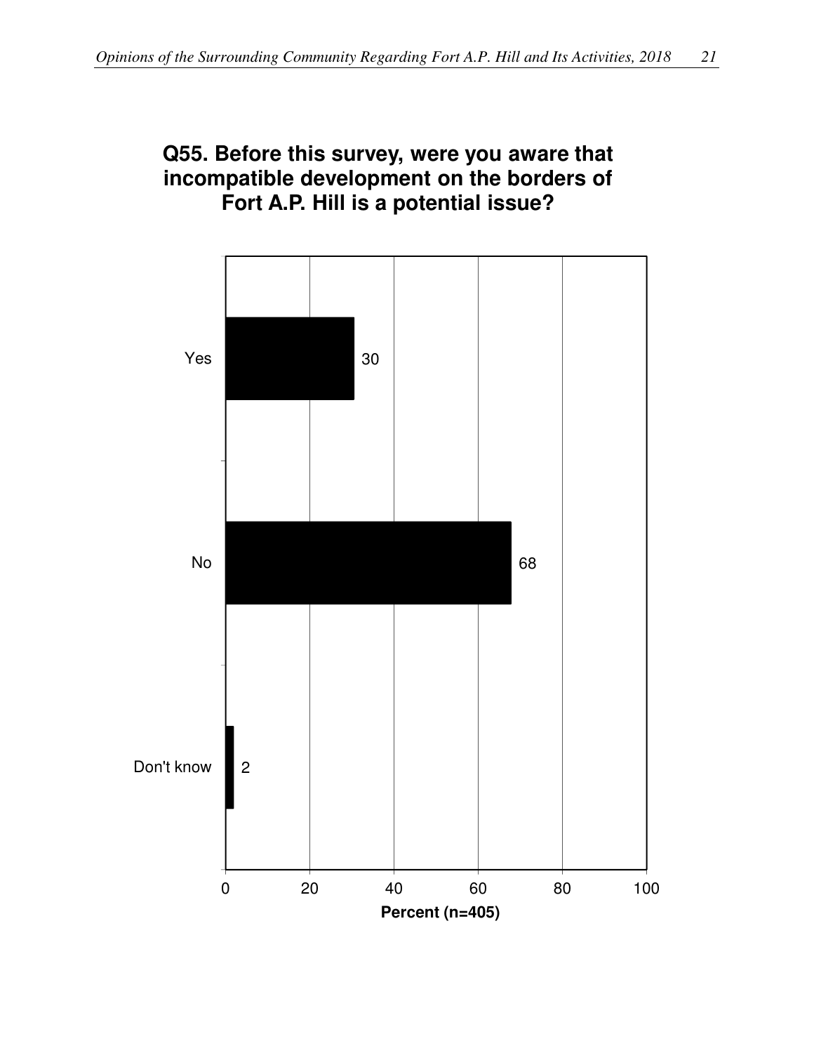**Q55. Before this survey, were you aware that incompatible development on the borders of Fort A.P. Hill is a potential issue?**

| Response | Percent (n=405) |
| --- | --- |
| Yes | 30 |
| No | 68 |
| Don't know | 2 |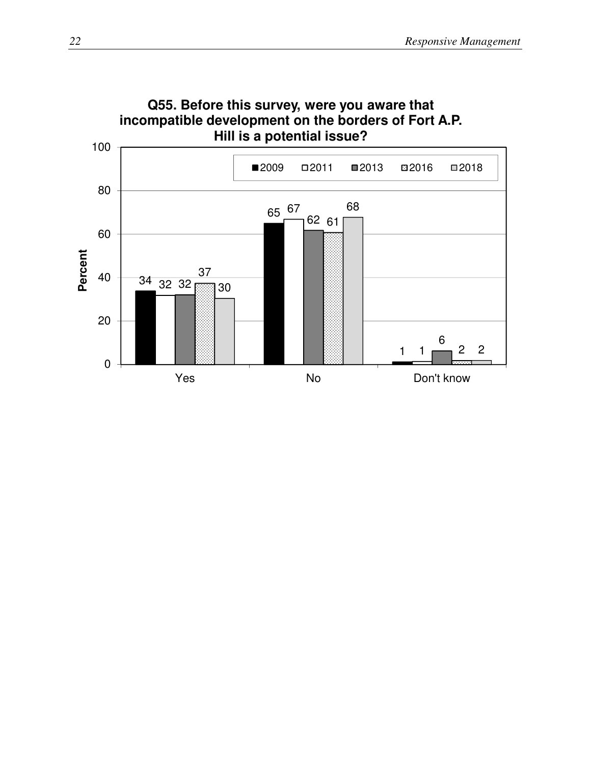**Q55. Before this survey, were you aware that incompatible development on the borders of Fort A.P. Hill is a potential issue?**

| | 2009 | 2011 | 2013 | 2016 | 2018 |
|---|---|---|---|---|---|
| Yes | 34 | 32 | 32 | 37 | 30 |
| No | 65 | 67 | 62 | 61 | 68 |
| Don't know | 1 | 1 | 6 | 2 | 2 |

Percent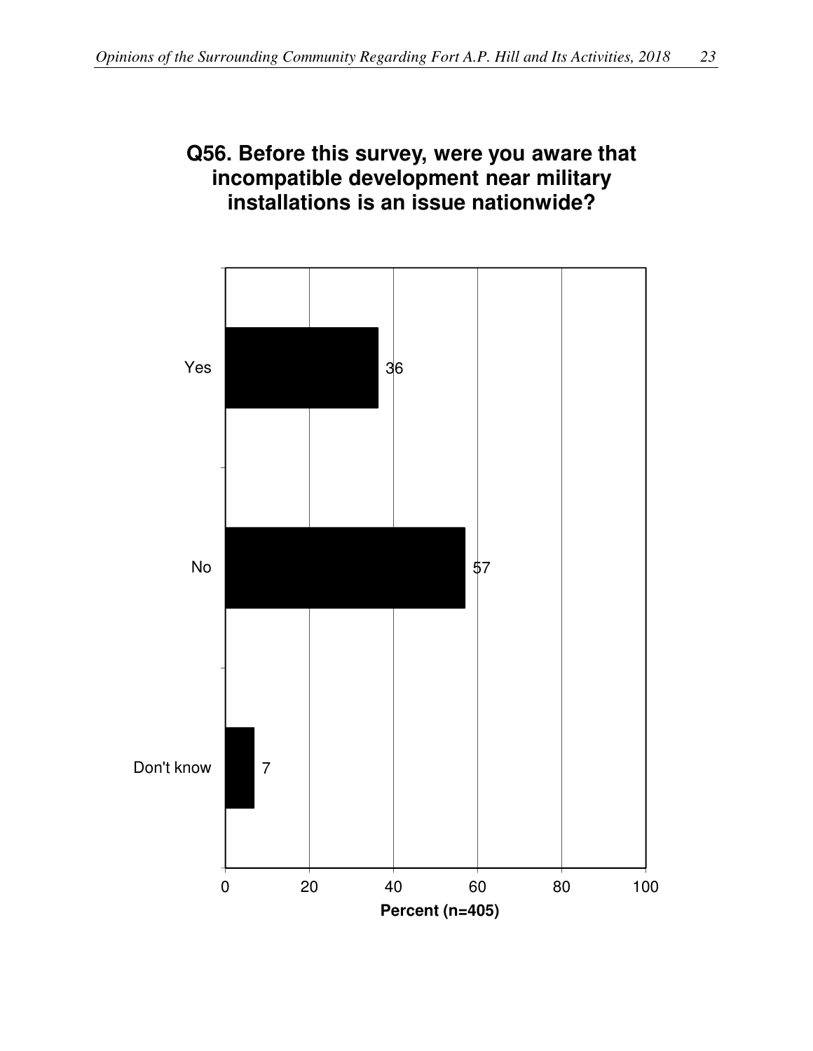## Q56. Before this survey, were you aware that incompatible development near military installations is an issue nationwide?

| Response | Percent (n=405) |
| --- | --- |
| Yes | 36 |
| No | 57 |
| Don't know | 7 |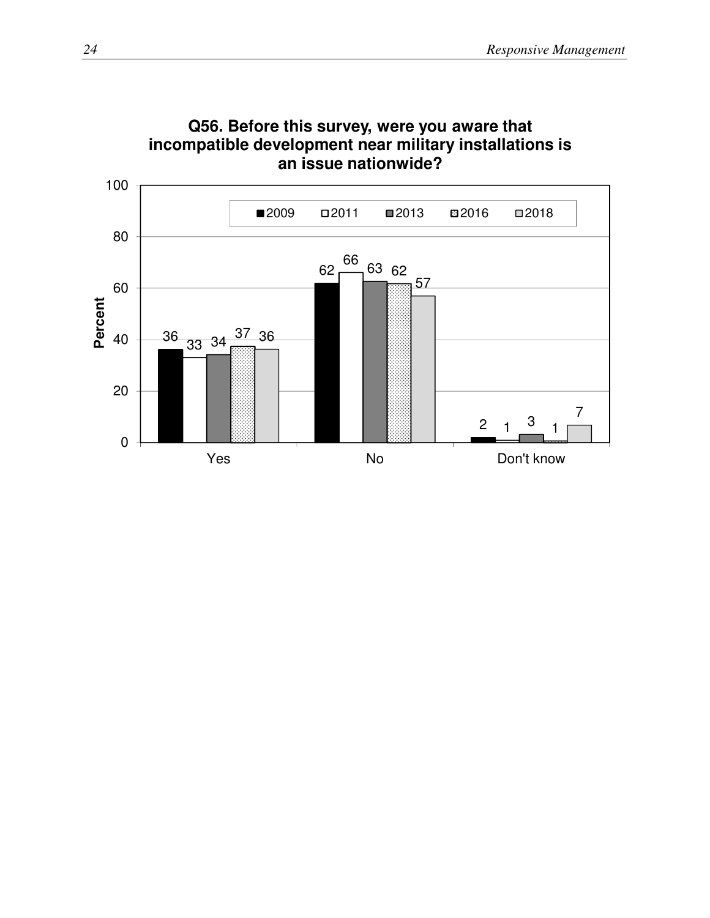**Q56. Before this survey, were you aware that incompatible development near military installations is an issue nationwide?**

| Response | 2009 | 2011 | 2013 | 2016 | 2018 |
|---|---|---|---|---|---|
| Yes | 36 | 33 | 34 | 37 | 36 |
| No | 62 | 66 | 63 | 62 | 57 |
| Don't know | 2 | 1 | 3 | 1 | 7 |

Percent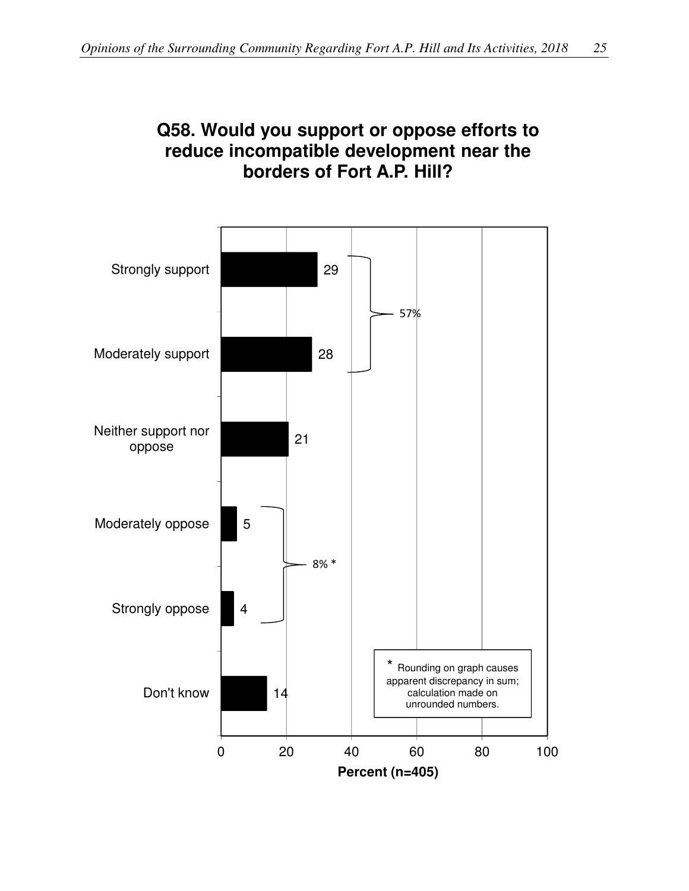## Q58. Would you support or oppose efforts to reduce incompatible development near the borders of Fort A.P. Hill?

| Response | Percent (n=405) |
|---|---|
| Strongly support | 29 |
| Moderately support | 28 |
| Neither support nor oppose | 21 |
| Moderately oppose | 5 |
| Strongly oppose | 4 |
| Don't know | 14 |

Strongly support + Moderately support: 57%

Moderately oppose + Strongly oppose: 8% *

\* Rounding on graph causes apparent discrepancy in sum; calculation made on unrounded numbers.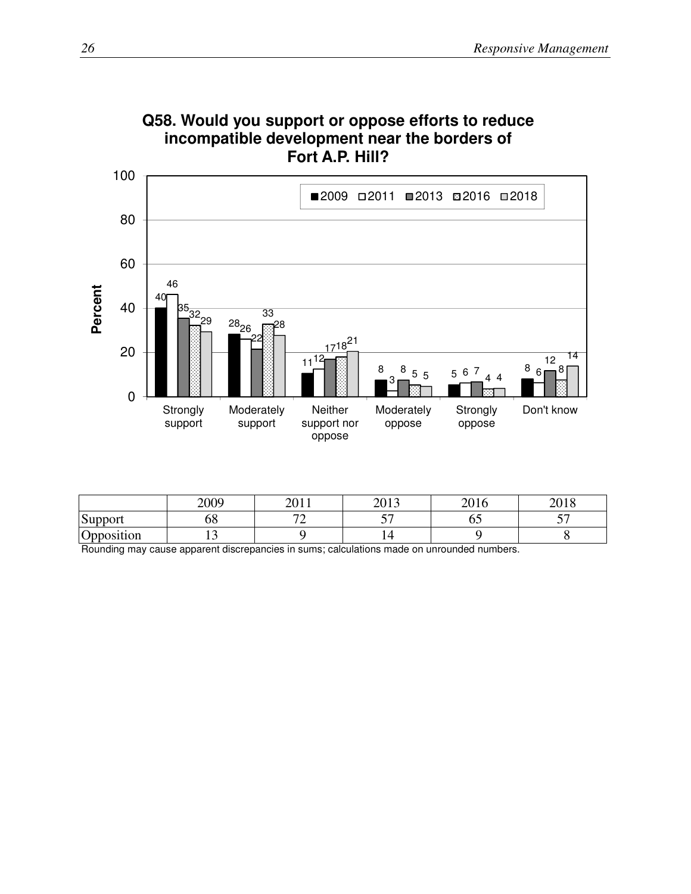**Q58. Would you support or oppose efforts to reduce incompatible development near the borders of Fort A.P. Hill?**

| | 2009 | 2011 | 2013 | 2016 | 2018 |
|---|---|---|---|---|---|
| Strongly support | 40 | 46 | 35 | 32 | 29 |
| Moderately support | 28 | 26 | 22 | 33 | 28 |
| Neither support nor oppose | 11 | 12 | 17 | 18 | 21 |
| Moderately oppose | 8 | 3 | 8 | 5 | 5 |
| Strongly oppose | 5 | 6 | 7 | 4 | 4 |
| Don't know | 8 | 6 | 12 | 8 | 14 |

| | 2009 | 2011 | 2013 | 2016 | 2018 |
|---|---|---|---|---|---|
| Support | 68 | 72 | 57 | 65 | 57 |
| Opposition | 13 | 9 | 14 | 9 | 8 |

Rounding may cause apparent discrepancies in sums; calculations made on unrounded numbers.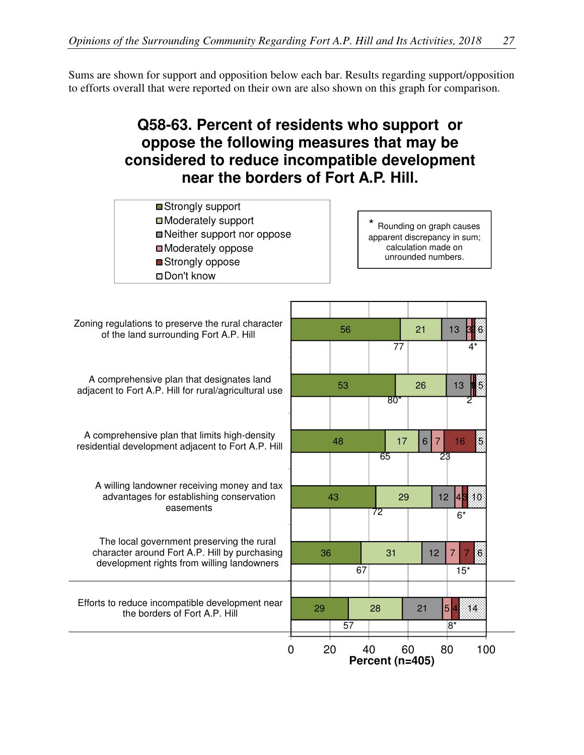Sums are shown for support and opposition below each bar. Results regarding support/opposition to efforts overall that were reported on their own are also shown on this graph for comparison.

## Q58-63. Percent of residents who support or oppose the following measures that may be considered to reduce incompatible development near the borders of Fort A.P. Hill.

* Rounding on graph causes apparent discrepancy in sum; calculation made on unrounded numbers.

| Measure | Strongly support | Moderately support | Neither support nor oppose | Moderately oppose | Strongly oppose | Don't know | Total support | Total oppose |
|---|---|---|---|---|---|---|---|---|
| Zoning regulations to preserve the rural character of the land surrounding Fort A.P. Hill | 56 | 21 | 13 | 3 | 2 | 6 | 77 | 4* |
| A comprehensive plan that designates land adjacent to Fort A.P. Hill for rural/agricultural use | 53 | 26 | 13 | 1 | 1 | 5 | 80* | 2 |
| A comprehensive plan that limits high-density residential development adjacent to Fort A.P. Hill | 48 | 17 | 6 | 7 | 16 | 5 | 65 | 23 |
| A willing landowner receiving money and tax advantages for establishing conservation easements | 43 | 29 | 12 | 4 | 3 | 10 | 72 | 6* |
| The local government preserving the rural character around Fort A.P. Hill by purchasing development rights from willing landowners | 36 | 31 | 12 | 7 | 7 | 6 | 67 | 15* |
| Efforts to reduce incompatible development near the borders of Fort A.P. Hill | 29 | 28 | 21 | 5 | 4 | 14 | 57 | 8* |

Percent (n=405)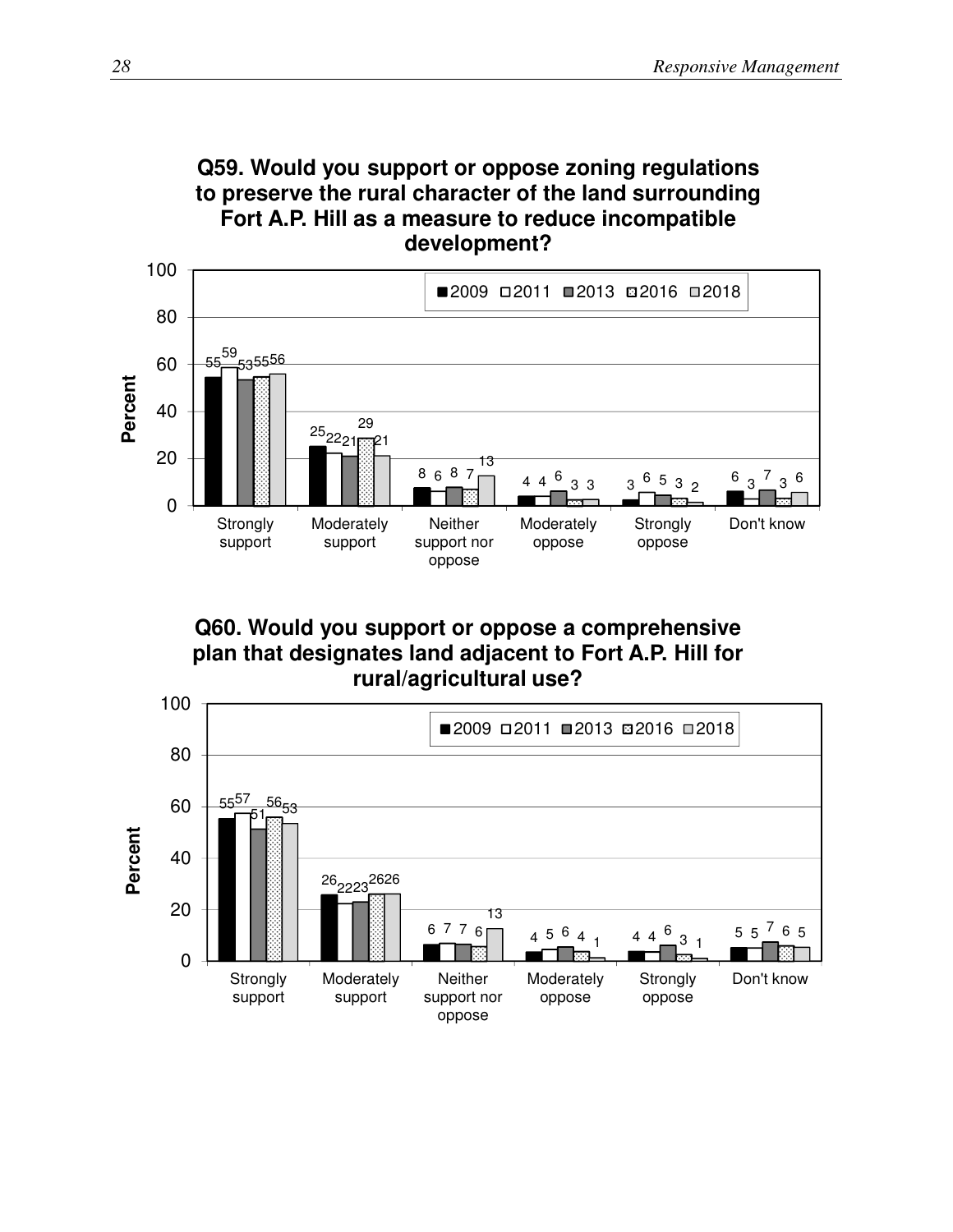**Q59. Would you support or oppose zoning regulations to preserve the rural character of the land surrounding Fort A.P. Hill as a measure to reduce incompatible development?**

| Response | 2009 | 2011 | 2013 | 2016 | 2018 |
|---|---|---|---|---|---|
| Strongly support | 55 | 59 | 53 | 55 | 56 |
| Moderately support | 25 | 22 | 21 | 29 | 21 |
| Neither support nor oppose | 8 | 6 | 8 | 7 | 13 |
| Moderately oppose | 4 | 4 | 6 | 3 | 3 |
| Strongly oppose | 3 | 6 | 5 | 3 | 2 |
| Don't know | 6 | 3 | 7 | 3 | 6 |

**Q60. Would you support or oppose a comprehensive plan that designates land adjacent to Fort A.P. Hill for rural/agricultural use?**

| Response | 2009 | 2011 | 2013 | 2016 | 2018 |
|---|---|---|---|---|---|
| Strongly support | 55 | 57 | 51 | 56 | 53 |
| Moderately support | 26 | 22 | 23 | 26 | 26 |
| Neither support nor oppose | 6 | 7 | 7 | 6 | 13 |
| Moderately oppose | 4 | 5 | 6 | 4 | 1 |
| Strongly oppose | 4 | 4 | 6 | 3 | 1 |
| Don't know | 5 | 5 | 7 | 6 | 5 |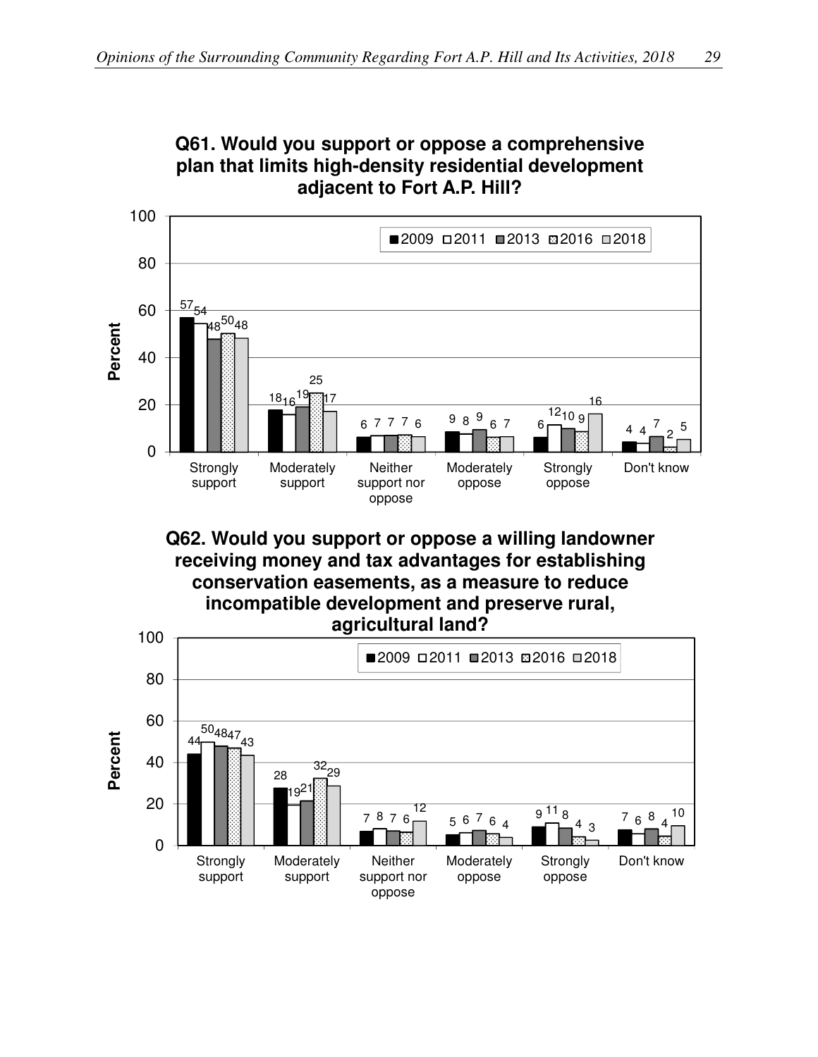**Q61. Would you support or oppose a comprehensive plan that limits high-density residential development adjacent to Fort A.P. Hill?**

| Response | 2009 | 2011 | 2013 | 2016 | 2018 |
|---|---|---|---|---|---|
| Strongly support | 57 | 54 | 48 | 50 | 48 |
| Moderately support | 18 | 16 | 19 | 25 | 17 |
| Neither support nor oppose | 6 | 7 | 7 | 7 | 6 |
| Moderately oppose | 9 | 8 | 9 | 6 | 7 |
| Strongly oppose | 6 | 12 | 10 | 9 | 16 |
| Don't know | 4 | 4 | 7 | 2 | 5 |

**Q62. Would you support or oppose a willing landowner receiving money and tax advantages for establishing conservation easements, as a measure to reduce incompatible development and preserve rural, agricultural land?**

| Response | 2009 | 2011 | 2013 | 2016 | 2018 |
|---|---|---|---|---|---|
| Strongly support | 44 | 50 | 48 | 47 | 43 |
| Moderately support | 28 | 19 | 21 | 32 | 29 |
| Neither support nor oppose | 7 | 8 | 7 | 6 | 12 |
| Moderately oppose | 5 | 6 | 7 | 6 | 4 |
| Strongly oppose | 9 | 11 | 8 | 4 | 3 |
| Don't know | 7 | 6 | 8 | 4 | 10 |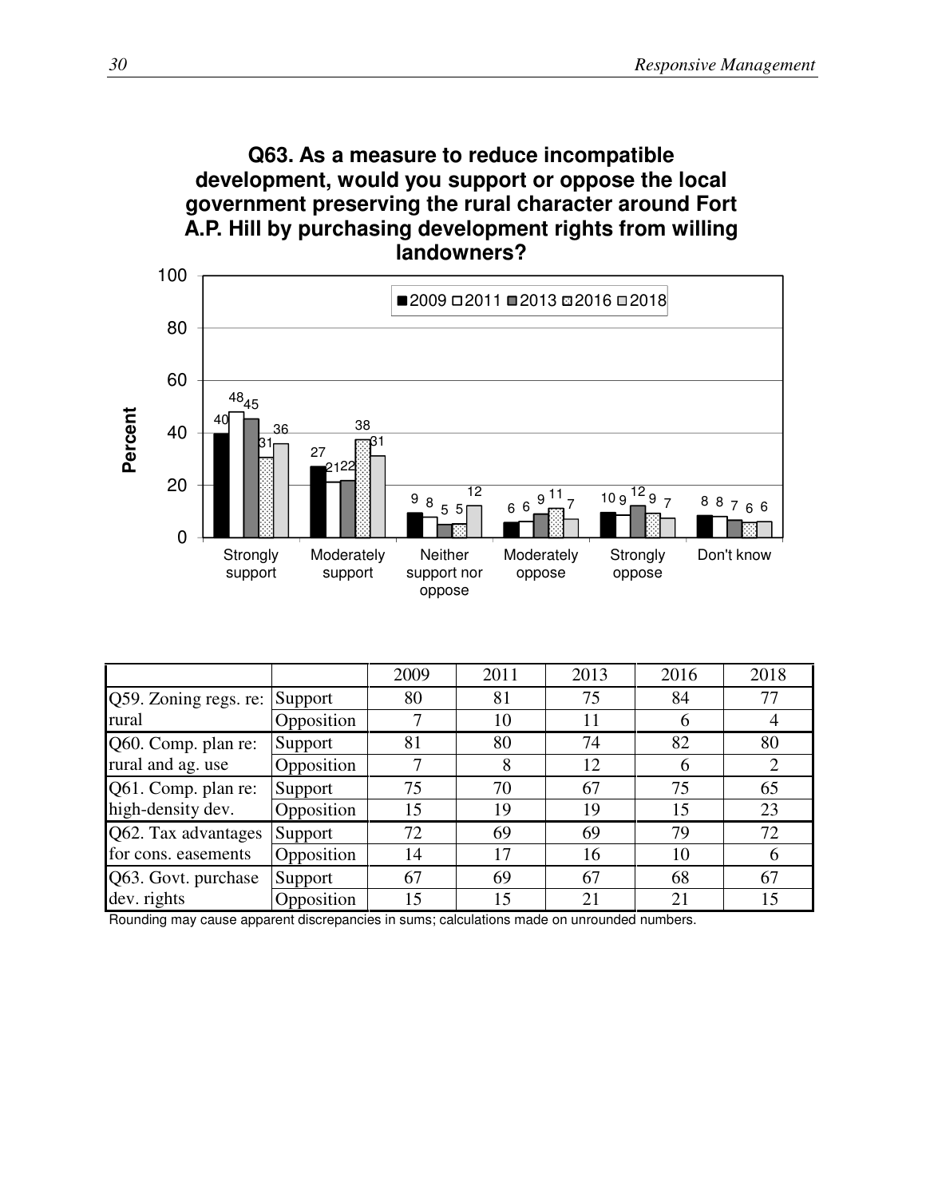**Q63. As a measure to reduce incompatible development, would you support or oppose the local government preserving the rural character around Fort A.P. Hill by purchasing development rights from willing landowners?**

| | 2009 | 2011 | 2013 | 2016 | 2018 |
|---|---|---|---|---|---|
| Strongly support | 40 | 48 | 45 | 31 | 36 |
| Moderately support | 27 | 21 | 22 | 38 | 31 |
| Neither support nor oppose | 9 | 8 | 5 | 5 | 12 |
| Moderately oppose | 6 | 6 | 9 | 11 | 7 |
| Strongly oppose | 10 | 9 | 12 | 9 | 7 |
| Don't know | 8 | 8 | 7 | 6 | 6 |

| | | 2009 | 2011 | 2013 | 2016 | 2018 |
|---|---|---|---|---|---|---|
| Q59. Zoning regs. re: rural | Support | 80 | 81 | 75 | 84 | 77 |
| | Opposition | 7 | 10 | 11 | 6 | 4 |
| Q60. Comp. plan re: rural and ag. use | Support | 81 | 80 | 74 | 82 | 80 |
| | Opposition | 7 | 8 | 12 | 6 | 2 |
| Q61. Comp. plan re: high-density dev. | Support | 75 | 70 | 67 | 75 | 65 |
| | Opposition | 15 | 19 | 19 | 15 | 23 |
| Q62. Tax advantages for cons. easements | Support | 72 | 69 | 69 | 79 | 72 |
| | Opposition | 14 | 17 | 16 | 10 | 6 |
| Q63. Govt. purchase dev. rights | Support | 67 | 69 | 67 | 68 | 67 |
| | Opposition | 15 | 15 | 21 | 21 | 15 |

Rounding may cause apparent discrepancies in sums; calculations made on unrounded numbers.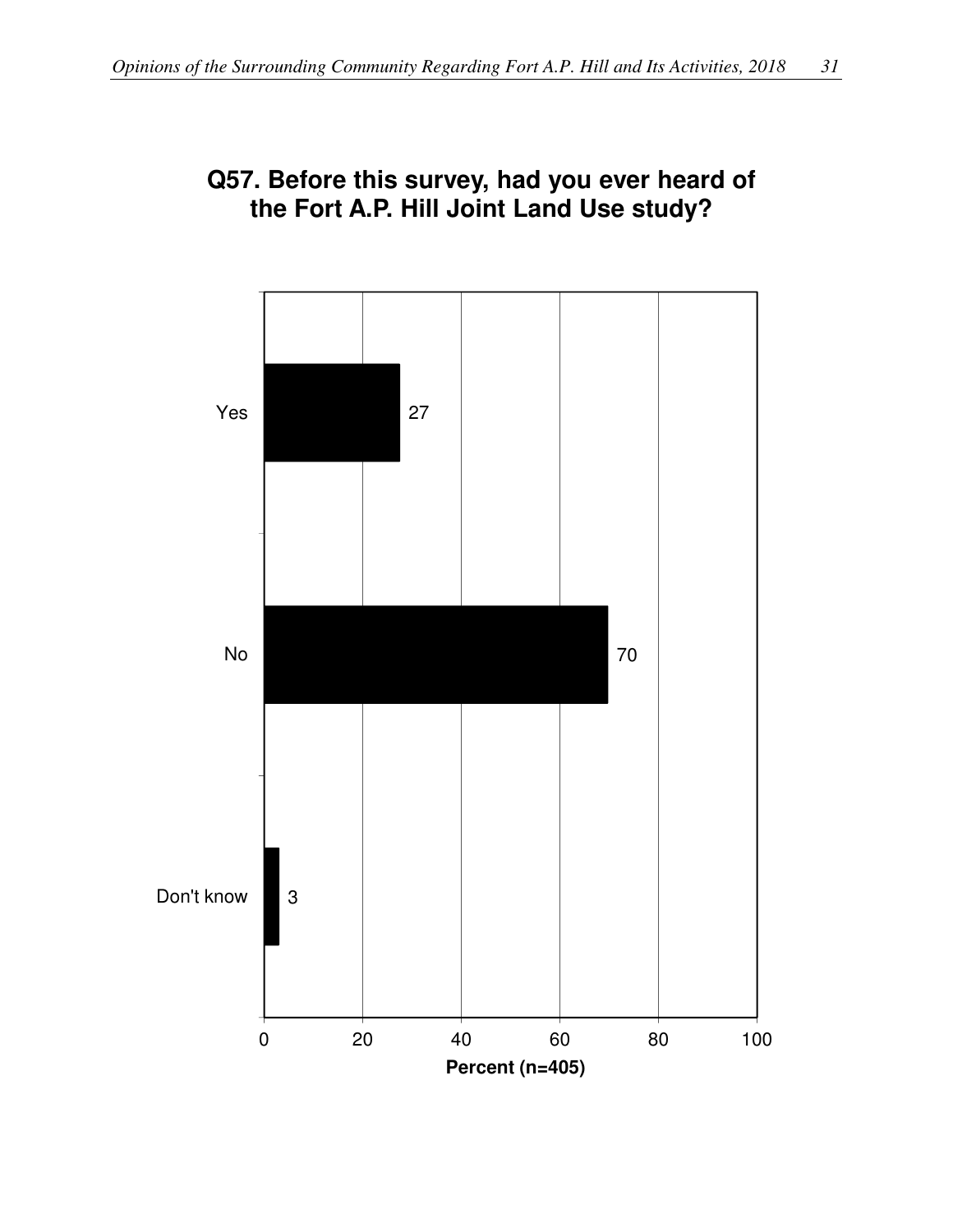## Q57. Before this survey, had you ever heard of the Fort A.P. Hill Joint Land Use study?

| Response | Percent (n=405) |
| --- | --- |
| Yes | 27 |
| No | 70 |
| Don't know | 3 |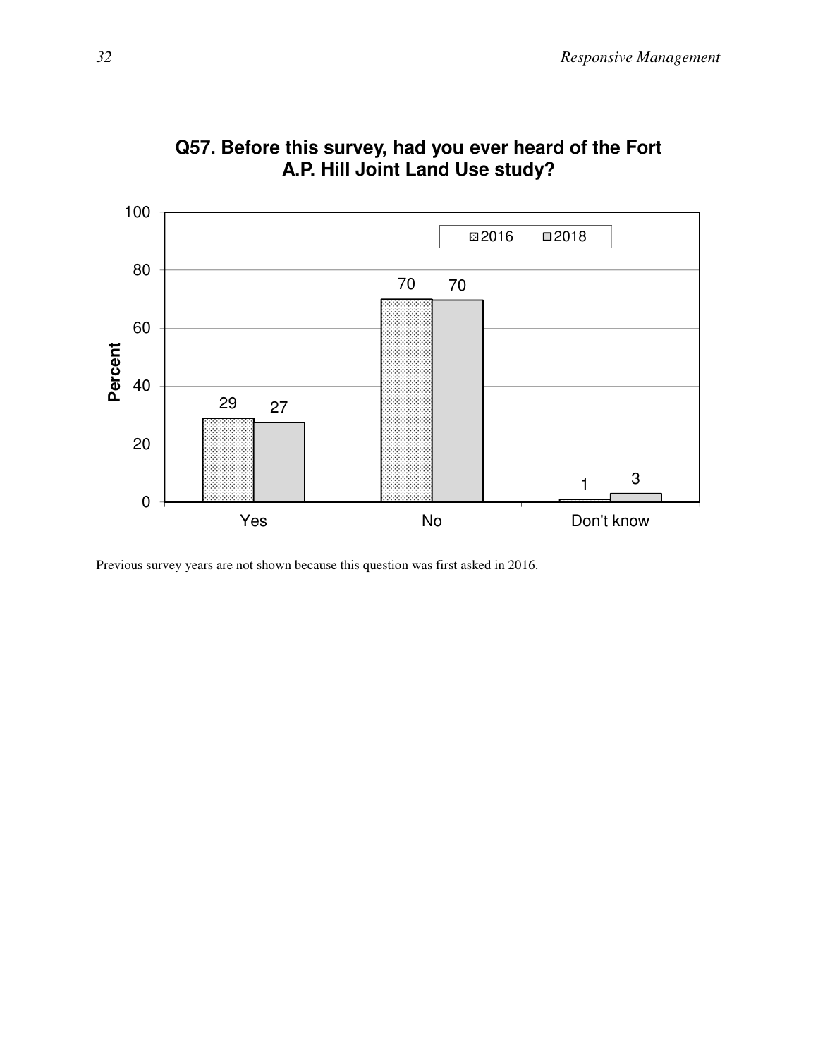**Q57. Before this survey, had you ever heard of the Fort A.P. Hill Joint Land Use study?**

| | 2016 | 2018 |
|---|---|---|
| Yes | 29 | 27 |
| No | 70 | 70 |
| Don't know | 1 | 3 |

Previous survey years are not shown because this question was first asked in 2016.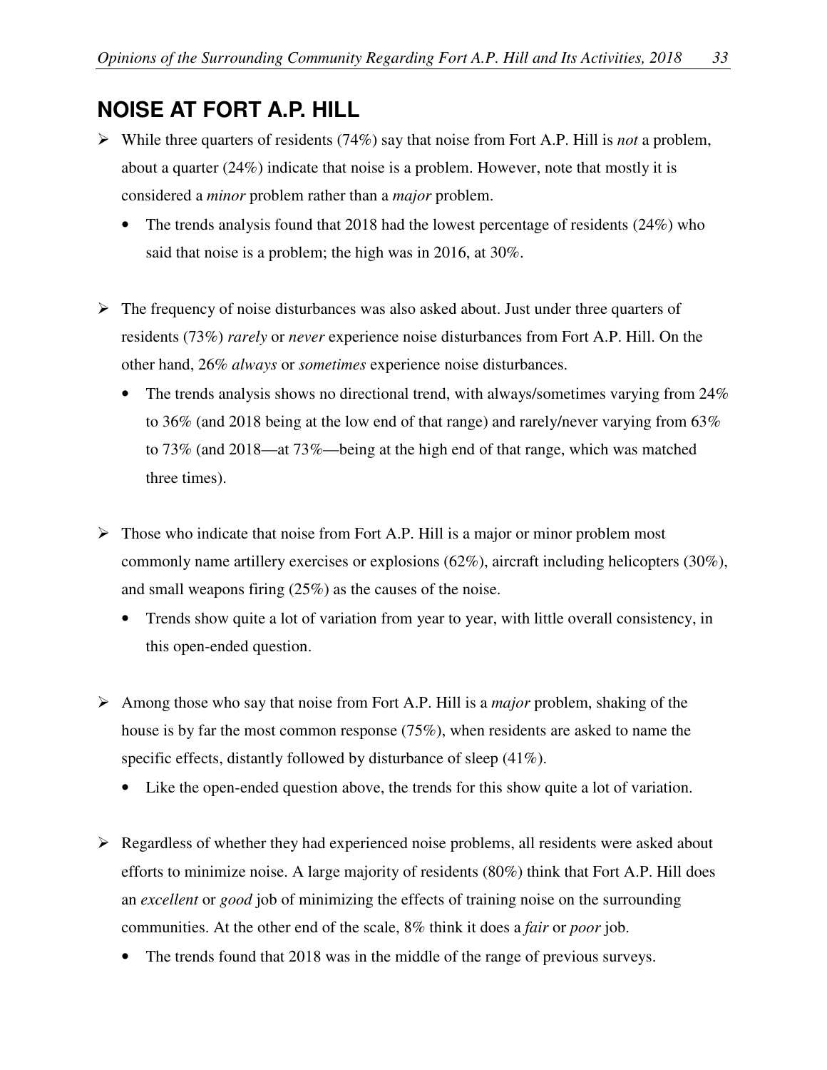## NOISE AT FORT A.P. HILL

- While three quarters of residents (74%) say that noise from Fort A.P. Hill is *not* a problem, about a quarter (24%) indicate that noise is a problem. However, note that mostly it is considered a *minor* problem rather than a *major* problem.
  - The trends analysis found that 2018 had the lowest percentage of residents (24%) who said that noise is a problem; the high was in 2016, at 30%.

- The frequency of noise disturbances was also asked about. Just under three quarters of residents (73%) *rarely* or *never* experience noise disturbances from Fort A.P. Hill. On the other hand, 26% *always* or *sometimes* experience noise disturbances.
  - The trends analysis shows no directional trend, with always/sometimes varying from 24% to 36% (and 2018 being at the low end of that range) and rarely/never varying from 63% to 73% (and 2018—at 73%—being at the high end of that range, which was matched three times).

- Those who indicate that noise from Fort A.P. Hill is a major or minor problem most commonly name artillery exercises or explosions (62%), aircraft including helicopters (30%), and small weapons firing (25%) as the causes of the noise.
  - Trends show quite a lot of variation from year to year, with little overall consistency, in this open-ended question.

- Among those who say that noise from Fort A.P. Hill is a *major* problem, shaking of the house is by far the most common response (75%), when residents are asked to name the specific effects, distantly followed by disturbance of sleep (41%).
  - Like the open-ended question above, the trends for this show quite a lot of variation.

- Regardless of whether they had experienced noise problems, all residents were asked about efforts to minimize noise. A large majority of residents (80%) think that Fort A.P. Hill does an *excellent* or *good* job of minimizing the effects of training noise on the surrounding communities. At the other end of the scale, 8% think it does a *fair* or *poor* job.
  - The trends found that 2018 was in the middle of the range of previous surveys.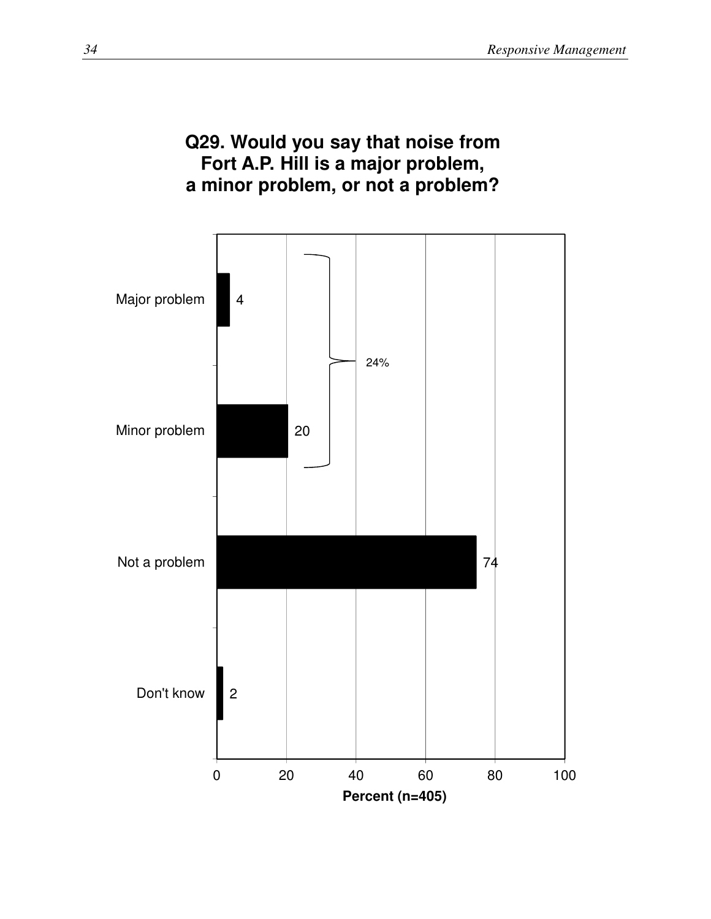**Q29. Would you say that noise from Fort A.P. Hill is a major problem, a minor problem, or not a problem?**

| Response | Percent (n=405) |
| --- | --- |
| Major problem | 4 |
| Minor problem | 20 |
| Not a problem | 74 |
| Don't know | 2 |

Major problem + Minor problem: 24%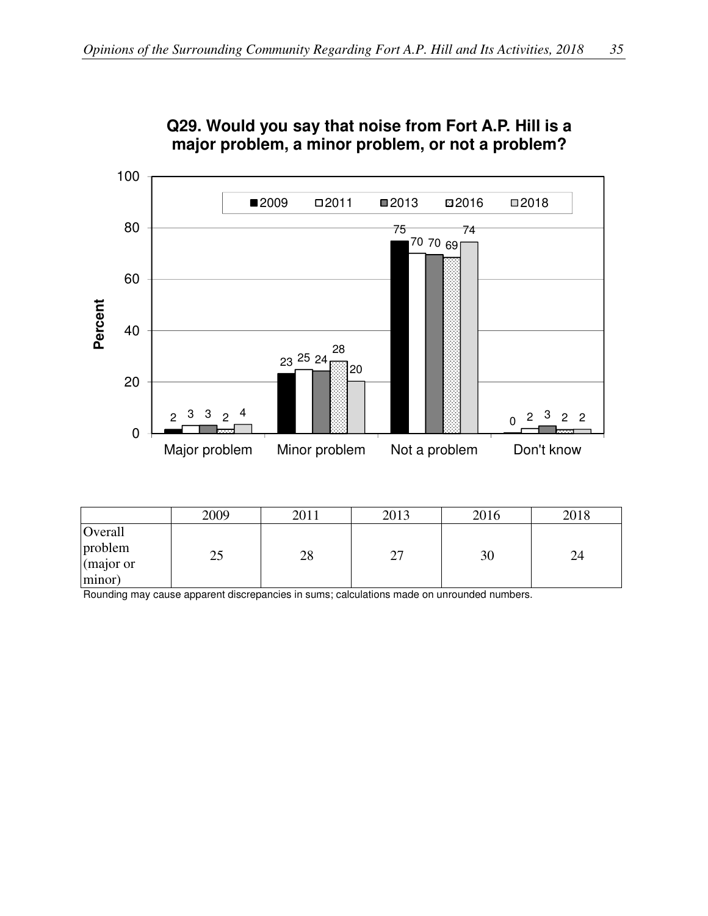**Q29. Would you say that noise from Fort A.P. Hill is a major problem, a minor problem, or not a problem?**

| | 2009 | 2011 | 2013 | 2016 | 2018 |
|---|---|---|---|---|---|
| Major problem | 2 | 3 | 3 | 2 | 4 |
| Minor problem | 23 | 25 | 24 | 28 | 20 |
| Not a problem | 75 | 70 | 70 | 69 | 74 |
| Don't know | 0 | 2 | 3 | 2 | 2 |

| | 2009 | 2011 | 2013 | 2016 | 2018 |
|---|---|---|---|---|---|
| Overall problem (major or minor) | 25 | 28 | 27 | 30 | 24 |

Rounding may cause apparent discrepancies in sums; calculations made on unrounded numbers.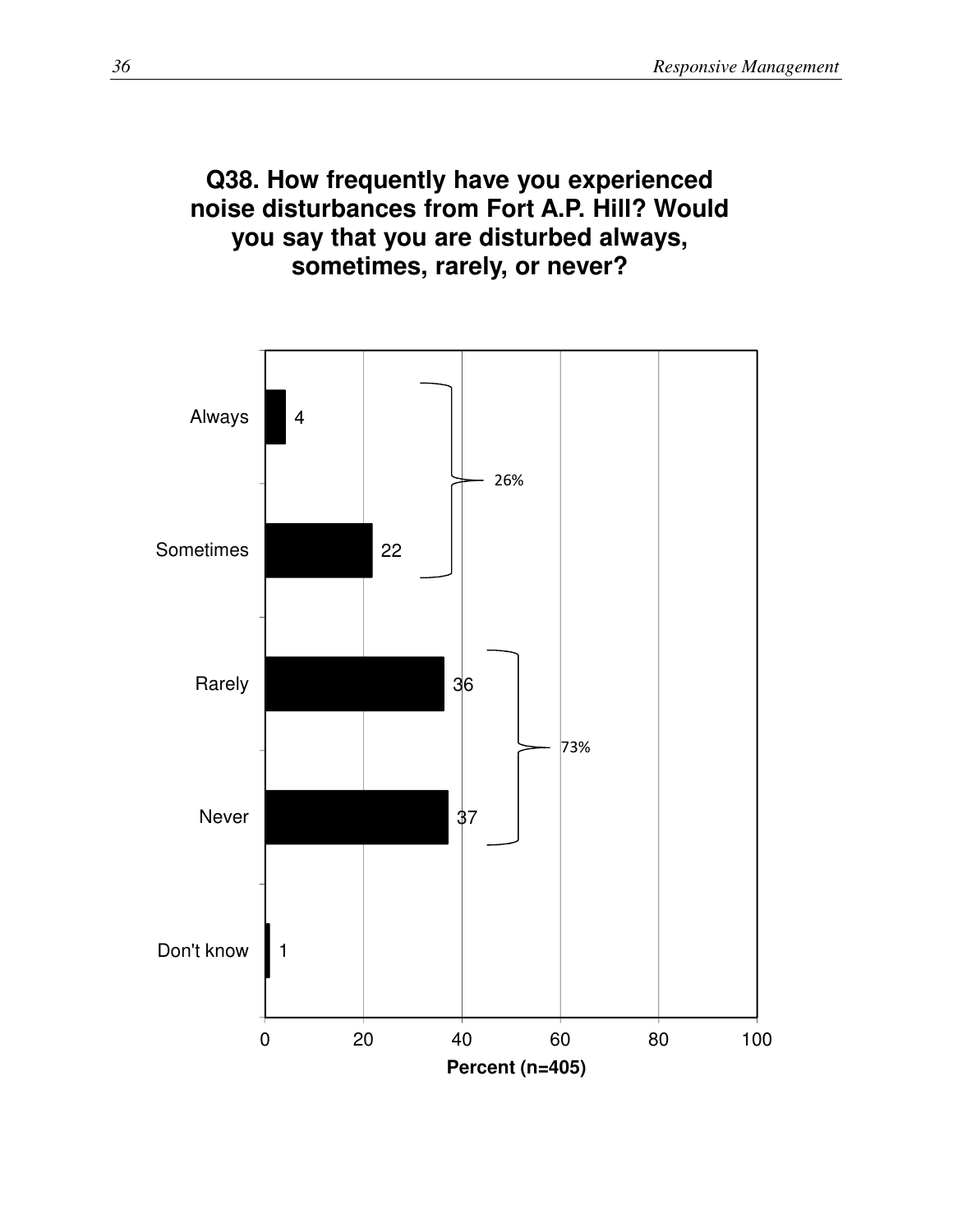## Q38. How frequently have you experienced noise disturbances from Fort A.P. Hill? Would you say that you are disturbed always, sometimes, rarely, or never?

| Response | Percent (n=405) |
|---|---|
| Always | 4 |
| Sometimes | 22 |
| Rarely | 36 |
| Never | 37 |
| Don't know | 1 |

Always + Sometimes: 26%

Rarely + Never: 73%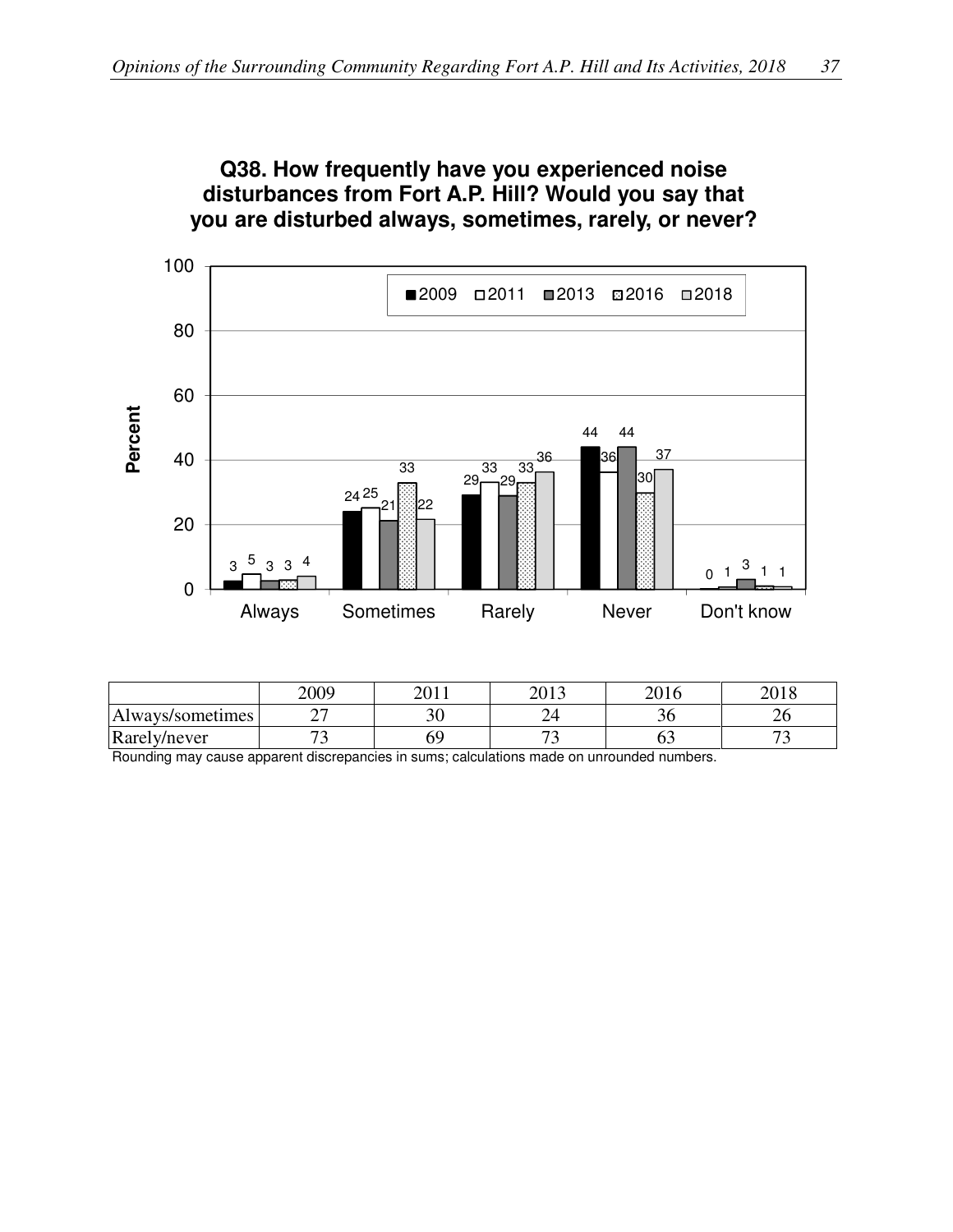**Q38. How frequently have you experienced noise disturbances from Fort A.P. Hill? Would you say that you are disturbed always, sometimes, rarely, or never?**

| | 2009 | 2011 | 2013 | 2016 | 2018 |
|---|---|---|---|---|---|
| Always | 3 | 5 | 3 | 3 | 4 |
| Sometimes | 24 | 25 | 21 | 33 | 22 |
| Rarely | 29 | 33 | 29 | 33 | 36 |
| Never | 44 | 36 | 44 | 30 | 37 |
| Don't know | 0 | 1 | 3 | 1 | 1 |

| | 2009 | 2011 | 2013 | 2016 | 2018 |
|---|---|---|---|---|---|
| Always/sometimes | 27 | 30 | 24 | 36 | 26 |
| Rarely/never | 73 | 69 | 73 | 63 | 73 |

Rounding may cause apparent discrepancies in sums; calculations made on unrounded numbers.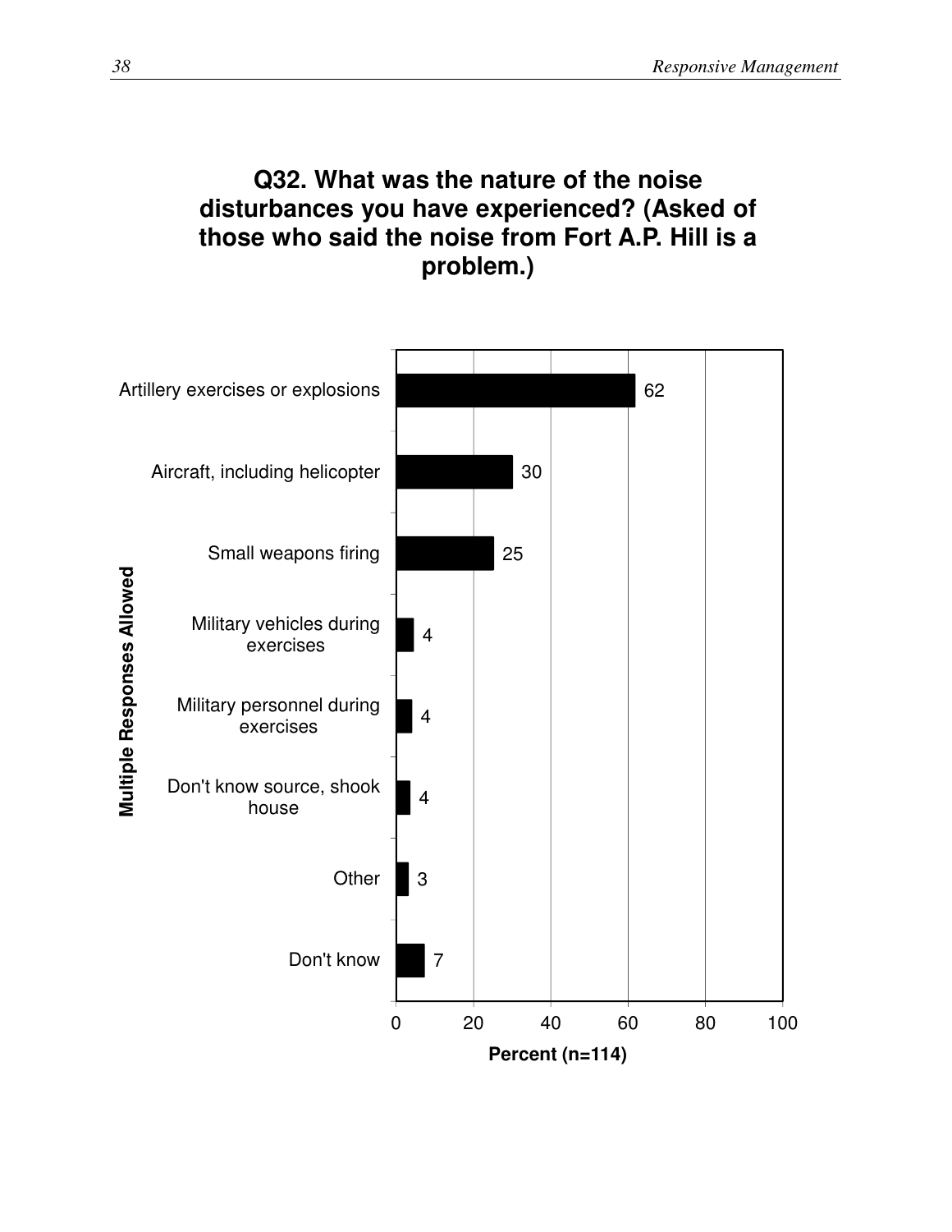## Q32. What was the nature of the noise disturbances you have experienced? (Asked of those who said the noise from Fort A.P. Hill is a problem.)

Multiple Responses Allowed

| Response | Percent (n=114) |
|---|---|
| Artillery exercises or explosions | 62 |
| Aircraft, including helicopter | 30 |
| Small weapons firing | 25 |
| Military vehicles during exercises | 4 |
| Military personnel during exercises | 4 |
| Don't know source, shook house | 4 |
| Other | 3 |
| Don't know | 7 |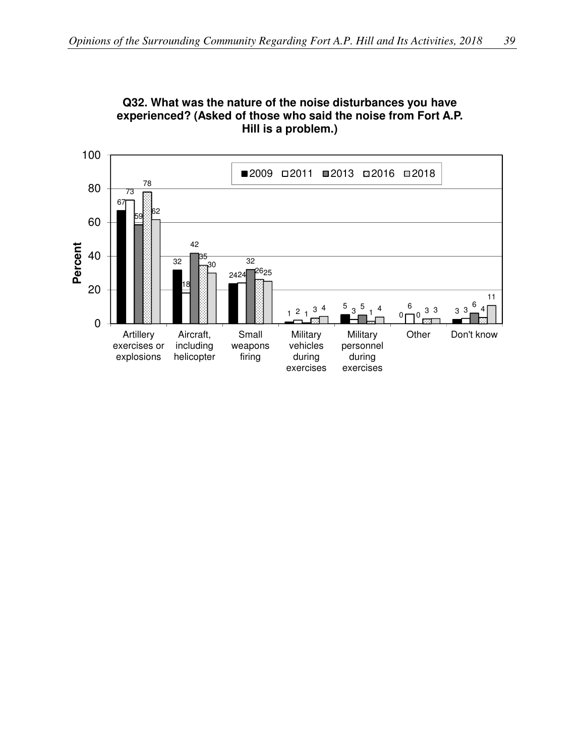**Q32. What was the nature of the noise disturbances you have experienced? (Asked of those who said the noise from Fort A.P. Hill is a problem.)**

| | 2009 | 2011 | 2013 | 2016 | 2018 |
|---|---|---|---|---|---|
| Artillery exercises or explosions | 67 | 73 | 59 | 78 | 62 |
| Aircraft, including helicopter | 32 | 18 | 42 | 35 | 30 |
| Small weapons firing | 24 | 24 | 32 | 26 | 25 |
| Military vehicles during exercises | 1 | 2 | 1 | 3 | 4 |
| Military personnel during exercises | 5 | 3 | 5 | 1 | 4 |
| Other | 0 | 6 | 0 | 3 | 3 |
| Don't know | 3 | 3 | 6 | 4 | 11 |

Percent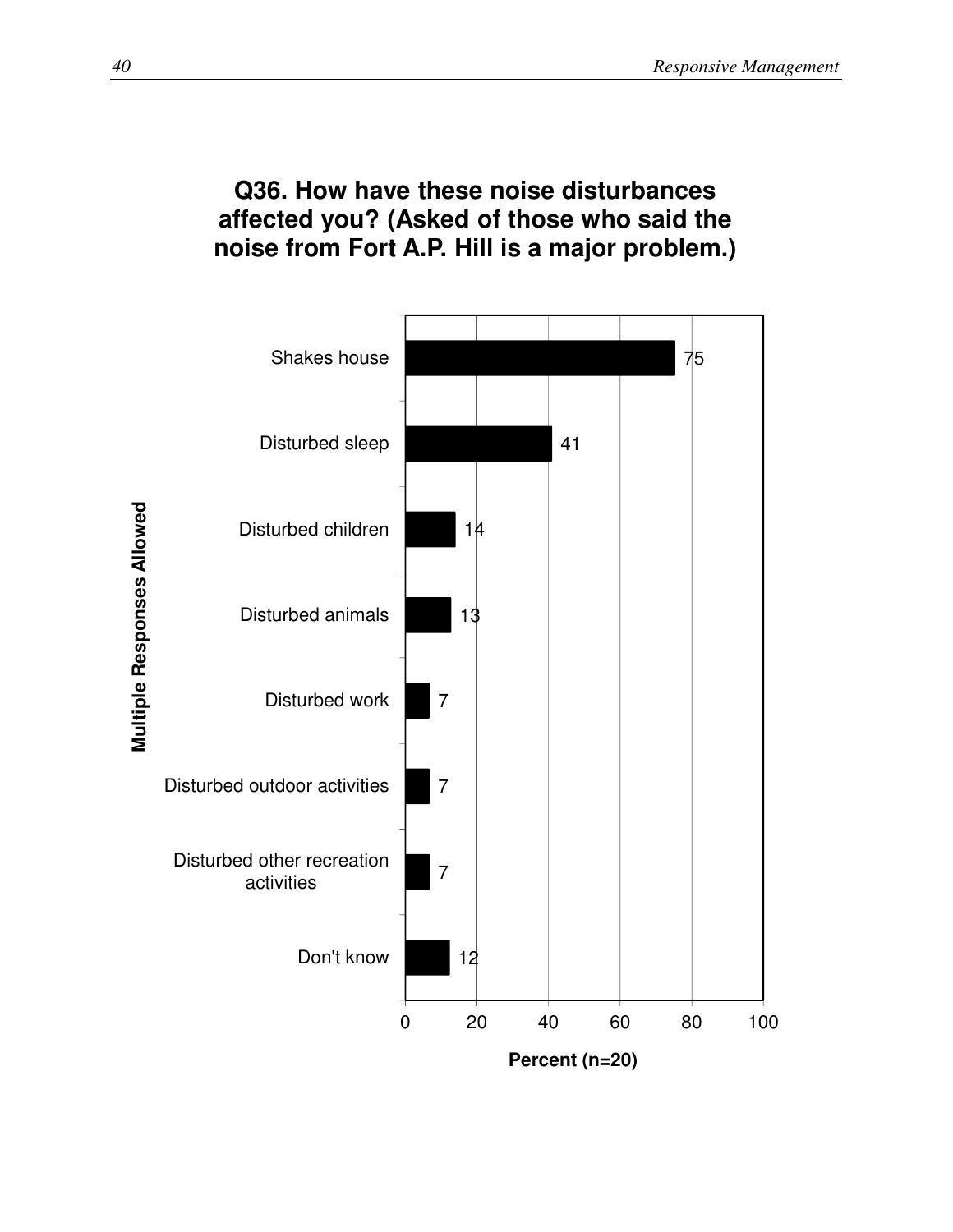# Q36. How have these noise disturbances affected you? (Asked of those who said the noise from Fort A.P. Hill is a major problem.)

| Multiple Responses Allowed | Percent (n=20) |
|---|---|
| Shakes house | 75 |
| Disturbed sleep | 41 |
| Disturbed children | 14 |
| Disturbed animals | 13 |
| Disturbed work | 7 |
| Disturbed outdoor activities | 7 |
| Disturbed other recreation activities | 7 |
| Don't know | 12 |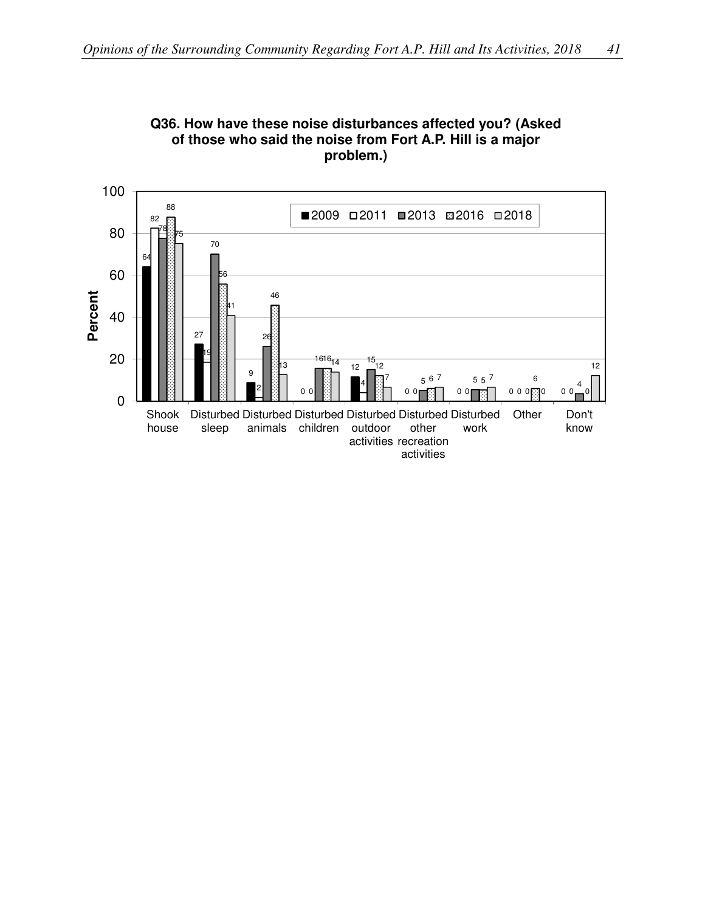**Q36. How have these noise disturbances affected you? (Asked of those who said the noise from Fort A.P. Hill is a major problem.)**

| | 2009 | 2011 | 2013 | 2016 | 2018 |
|---|---|---|---|---|---|
| Shook house | 64 | 82 | 78 | 88 | 75 |
| Disturbed sleep | 27 | 19 | 70 | 56 | 41 |
| Disturbed animals | 9 | 2 | 26 | 46 | 13 |
| Disturbed children | 0 | 0 | 16 | 16 | 14 |
| Disturbed outdoor activities | 12 | 4 | 15 | 12 | 7 |
| Disturbed other recreation activities | 0 | 0 | 5 | 6 | 7 |
| Disturbed work | 0 | 0 | 5 | 5 | 7 |
| Other | 0 | 0 | 0 | 6 | 0 |
| Don't know | 0 | 0 | 4 | 0 | 12 |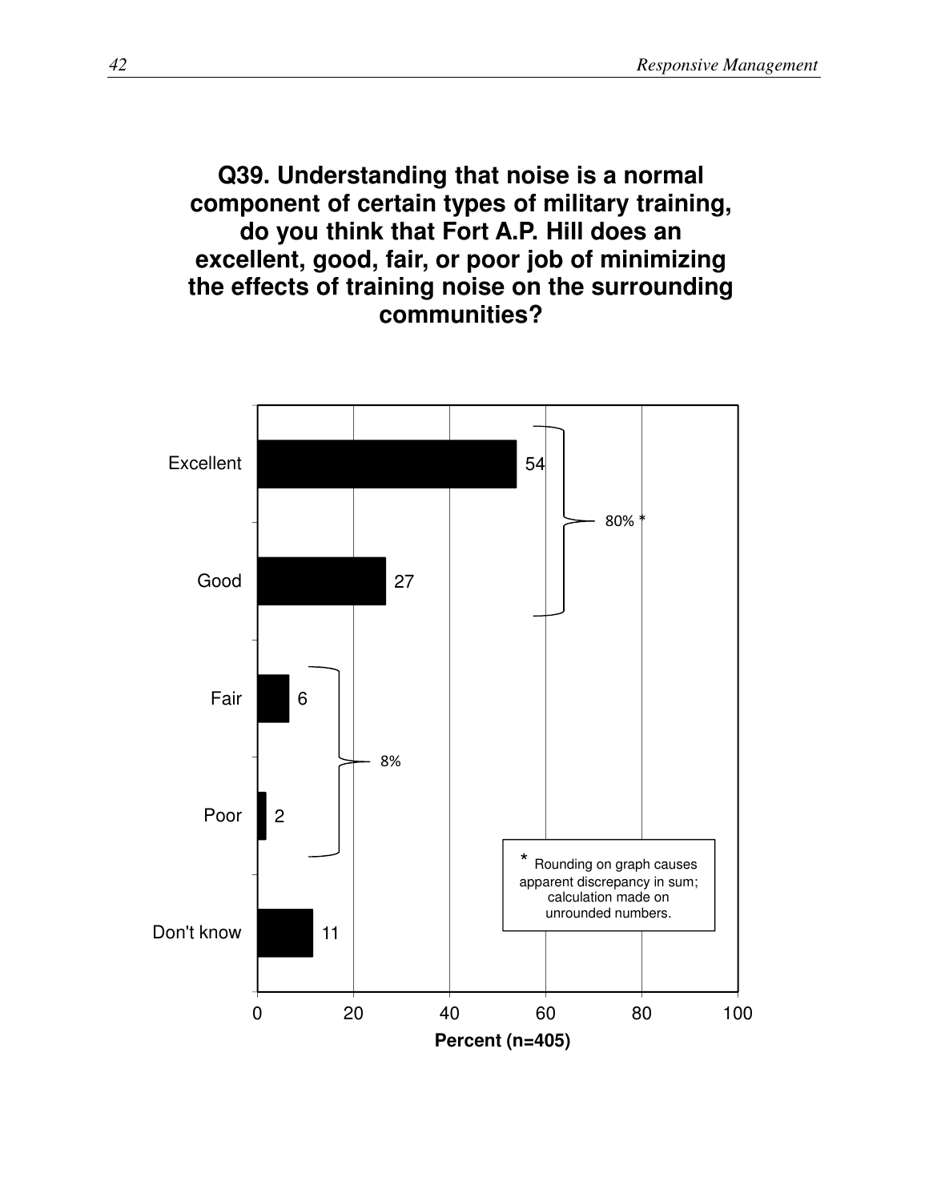## Q39. Understanding that noise is a normal component of certain types of military training, do you think that Fort A.P. Hill does an excellent, good, fair, or poor job of minimizing the effects of training noise on the surrounding communities?

| Response | Percent (n=405) |
| --- | --- |
| Excellent | 54 |
| Good | 27 |
| Fair | 6 |
| Poor | 2 |
| Don't know | 11 |

Excellent + Good: 80% *

Fair + Poor: 8%

\* Rounding on graph causes apparent discrepancy in sum; calculation made on unrounded numbers.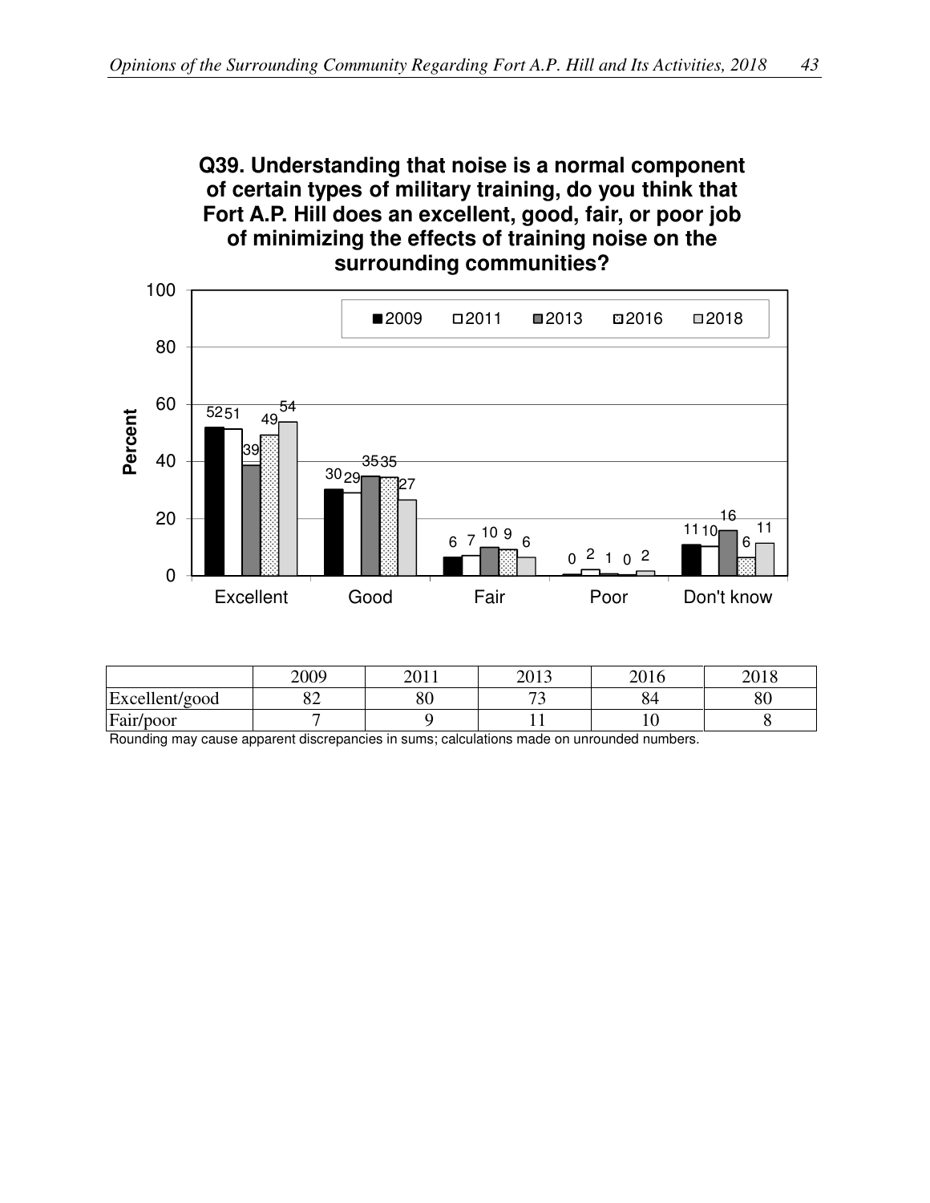**Q39. Understanding that noise is a normal component of certain types of military training, do you think that Fort A.P. Hill does an excellent, good, fair, or poor job of minimizing the effects of training noise on the surrounding communities?**

| | 2009 | 2011 | 2013 | 2016 | 2018 |
|---|---|---|---|---|---|
| Excellent | 52 | 51 | 39 | 49 | 54 |
| Good | 30 | 29 | 35 | 35 | 27 |
| Fair | 6 | 7 | 10 | 9 | 6 |
| Poor | 0 | 2 | 1 | 0 | 2 |
| Don't know | 11 | 10 | 16 | 6 | 11 |

| | 2009 | 2011 | 2013 | 2016 | 2018 |
|---|---|---|---|---|---|
| Excellent/good | 82 | 80 | 73 | 84 | 80 |
| Fair/poor | 7 | 9 | 11 | 10 | 8 |

Rounding may cause apparent discrepancies in sums; calculations made on unrounded numbers.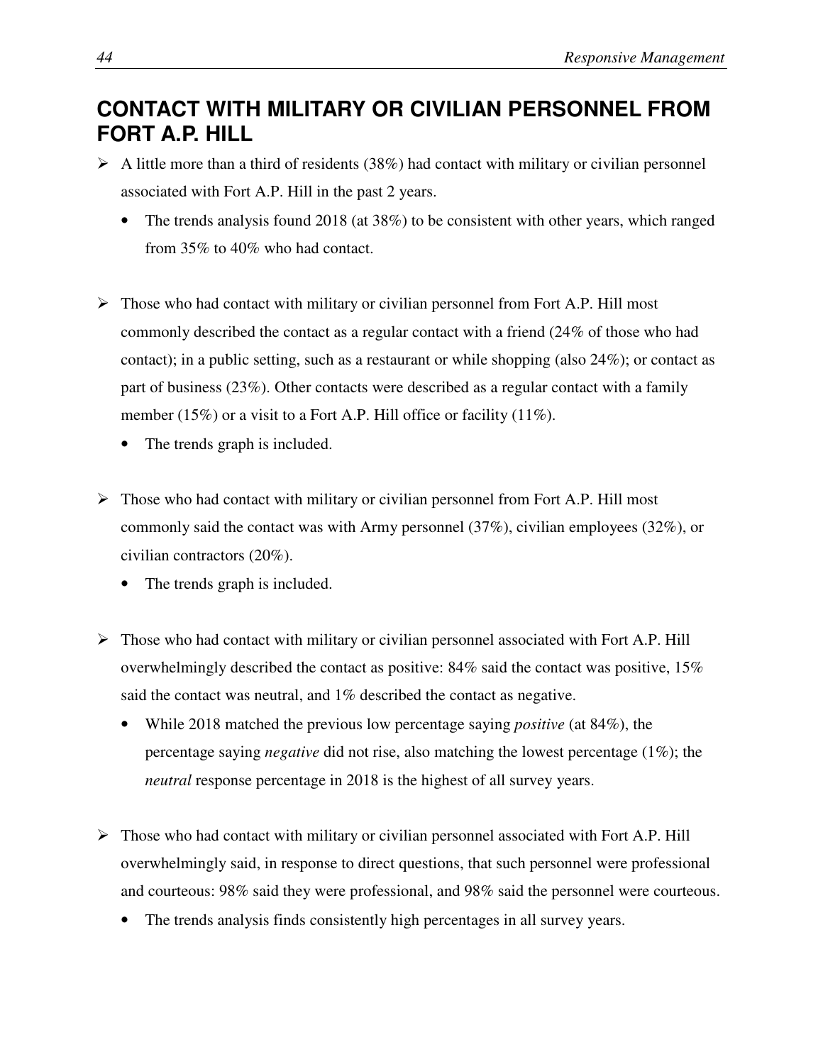## CONTACT WITH MILITARY OR CIVILIAN PERSONNEL FROM FORT A.P. HILL

- A little more than a third of residents (38%) had contact with military or civilian personnel associated with Fort A.P. Hill in the past 2 years.
  - The trends analysis found 2018 (at 38%) to be consistent with other years, which ranged from 35% to 40% who had contact.

- Those who had contact with military or civilian personnel from Fort A.P. Hill most commonly described the contact as a regular contact with a friend (24% of those who had contact); in a public setting, such as a restaurant or while shopping (also 24%); or contact as part of business (23%). Other contacts were described as a regular contact with a family member (15%) or a visit to a Fort A.P. Hill office or facility (11%).
  - The trends graph is included.

- Those who had contact with military or civilian personnel from Fort A.P. Hill most commonly said the contact was with Army personnel (37%), civilian employees (32%), or civilian contractors (20%).
  - The trends graph is included.

- Those who had contact with military or civilian personnel associated with Fort A.P. Hill overwhelmingly described the contact as positive: 84% said the contact was positive, 15% said the contact was neutral, and 1% described the contact as negative.
  - While 2018 matched the previous low percentage saying *positive* (at 84%), the percentage saying *negative* did not rise, also matching the lowest percentage (1%); the *neutral* response percentage in 2018 is the highest of all survey years.

- Those who had contact with military or civilian personnel associated with Fort A.P. Hill overwhelmingly said, in response to direct questions, that such personnel were professional and courteous: 98% said they were professional, and 98% said the personnel were courteous.
  - The trends analysis finds consistently high percentages in all survey years.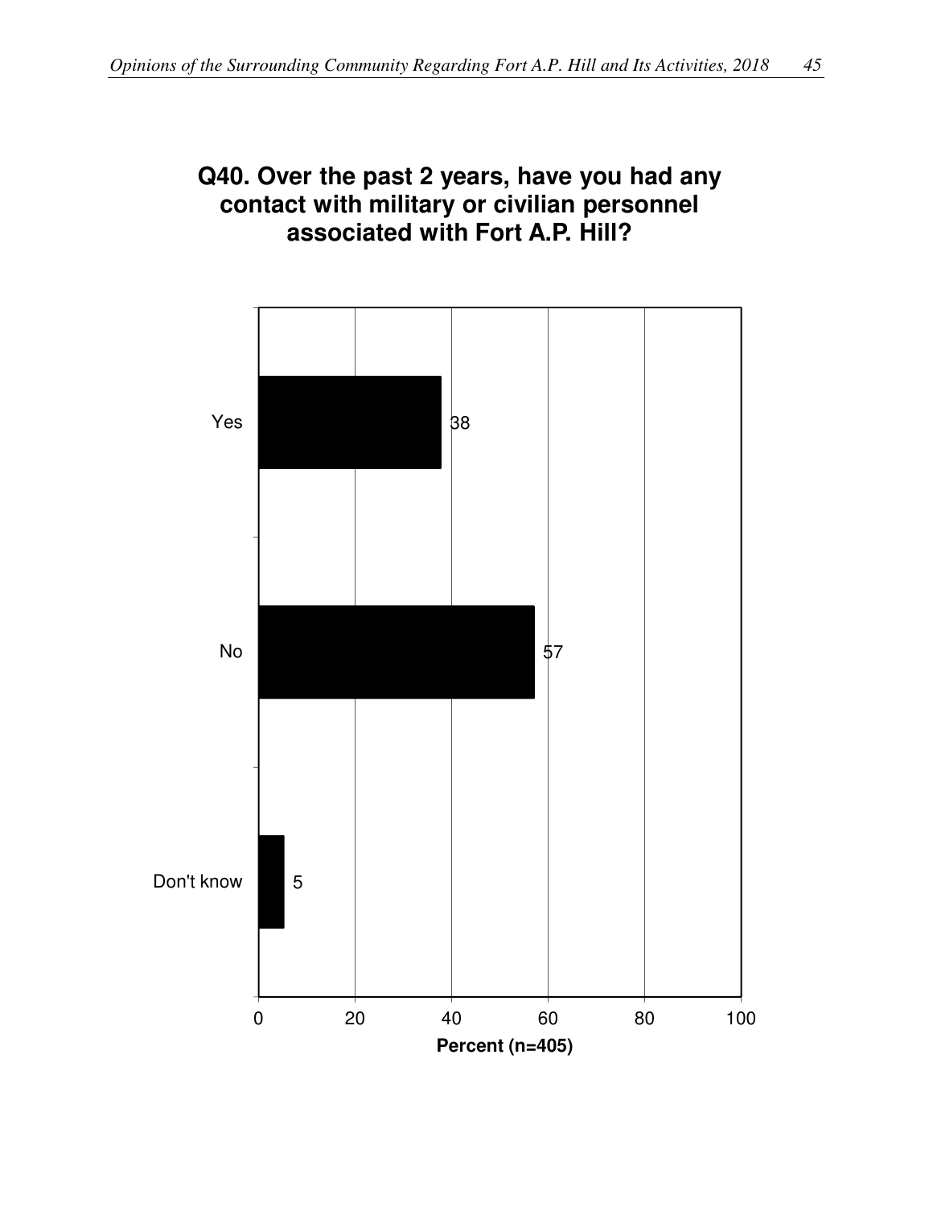## Q40. Over the past 2 years, have you had any contact with military or civilian personnel associated with Fort A.P. Hill?

| Response | Percent |
|---|---|
| Yes | 38 |
| No | 57 |
| Don't know | 5 |

Percent (n=405)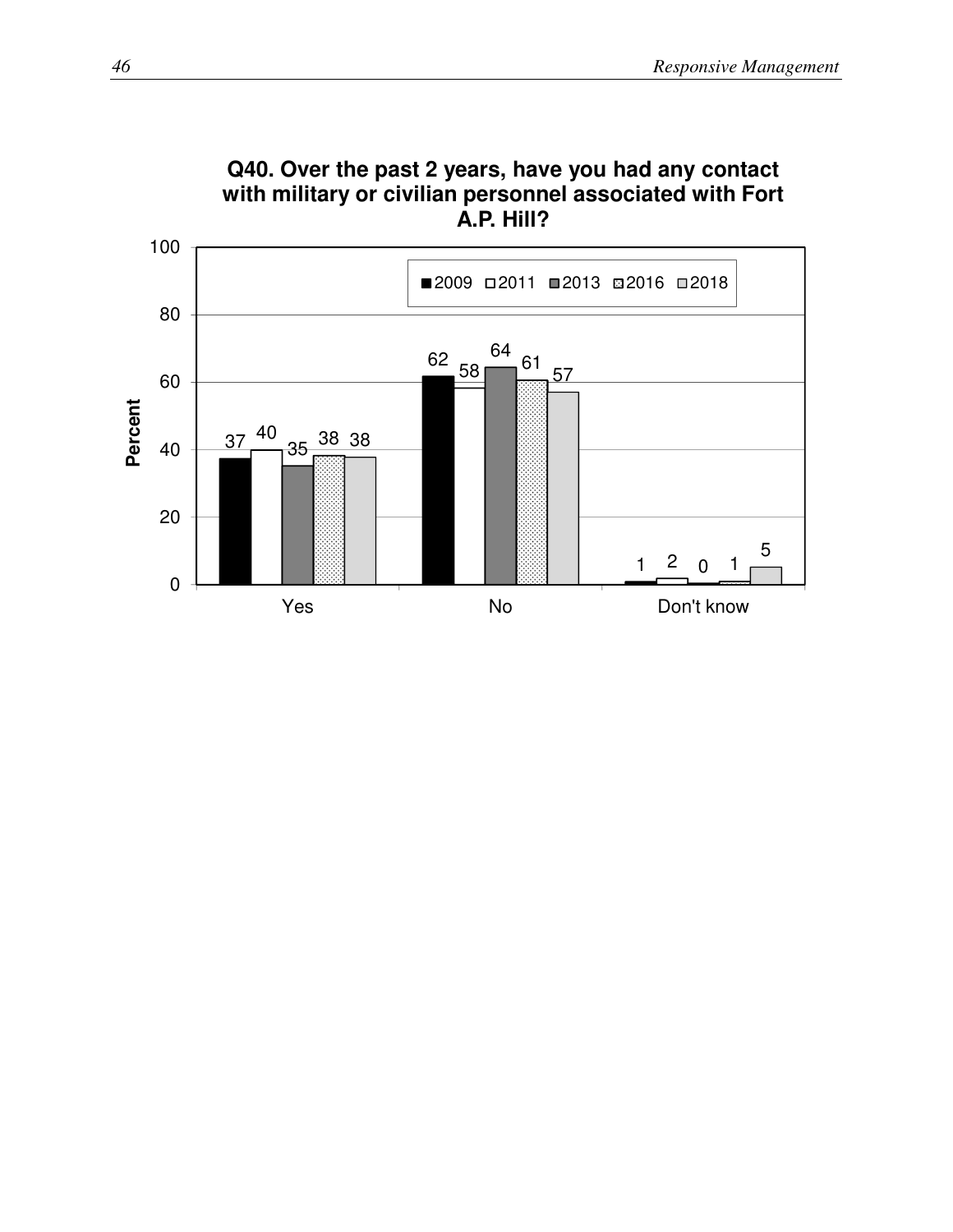**Q40. Over the past 2 years, have you had any contact with military or civilian personnel associated with Fort A.P. Hill?**

| | 2009 | 2011 | 2013 | 2016 | 2018 |
|---|---|---|---|---|---|
| Yes | 37 | 40 | 35 | 38 | 38 |
| No | 62 | 58 | 64 | 61 | 57 |
| Don't know | 1 | 2 | 0 | 1 | 5 |

Percent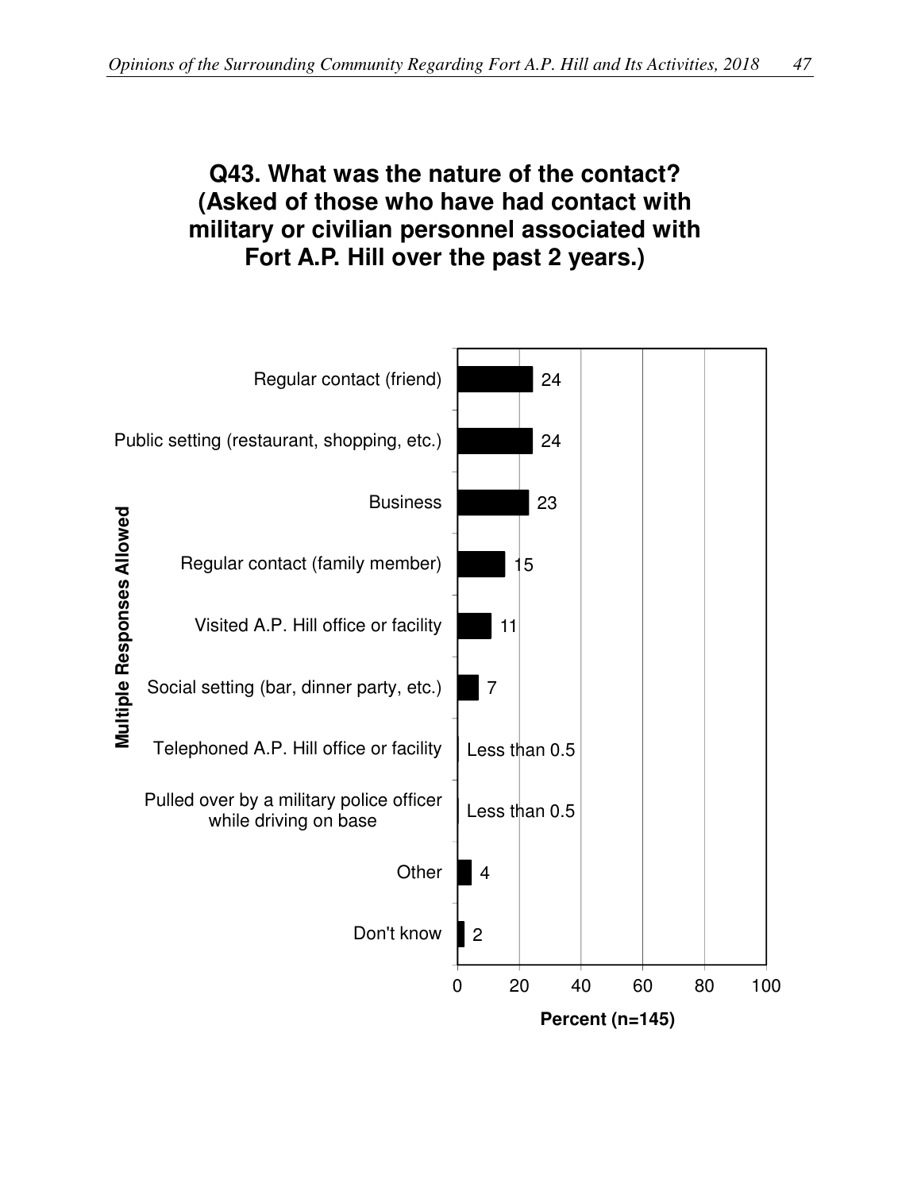## Q43. What was the nature of the contact? (Asked of those who have had contact with military or civilian personnel associated with Fort A.P. Hill over the past 2 years.)

| Multiple Responses Allowed | Percent (n=145) |
|---|---|
| Regular contact (friend) | 24 |
| Public setting (restaurant, shopping, etc.) | 24 |
| Business | 23 |
| Regular contact (family member) | 15 |
| Visited A.P. Hill office or facility | 11 |
| Social setting (bar, dinner party, etc.) | 7 |
| Telephoned A.P. Hill office or facility | Less than 0.5 |
| Pulled over by a military police officer while driving on base | Less than 0.5 |
| Other | 4 |
| Don't know | 2 |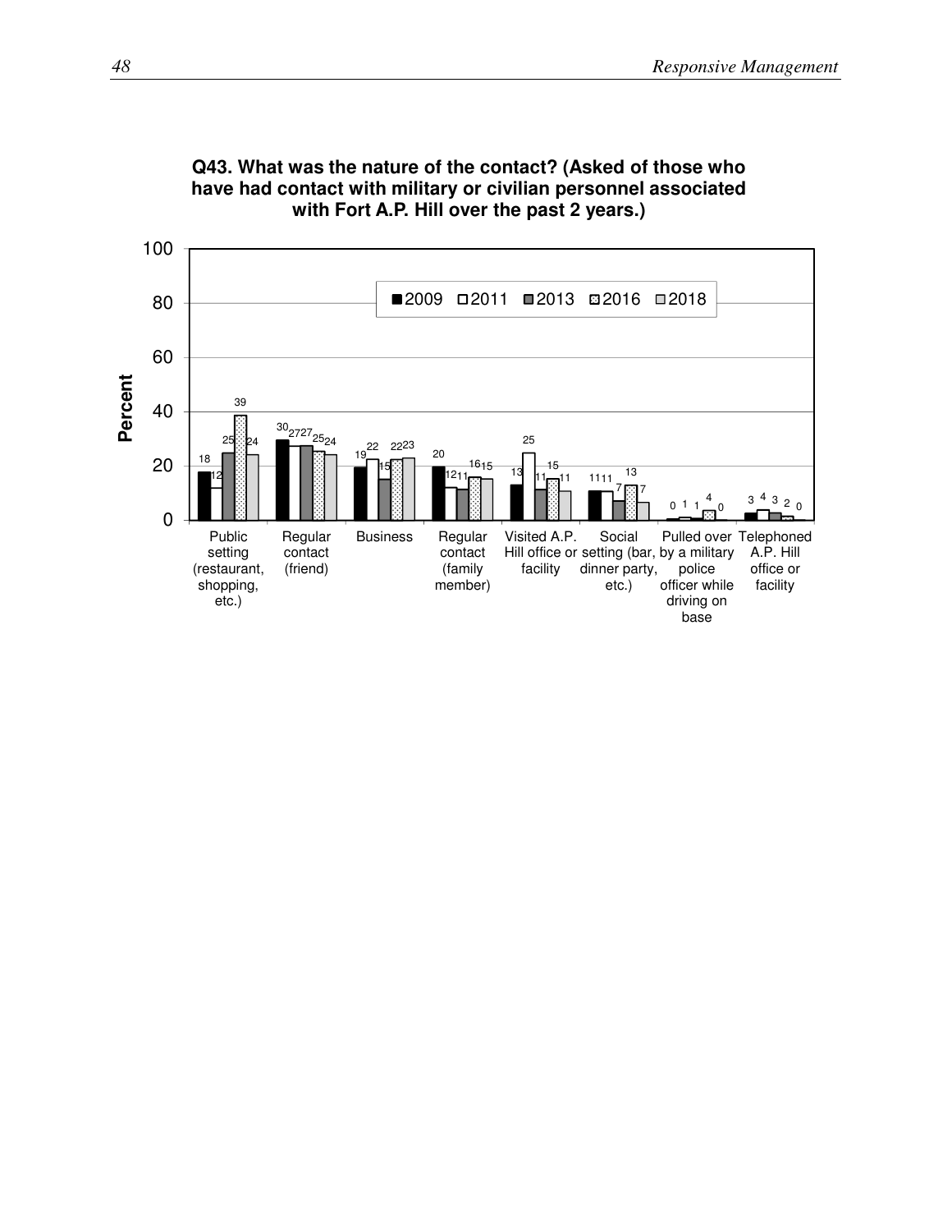**Q43. What was the nature of the contact? (Asked of those who have had contact with military or civilian personnel associated with Fort A.P. Hill over the past 2 years.)**

| Nature of contact | 2009 | 2011 | 2013 | 2016 | 2018 |
|---|---|---|---|---|---|
| Public setting (restaurant, shopping, etc.) | 18 | 12 | 25 | 39 | 24 |
| Regular contact (friend) | 30 | 27 | 27 | 25 | 24 |
| Business | 19 | 22 | 15 | 22 | 23 |
| Regular contact (family member) | 20 | 12 | 11 | 16 | 15 |
| Visited A.P. Hill office or facility | 13 | 25 | 11 | 15 | 11 |
| Social setting (bar, dinner party, etc.) | 11 | 11 | 7 | 13 | 7 |
| Pulled over by a military police officer while driving on base | 0 | 1 | 1 | 4 | 0 |
| Telephoned A.P. Hill office or facility | 3 | 4 | 3 | 2 | 0 |

Percent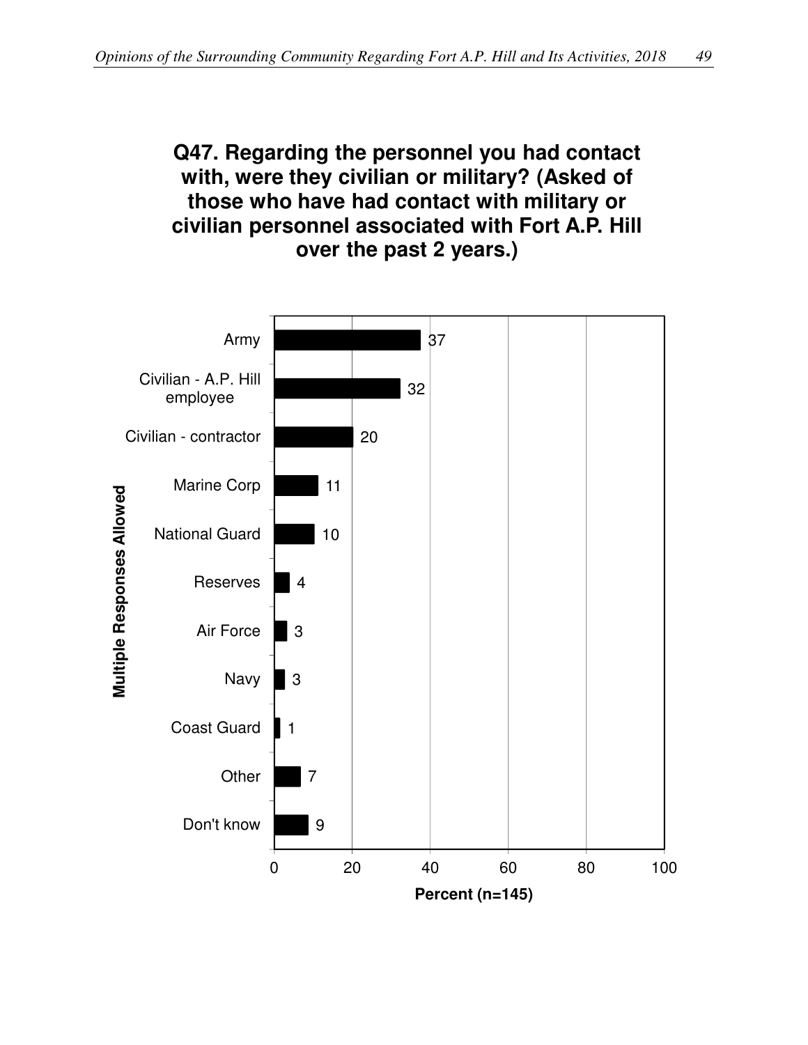## Q47. Regarding the personnel you had contact with, were they civilian or military? (Asked of those who have had contact with military or civilian personnel associated with Fort A.P. Hill over the past 2 years.)

Multiple Responses Allowed

| Response | Percent (n=145) |
|---|---|
| Army | 37 |
| Civilian - A.P. Hill employee | 32 |
| Civilian - contractor | 20 |
| Marine Corp | 11 |
| National Guard | 10 |
| Reserves | 4 |
| Air Force | 3 |
| Navy | 3 |
| Coast Guard | 1 |
| Other | 7 |
| Don't know | 9 |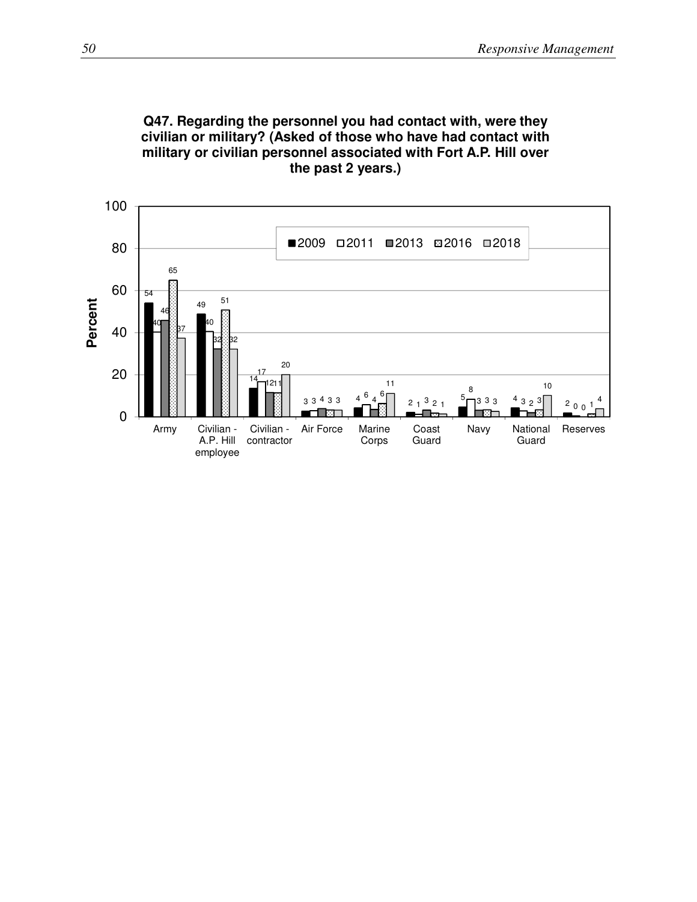**Q47. Regarding the personnel you had contact with, were they civilian or military? (Asked of those who have had contact with military or civilian personnel associated with Fort A.P. Hill over the past 2 years.)**

| Personnel | 2009 | 2011 | 2013 | 2016 | 2018 |
|---|---|---|---|---|---|
| Army | 54 | 40 | 46 | 65 | 37 |
| Civilian - A.P. Hill employee | 49 | 40 | 32 | 51 | 32 |
| Civilian - contractor | 14 | 17 | 12 | 11 | 20 |
| Air Force | 3 | 3 | 4 | 3 | 3 |
| Marine Corps | 4 | 6 | 4 | 6 | 11 |
| Coast Guard | 2 | 1 | 3 | 2 | 1 |
| Navy | 5 | 8 | 3 | 3 | 3 |
| National Guard | 4 | 3 | 2 | 3 | 10 |
| Reserves | 2 | 0 | 0 | 1 | 4 |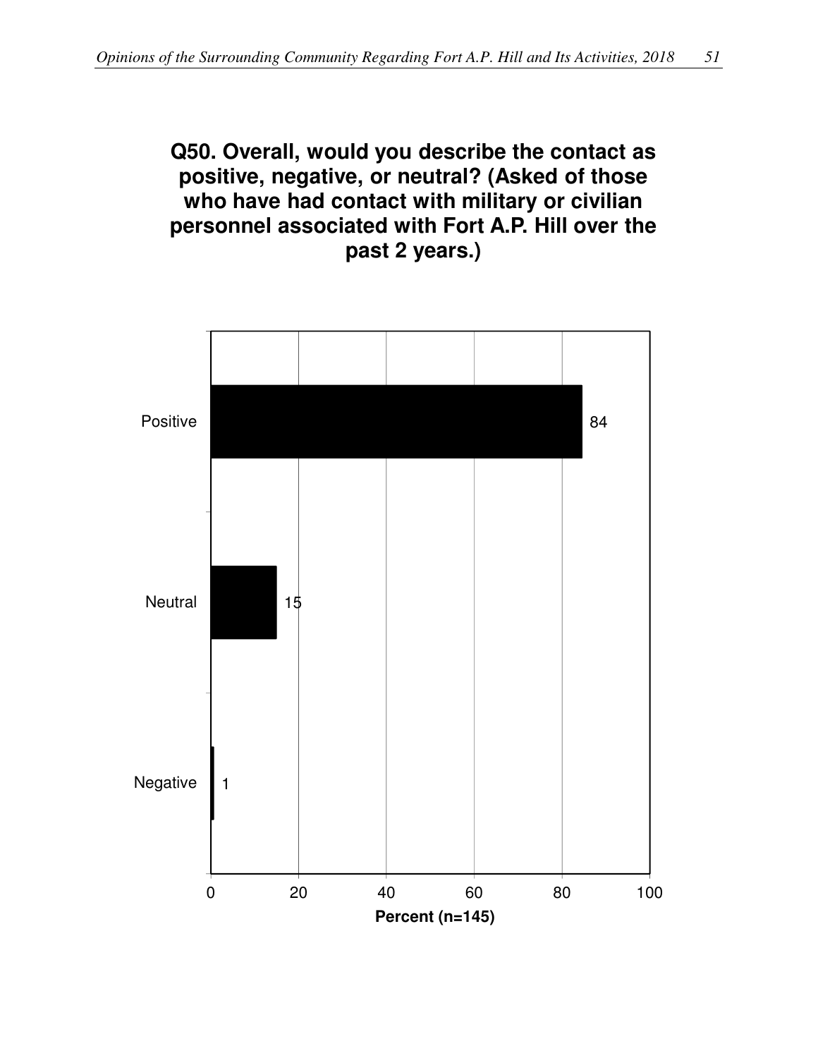**Q50. Overall, would you describe the contact as positive, negative, or neutral? (Asked of those who have had contact with military or civilian personnel associated with Fort A.P. Hill over the past 2 years.)**

| Response | Percent (n=145) |
|---|---|
| Positive | 84 |
| Neutral | 15 |
| Negative | 1 |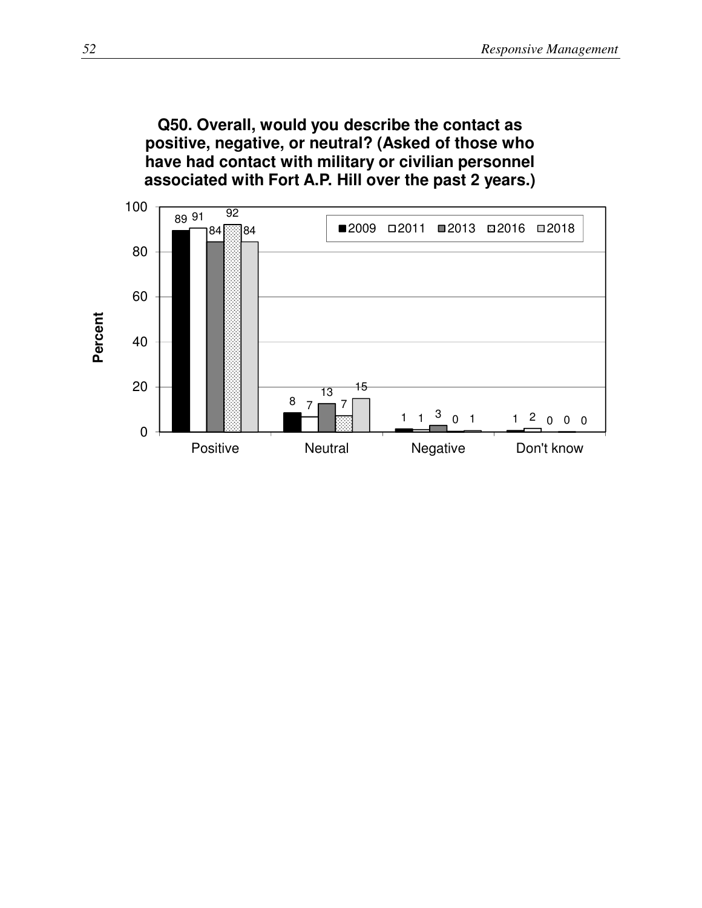**Q50. Overall, would you describe the contact as positive, negative, or neutral? (Asked of those who have had contact with military or civilian personnel associated with Fort A.P. Hill over the past 2 years.)**

| Response | 2009 | 2011 | 2013 | 2016 | 2018 |
|---|---|---|---|---|---|
| Positive | 89 | 91 | 84 | 92 | 84 |
| Neutral | 8 | 7 | 13 | 7 | 15 |
| Negative | 1 | 1 | 3 | 0 | 1 |
| Don't know | 1 | 2 | 0 | 0 | 0 |

Percent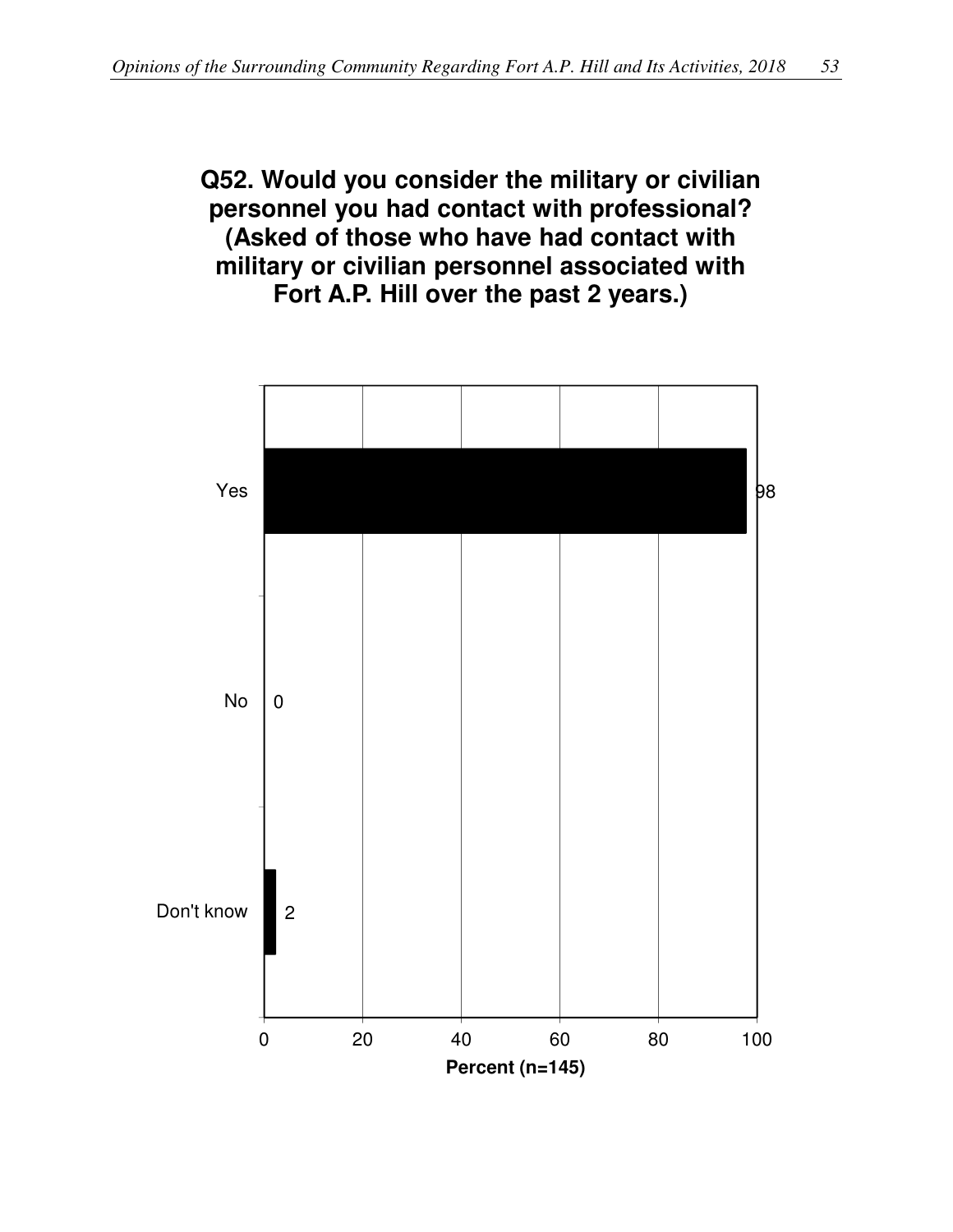**Q52. Would you consider the military or civilian personnel you had contact with professional? (Asked of those who have had contact with military or civilian personnel associated with Fort A.P. Hill over the past 2 years.)**

| Response | Percent (n=145) |
|---|---|
| Yes | 98 |
| No | 0 |
| Don't know | 2 |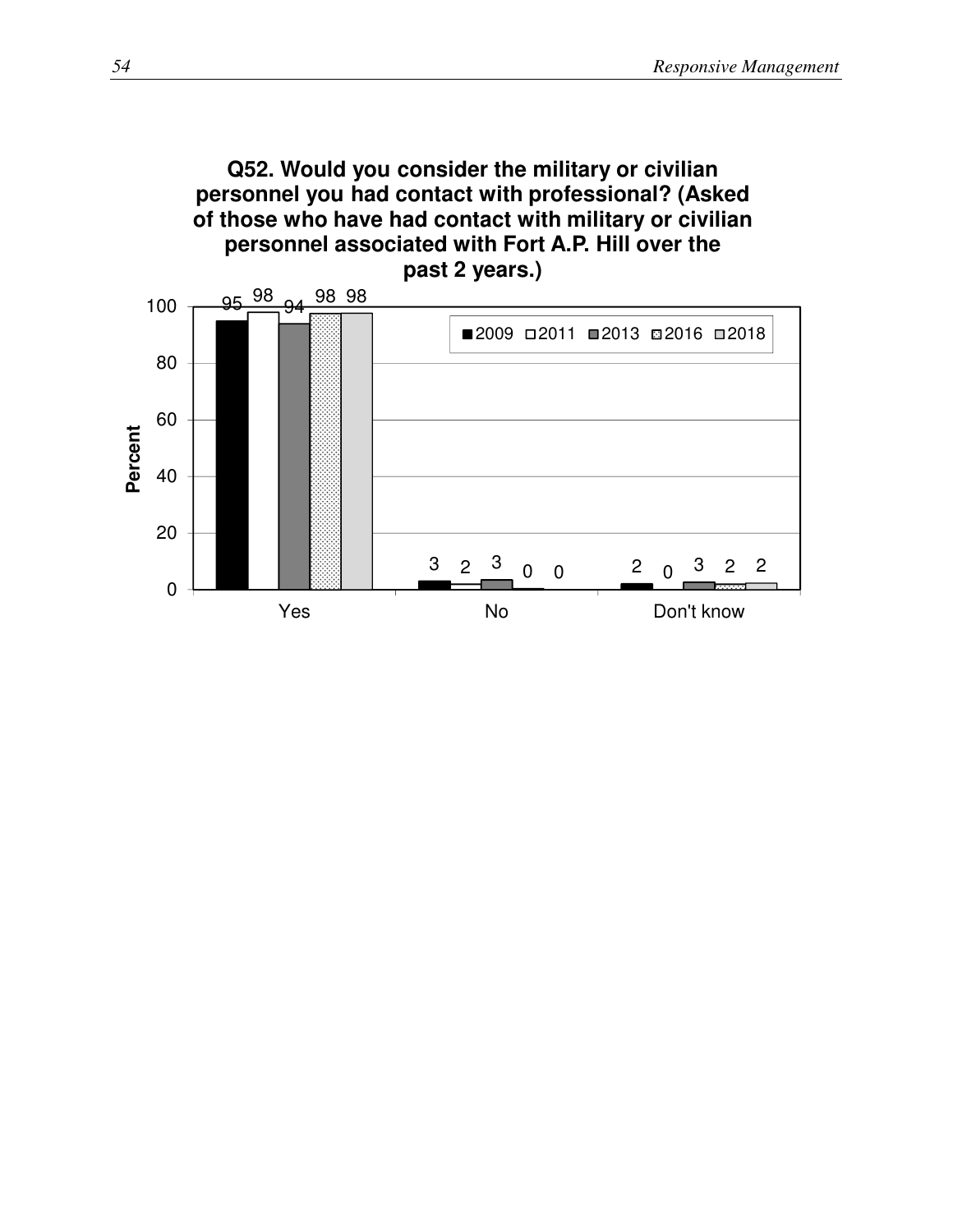**Q52. Would you consider the military or civilian personnel you had contact with professional? (Asked of those who have had contact with military or civilian personnel associated with Fort A.P. Hill over the past 2 years.)**

| Response | 2009 | 2011 | 2013 | 2016 | 2018 |
|---|---|---|---|---|---|
| Yes | 95 | 98 | 94 | 98 | 98 |
| No | 3 | 2 | 3 | 0 | 0 |
| Don't know | 2 | 0 | 3 | 2 | 2 |

Percent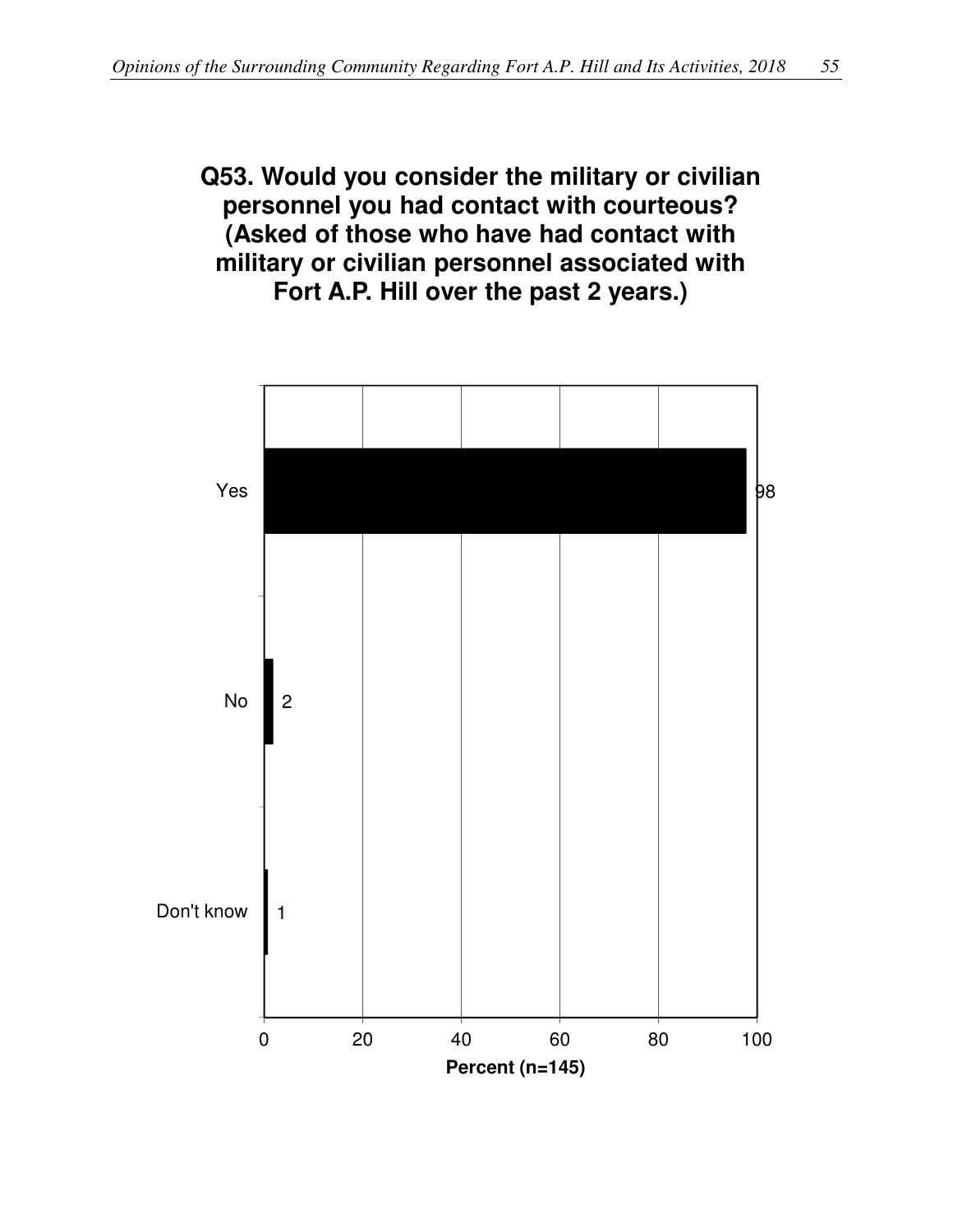**Q53. Would you consider the military or civilian personnel you had contact with courteous? (Asked of those who have had contact with military or civilian personnel associated with Fort A.P. Hill over the past 2 years.)**

| Response | Percent (n=145) |
|---|---|
| Yes | 98 |
| No | 2 |
| Don't know | 1 |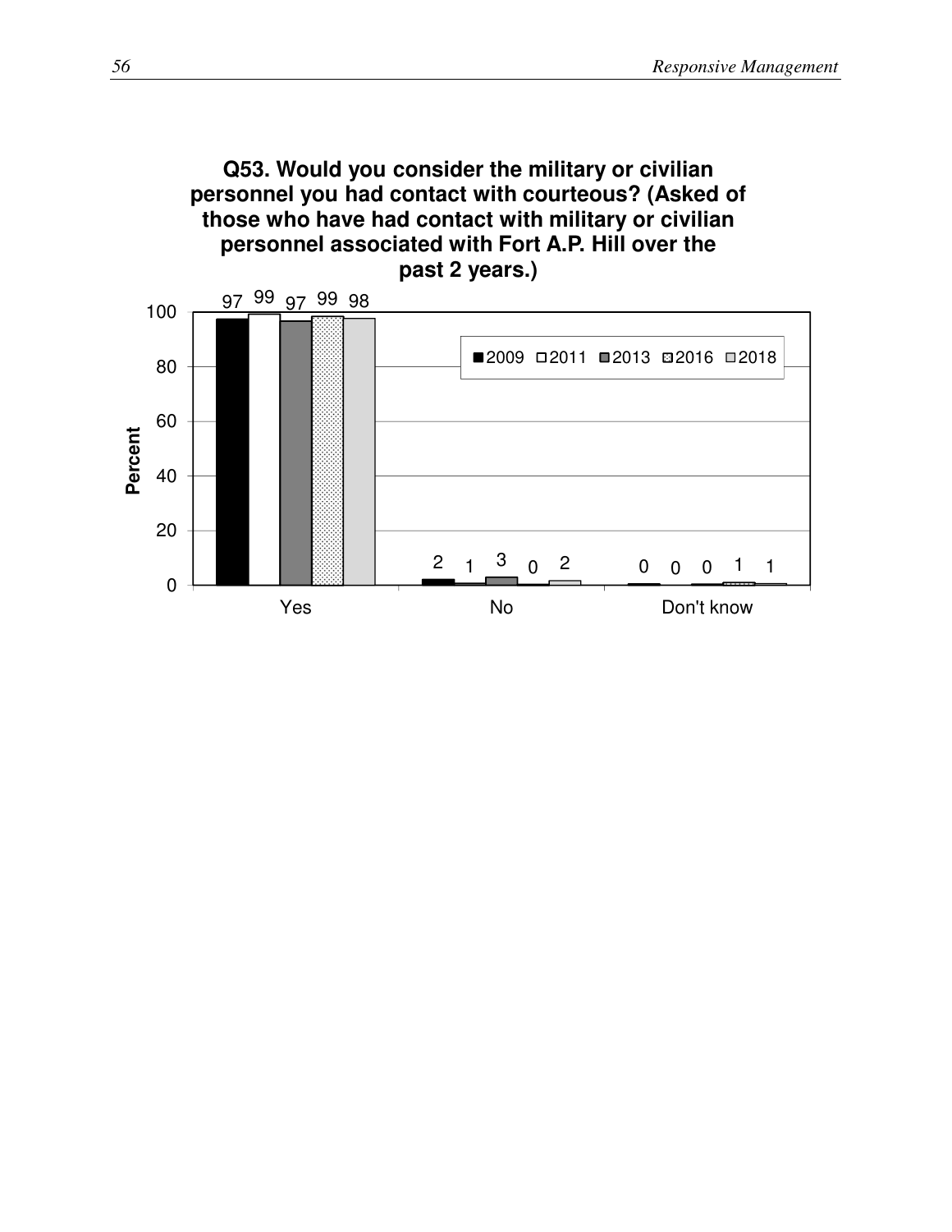**Q53. Would you consider the military or civilian personnel you had contact with courteous? (Asked of those who have had contact with military or civilian personnel associated with Fort A.P. Hill over the past 2 years.)**

| Response | 2009 | 2011 | 2013 | 2016 | 2018 |
|---|---|---|---|---|---|
| Yes | 97 | 99 | 97 | 99 | 98 |
| No | 2 | 1 | 3 | 0 | 2 |
| Don't know | 0 | 0 | 0 | 1 | 1 |

Percent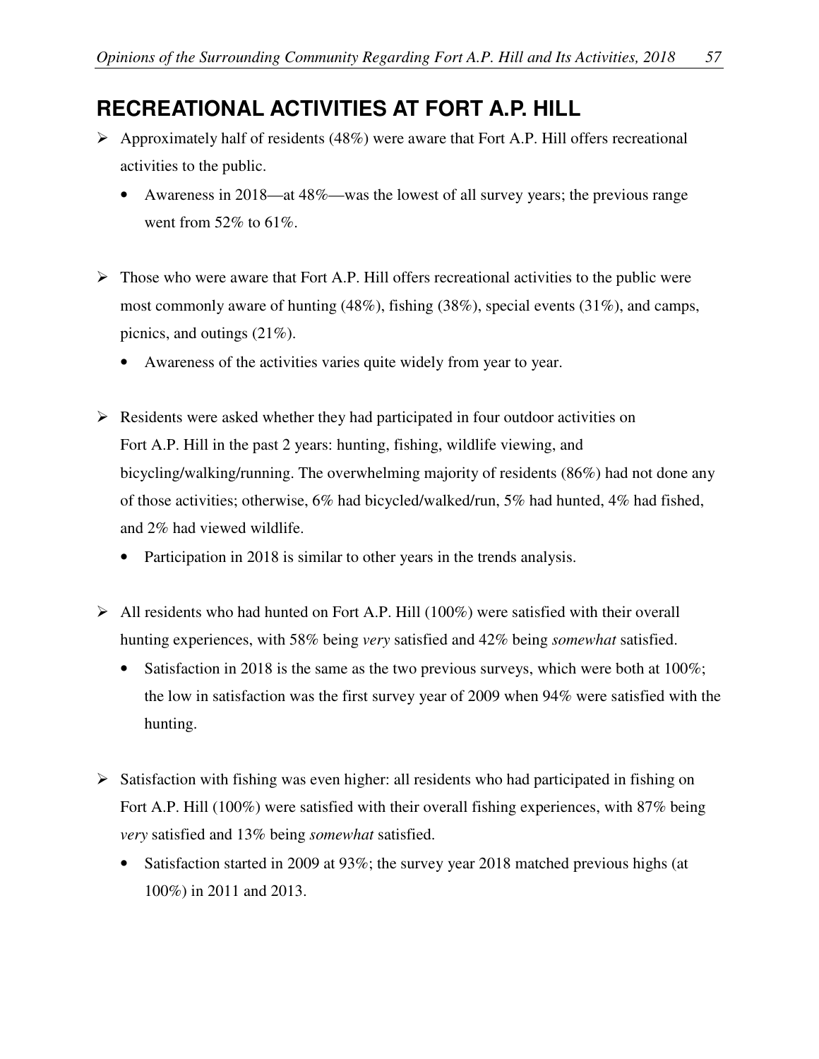## RECREATIONAL ACTIVITIES AT FORT A.P. HILL

- Approximately half of residents (48%) were aware that Fort A.P. Hill offers recreational activities to the public.
  - Awareness in 2018—at 48%—was the lowest of all survey years; the previous range went from 52% to 61%.

- Those who were aware that Fort A.P. Hill offers recreational activities to the public were most commonly aware of hunting (48%), fishing (38%), special events (31%), and camps, picnics, and outings (21%).
  - Awareness of the activities varies quite widely from year to year.

- Residents were asked whether they had participated in four outdoor activities on Fort A.P. Hill in the past 2 years: hunting, fishing, wildlife viewing, and bicycling/walking/running. The overwhelming majority of residents (86%) had not done any of those activities; otherwise, 6% had bicycled/walked/run, 5% had hunted, 4% had fished, and 2% had viewed wildlife.
  - Participation in 2018 is similar to other years in the trends analysis.

- All residents who had hunted on Fort A.P. Hill (100%) were satisfied with their overall hunting experiences, with 58% being *very* satisfied and 42% being *somewhat* satisfied.
  - Satisfaction in 2018 is the same as the two previous surveys, which were both at 100%; the low in satisfaction was the first survey year of 2009 when 94% were satisfied with the hunting.

- Satisfaction with fishing was even higher: all residents who had participated in fishing on Fort A.P. Hill (100%) were satisfied with their overall fishing experiences, with 87% being *very* satisfied and 13% being *somewhat* satisfied.
  - Satisfaction started in 2009 at 93%; the survey year 2018 matched previous highs (at 100%) in 2011 and 2013.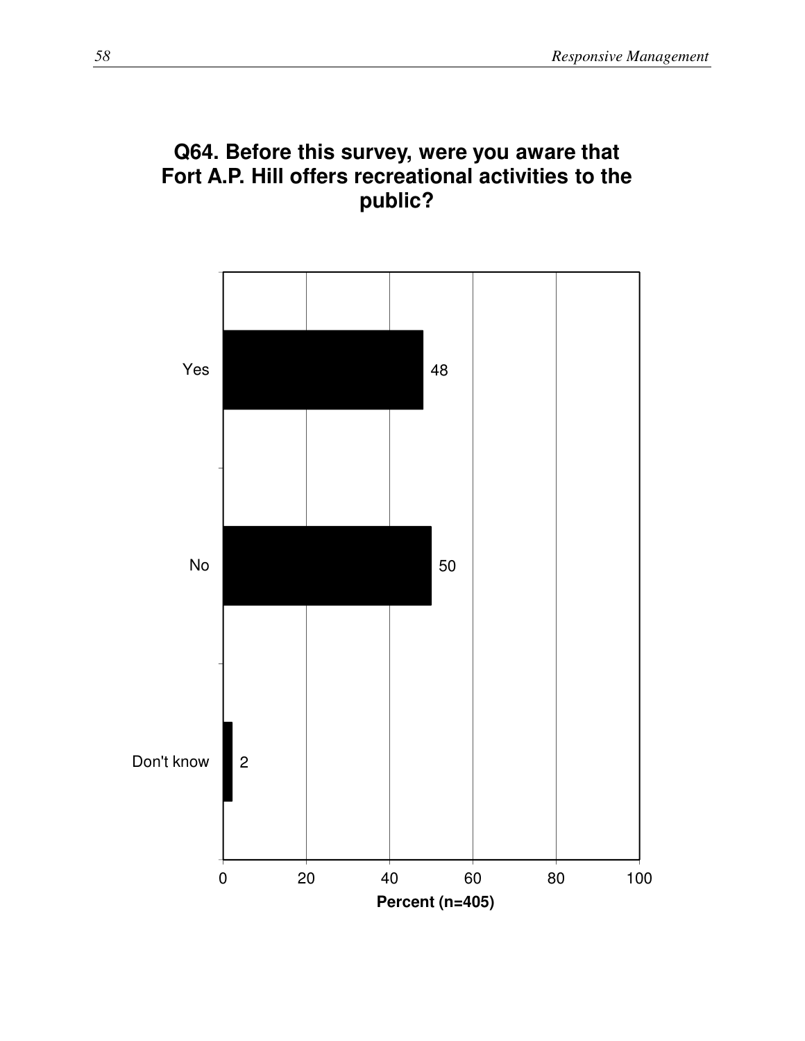## Q64. Before this survey, were you aware that Fort A.P. Hill offers recreational activities to the public?

| Response | Percent (n=405) |
|---|---|
| Yes | 48 |
| No | 50 |
| Don't know | 2 |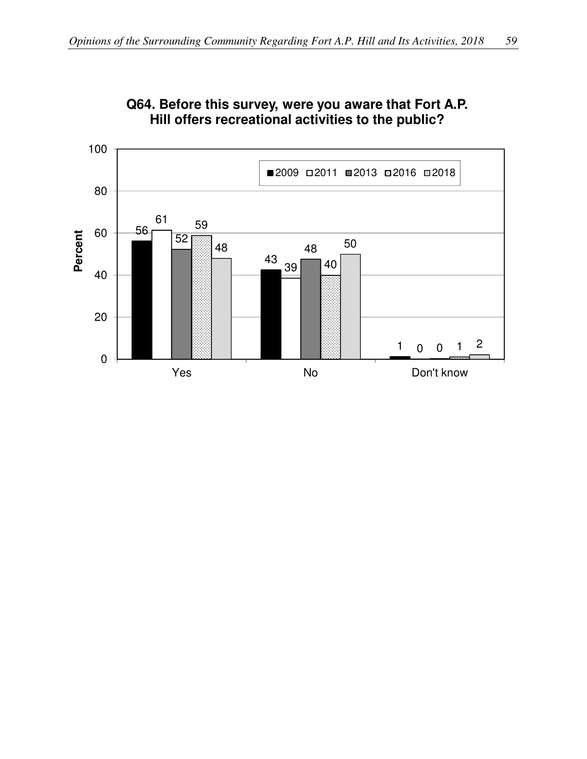**Q64. Before this survey, were you aware that Fort A.P. Hill offers recreational activities to the public?**

| | 2009 | 2011 | 2013 | 2016 | 2018 |
|---|---|---|---|---|---|
| Yes | 56 | 61 | 52 | 59 | 48 |
| No | 43 | 39 | 48 | 40 | 50 |
| Don't know | 1 | 0 | 0 | 1 | 2 |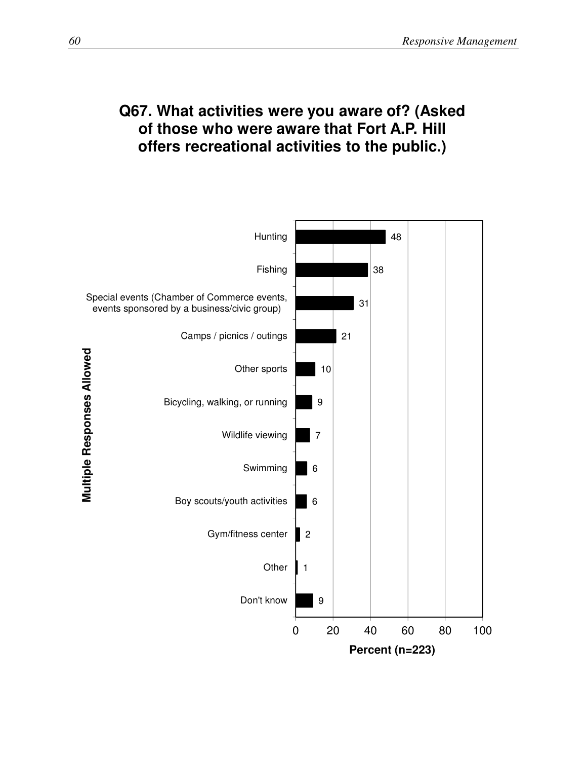## Q67. What activities were you aware of? (Asked of those who were aware that Fort A.P. Hill offers recreational activities to the public.)

Multiple Responses Allowed

| Activity | Percent (n=223) |
|---|---|
| Hunting | 48 |
| Fishing | 38 |
| Special events (Chamber of Commerce events, events sponsored by a business/civic group) | 31 |
| Camps / picnics / outings | 21 |
| Other sports | 10 |
| Bicycling, walking, or running | 9 |
| Wildlife viewing | 7 |
| Swimming | 6 |
| Boy scouts/youth activities | 6 |
| Gym/fitness center | 2 |
| Other | 1 |
| Don't know | 9 |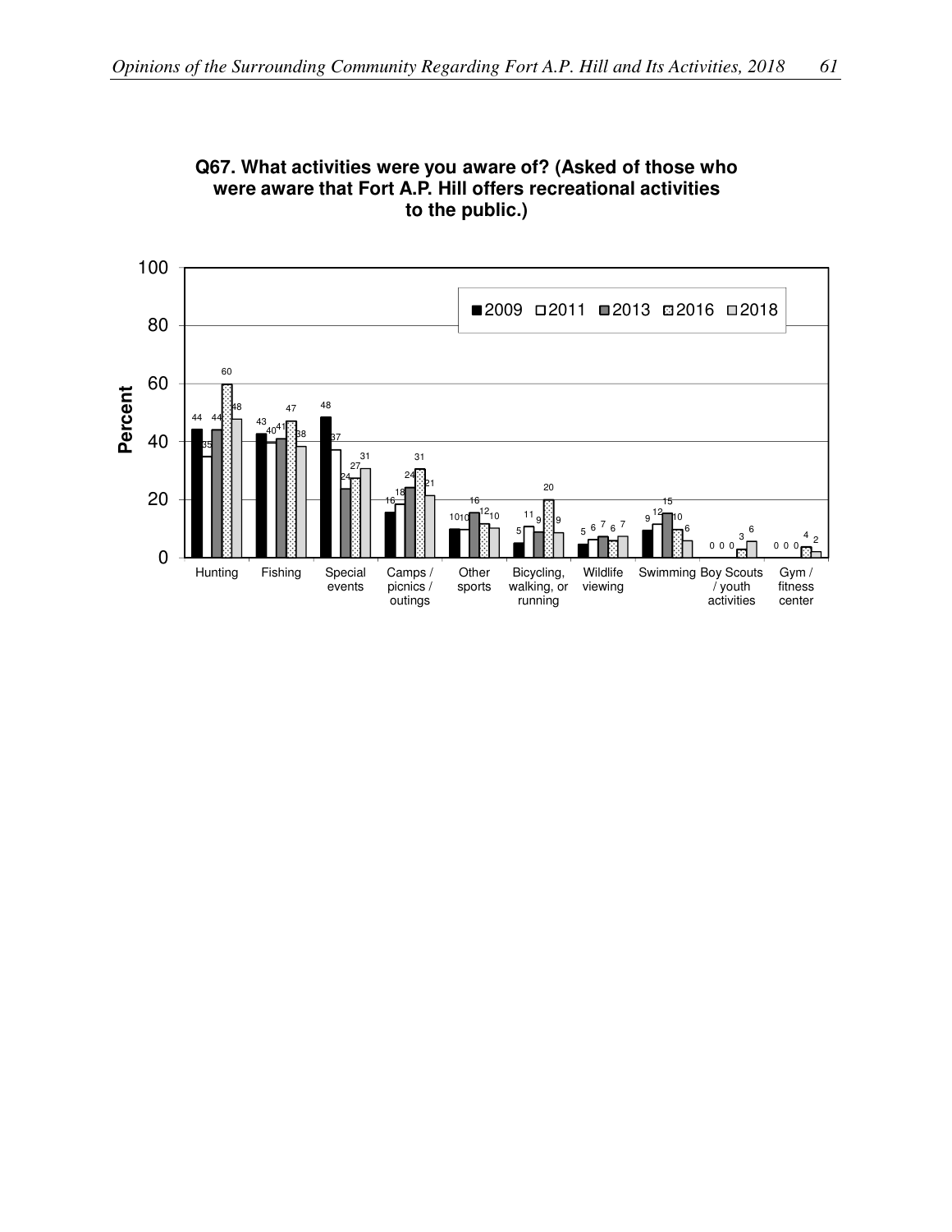**Q67. What activities were you aware of? (Asked of those who were aware that Fort A.P. Hill offers recreational activities to the public.)**

| Activity | 2009 | 2011 | 2013 | 2016 | 2018 |
|---|---|---|---|---|---|
| Hunting | 44 | 35 | 44 | 60 | 48 |
| Fishing | 43 | 40 | 41 | 47 | 38 |
| Special events | 48 | 37 | 24 | 27 | 31 |
| Camps / picnics / outings | 16 | 18 | 24 | 31 | 21 |
| Other sports | 10 | 10 | 16 | 12 | 10 |
| Bicycling, walking, or running | 5 | 11 | 9 | 20 | 9 |
| Wildlife viewing | 5 | 6 | 7 | 6 | 7 |
| Swimming | 9 | 12 | 15 | 10 | 6 |
| Boy Scouts / youth activities | 0 | 0 | 0 | 3 | 6 |
| Gym / fitness center | 0 | 0 | 0 | 4 | 2 |

Percent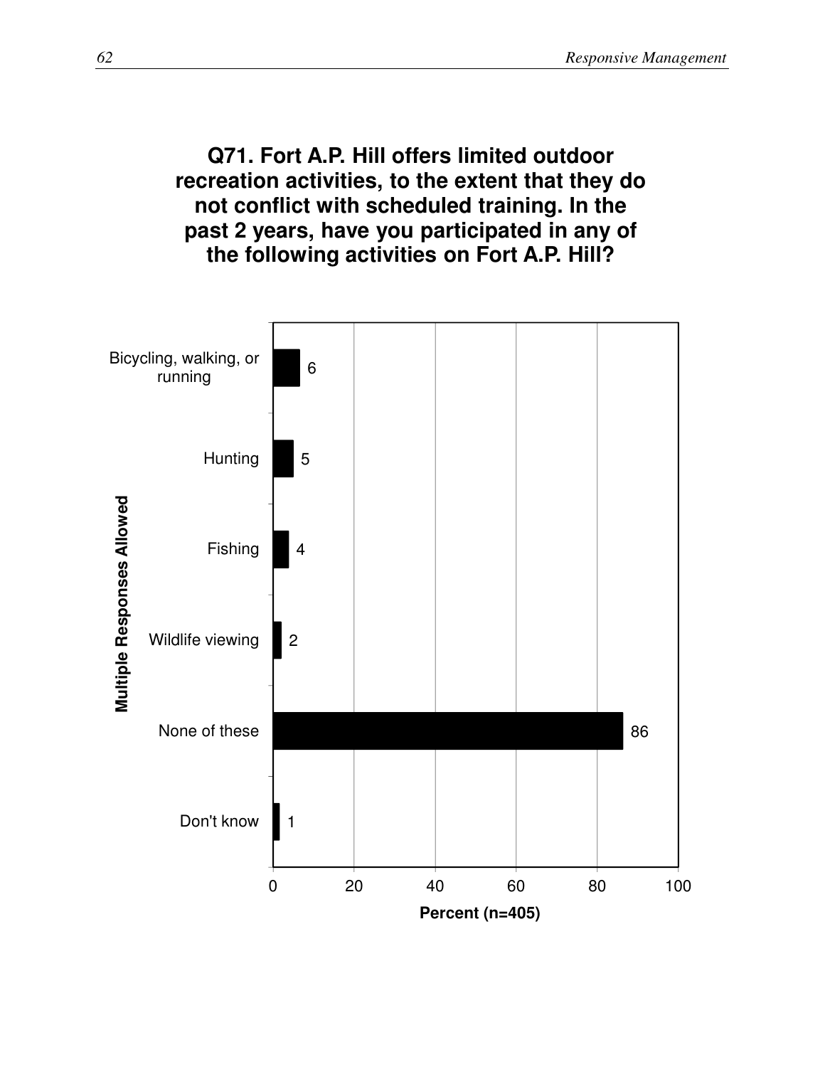## Q71. Fort A.P. Hill offers limited outdoor recreation activities, to the extent that they do not conflict with scheduled training. In the past 2 years, have you participated in any of the following activities on Fort A.P. Hill?

Multiple Responses Allowed

| Response | Percent (n=405) |
| --- | --- |
| Bicycling, walking, or running | 6 |
| Hunting | 5 |
| Fishing | 4 |
| Wildlife viewing | 2 |
| None of these | 86 |
| Don't know | 1 |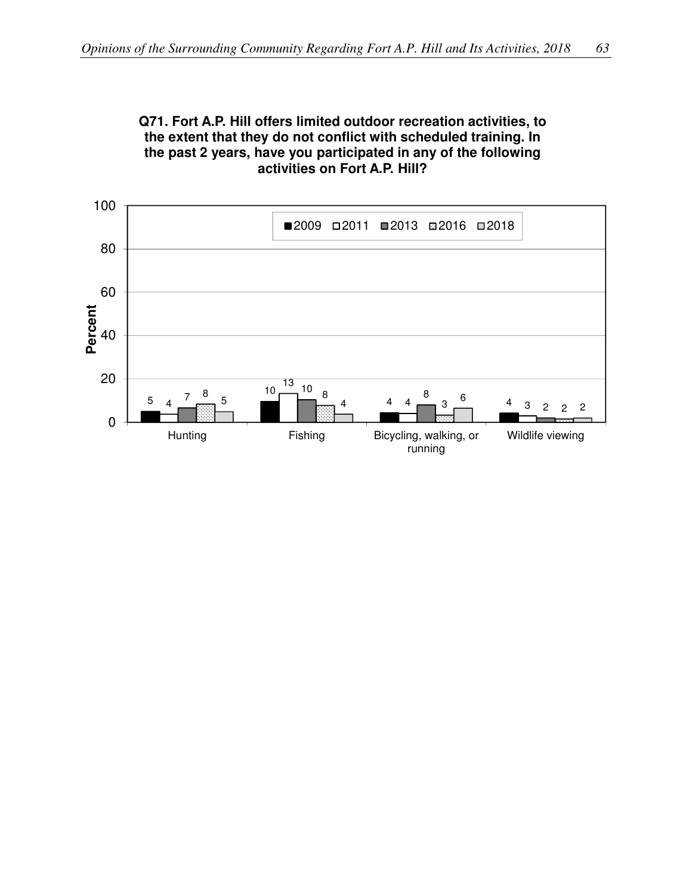**Q71. Fort A.P. Hill offers limited outdoor recreation activities, to the extent that they do not conflict with scheduled training. In the past 2 years, have you participated in any of the following activities on Fort A.P. Hill?**

| Activity | 2009 | 2011 | 2013 | 2016 | 2018 |
|---|---|---|---|---|---|
| Hunting | 5 | 4 | 7 | 8 | 5 |
| Fishing | 10 | 13 | 10 | 8 | 4 |
| Bicycling, walking, or running | 4 | 4 | 8 | 3 | 6 |
| Wildlife viewing | 4 | 3 | 2 | 2 | 2 |

Percent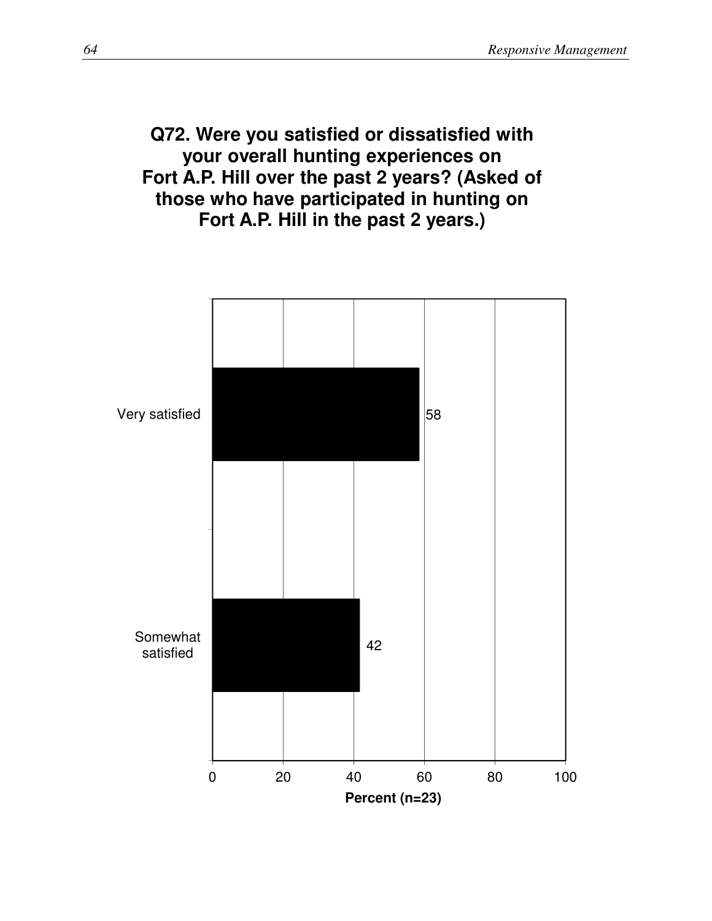**Q72. Were you satisfied or dissatisfied with your overall hunting experiences on Fort A.P. Hill over the past 2 years? (Asked of those who have participated in hunting on Fort A.P. Hill in the past 2 years.)**

| Response | Percent (n=23) |
|---|---|
| Very satisfied | 58 |
| Somewhat satisfied | 42 |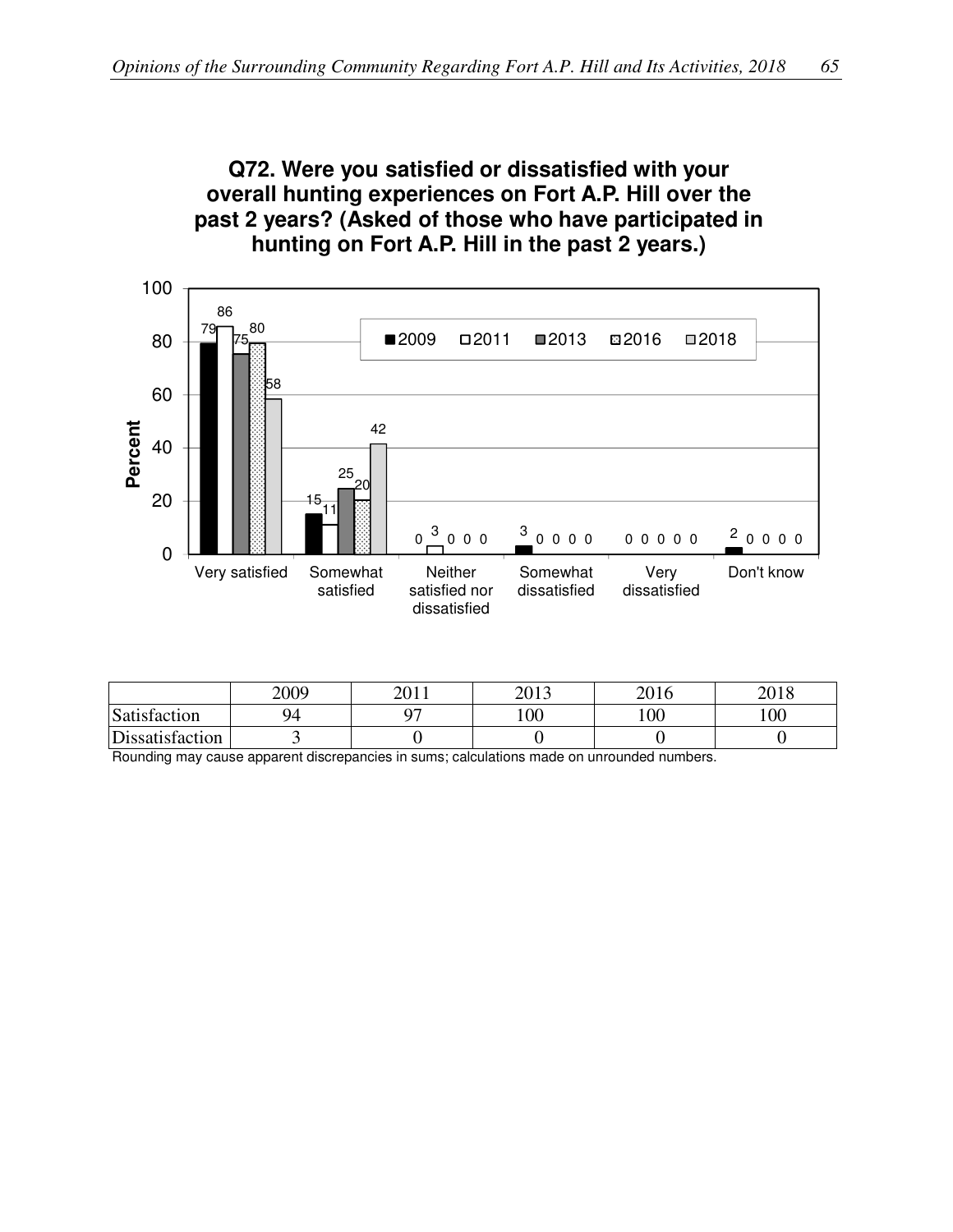**Q72. Were you satisfied or dissatisfied with your overall hunting experiences on Fort A.P. Hill over the past 2 years? (Asked of those who have participated in hunting on Fort A.P. Hill in the past 2 years.)**

| | 2009 | 2011 | 2013 | 2016 | 2018 |
|---|---|---|---|---|---|
| Very satisfied | 79 | 86 | 75 | 80 | 58 |
| Somewhat satisfied | 15 | 11 | 25 | 20 | 42 |
| Neither satisfied nor dissatisfied | 0 | 3 | 0 | 0 | 0 |
| Somewhat dissatisfied | 3 | 0 | 0 | 0 | 0 |
| Very dissatisfied | 0 | 0 | 0 | 0 | 0 |
| Don't know | 2 | 0 | 0 | 0 | 0 |

| | 2009 | 2011 | 2013 | 2016 | 2018 |
|---|---|---|---|---|---|
| Satisfaction | 94 | 97 | 100 | 100 | 100 |
| Dissatisfaction | 3 | 0 | 0 | 0 | 0 |

Rounding may cause apparent discrepancies in sums; calculations made on unrounded numbers.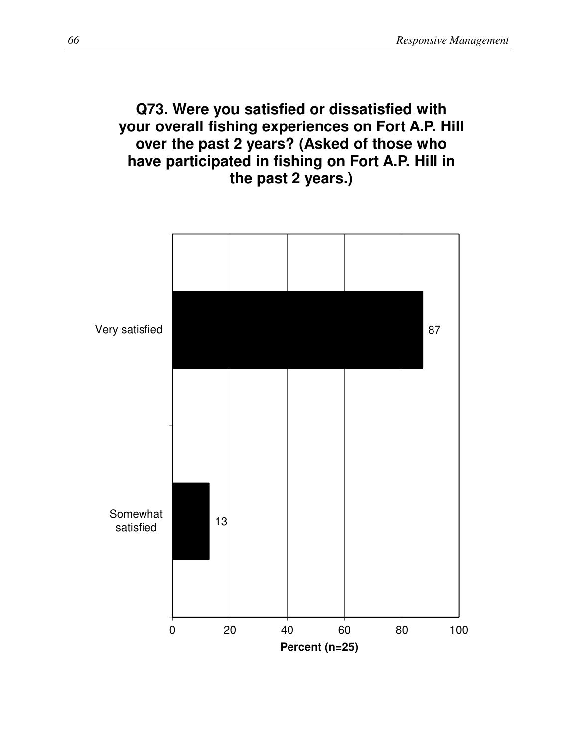**Q73. Were you satisfied or dissatisfied with your overall fishing experiences on Fort A.P. Hill over the past 2 years? (Asked of those who have participated in fishing on Fort A.P. Hill in the past 2 years.)**

| Response | Percent (n=25) |
| --- | --- |
| Very satisfied | 87 |
| Somewhat satisfied | 13 |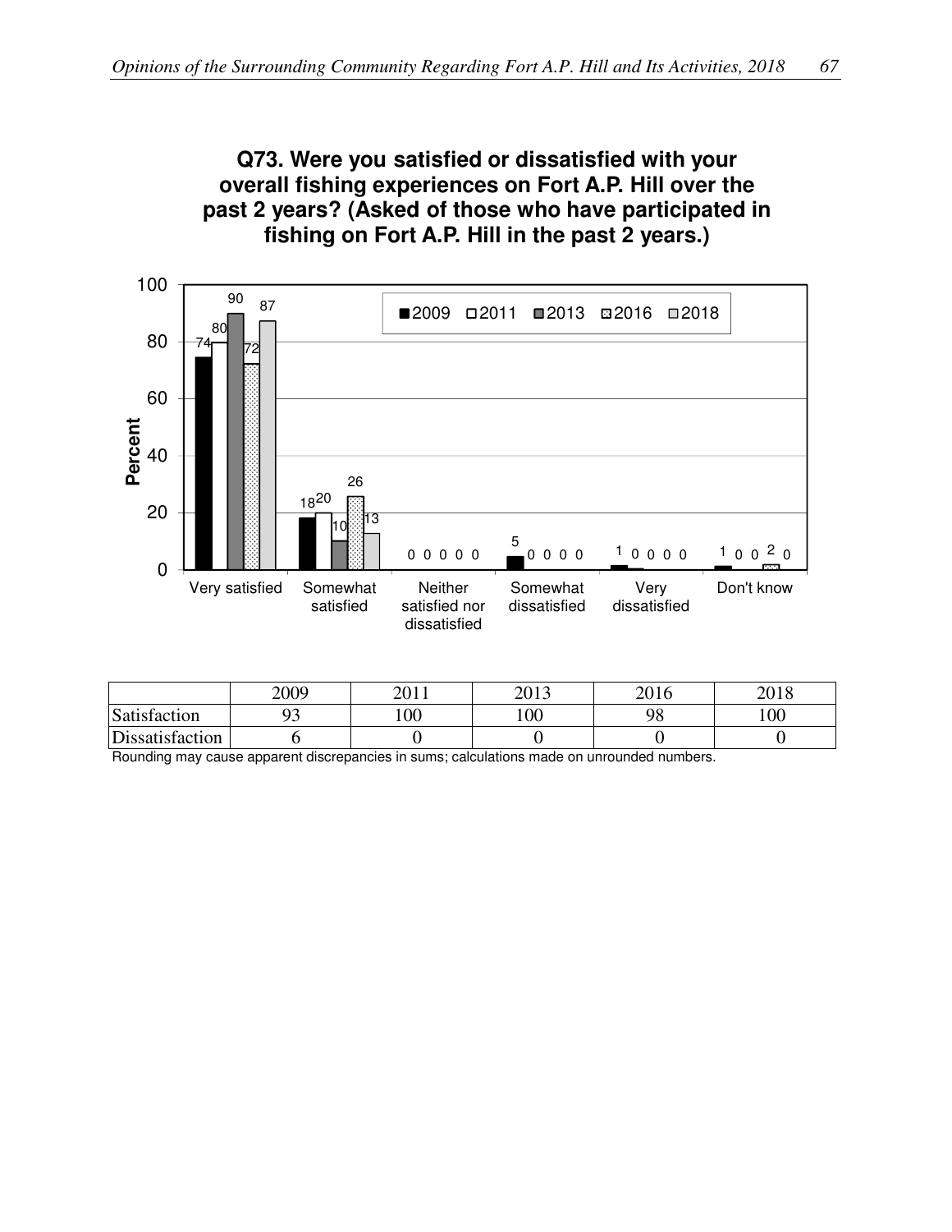**Q73. Were you satisfied or dissatisfied with your overall fishing experiences on Fort A.P. Hill over the past 2 years? (Asked of those who have participated in fishing on Fort A.P. Hill in the past 2 years.)**

| | 2009 | 2011 | 2013 | 2016 | 2018 |
|---|---|---|---|---|---|
| Very satisfied | 74 | 80 | 90 | 72 | 87 |
| Somewhat satisfied | 18 | 20 | 10 | 26 | 13 |
| Neither satisfied nor dissatisfied | 0 | 0 | 0 | 0 | 0 |
| Somewhat dissatisfied | 5 | 0 | 0 | 0 | 0 |
| Very dissatisfied | 1 | 0 | 0 | 0 | 0 |
| Don't know | 1 | 0 | 0 | 2 | 0 |

| | 2009 | 2011 | 2013 | 2016 | 2018 |
|---|---|---|---|---|---|
| Satisfaction | 93 | 100 | 100 | 98 | 100 |
| Dissatisfaction | 6 | 0 | 0 | 0 | 0 |

Rounding may cause apparent discrepancies in sums; calculations made on unrounded numbers.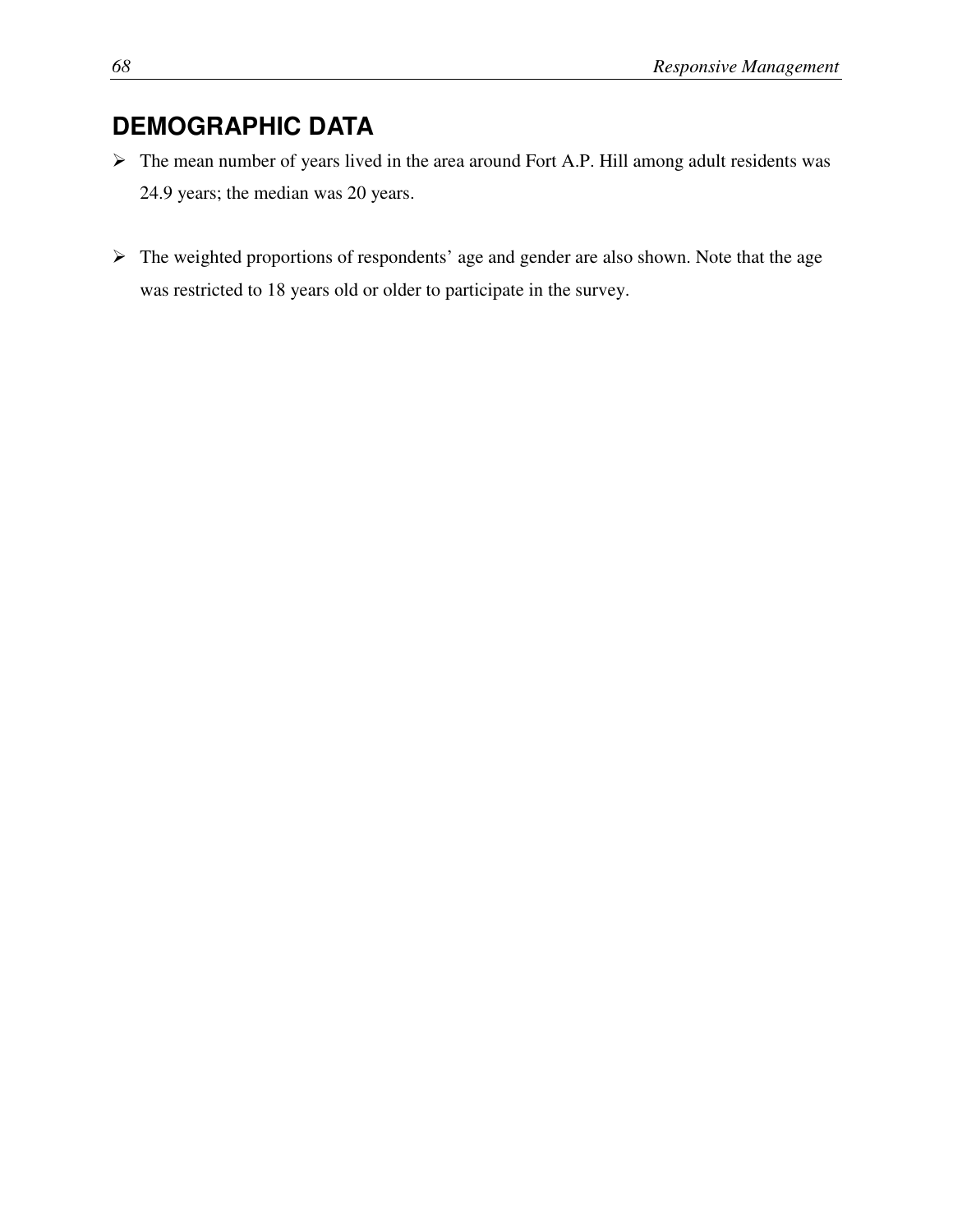## DEMOGRAPHIC DATA

- The mean number of years lived in the area around Fort A.P. Hill among adult residents was 24.9 years; the median was 20 years.

- The weighted proportions of respondents' age and gender are also shown. Note that the age was restricted to 18 years old or older to participate in the survey.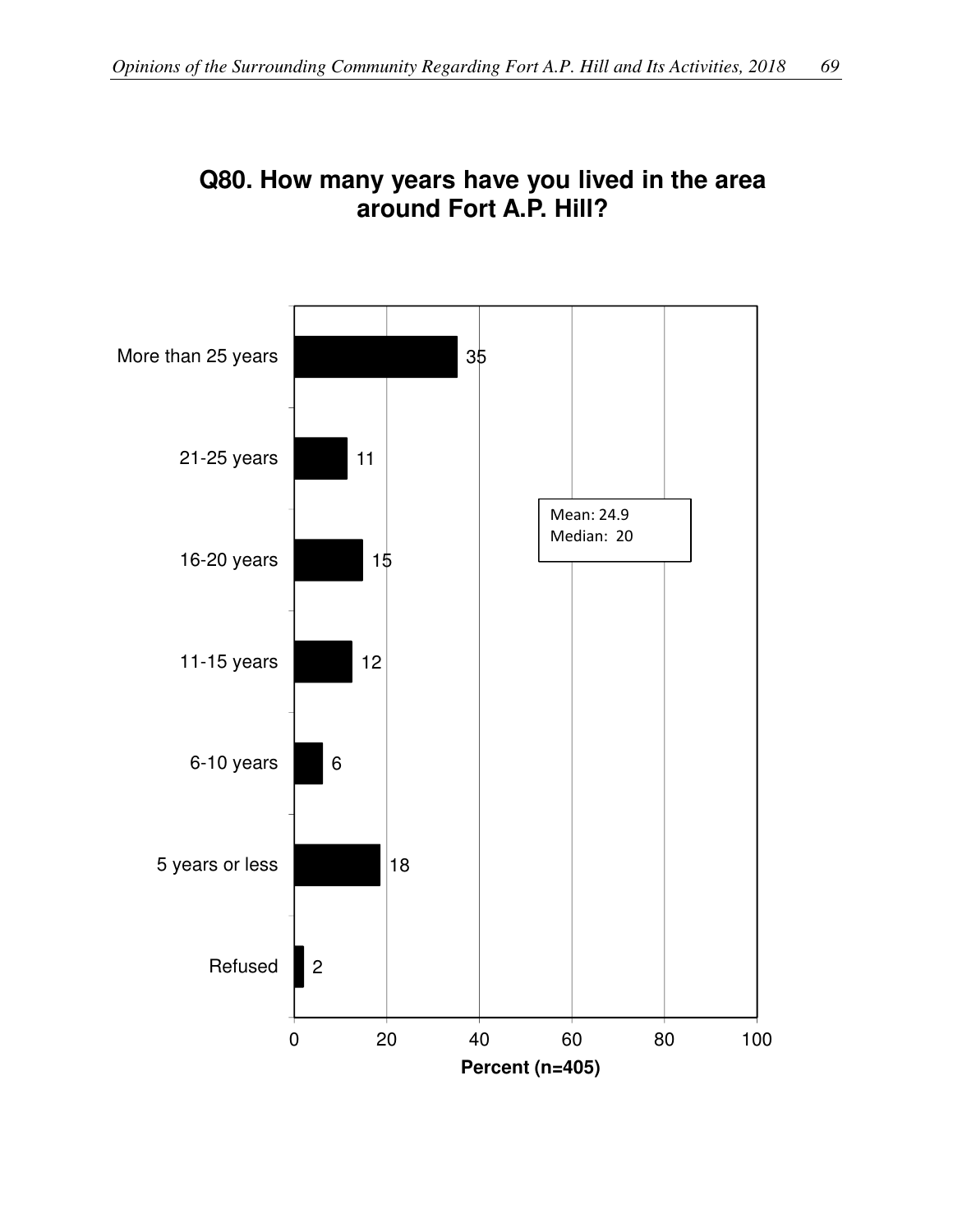## Q80. How many years have you lived in the area around Fort A.P. Hill?

| Response | Percent (n=405) |
|---|---|
| More than 25 years | 35 |
| 21-25 years | 11 |
| 16-20 years | 15 |
| 11-15 years | 12 |
| 6-10 years | 6 |
| 5 years or less | 18 |
| Refused | 2 |

Mean: 24.9
Median: 20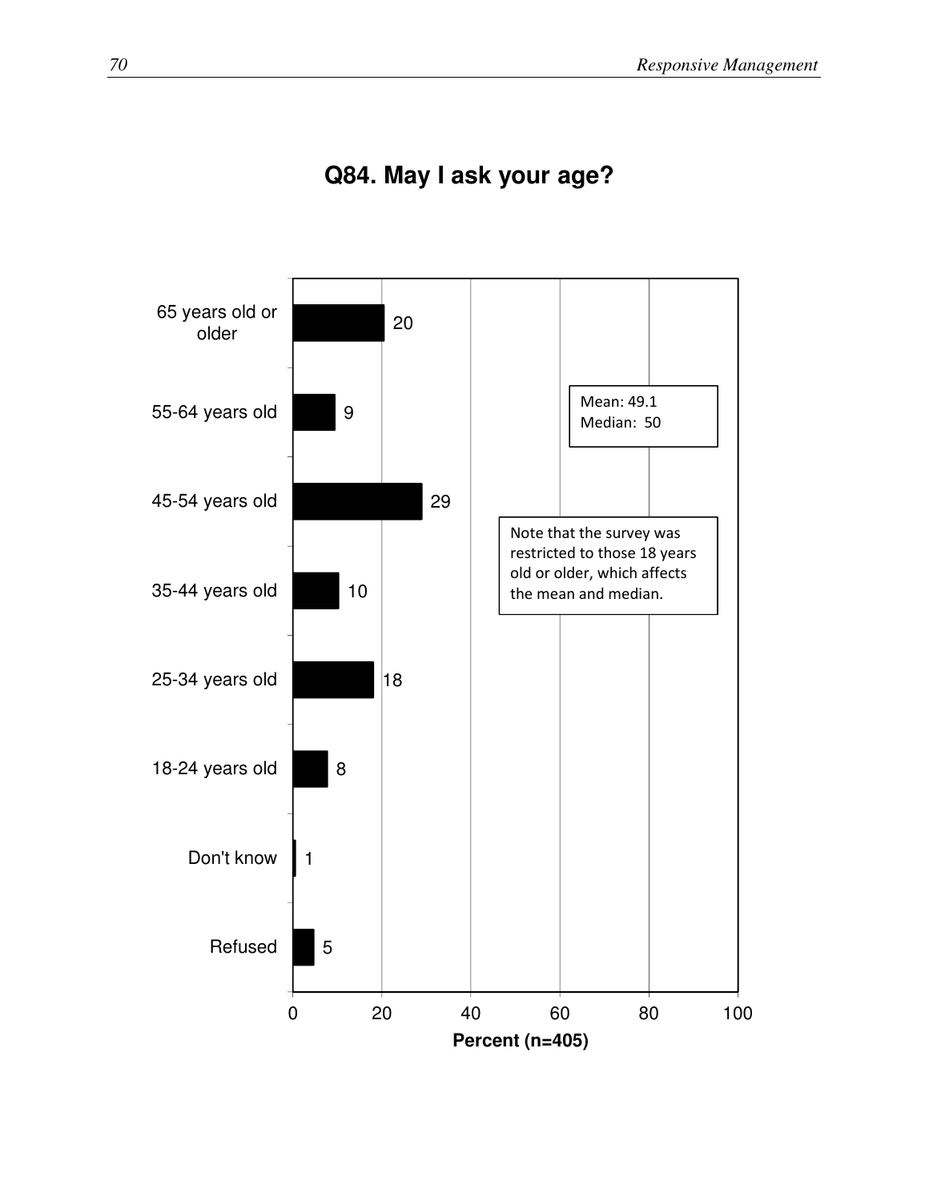## Q84. May I ask your age?

| Response | Percent (n=405) |
| --- | --- |
| 65 years old or older | 20 |
| 55-64 years old | 9 |
| 45-54 years old | 29 |
| 35-44 years old | 10 |
| 25-34 years old | 18 |
| 18-24 years old | 8 |
| Don't know | 1 |
| Refused | 5 |

Mean: 49.1
Median: 50

Note that the survey was restricted to those 18 years old or older, which affects the mean and median.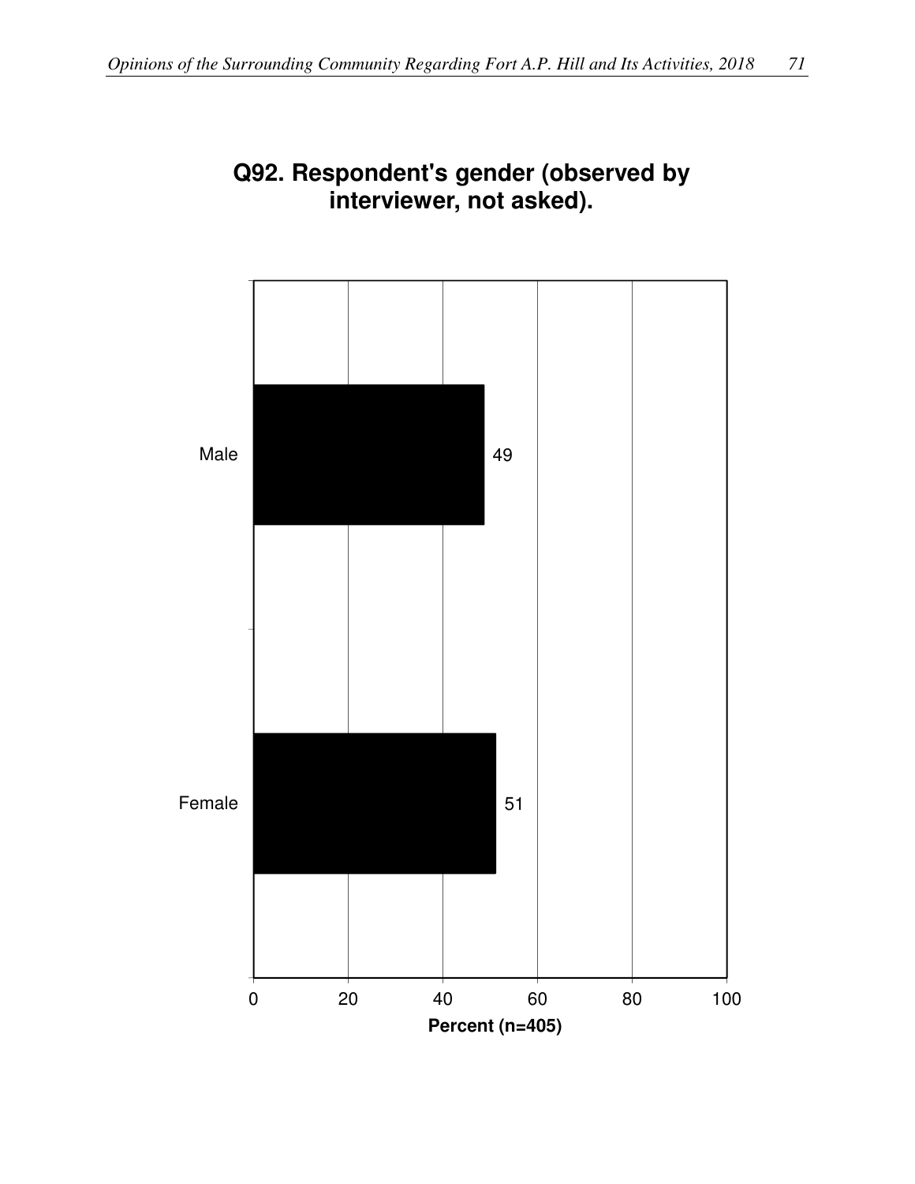## Q92. Respondent's gender (observed by interviewer, not asked).

| Gender | Percent (n=405) |
| --- | --- |
| Male | 49 |
| Female | 51 |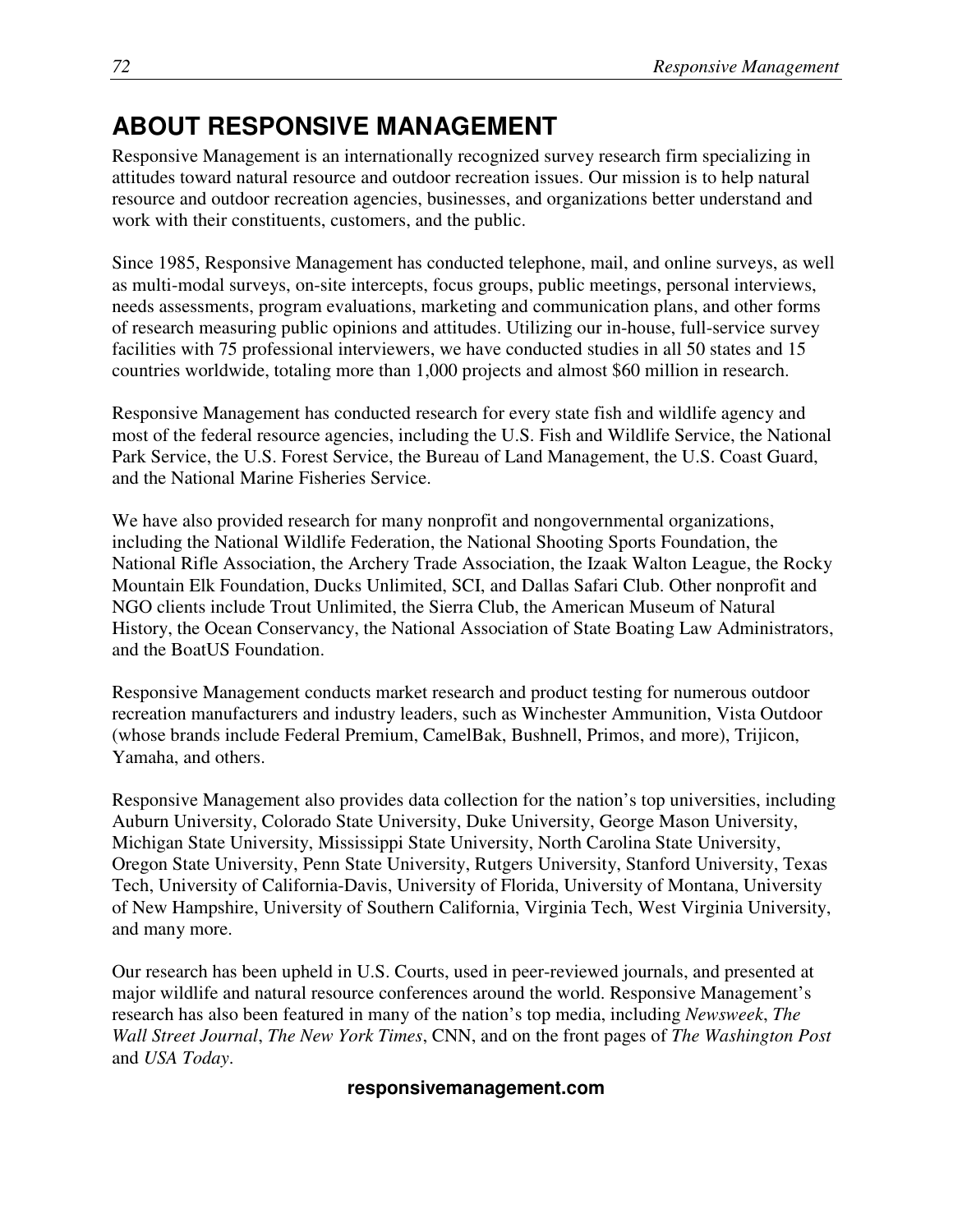# ABOUT RESPONSIVE MANAGEMENT

Responsive Management is an internationally recognized survey research firm specializing in attitudes toward natural resource and outdoor recreation issues. Our mission is to help natural resource and outdoor recreation agencies, businesses, and organizations better understand and work with their constituents, customers, and the public.

Since 1985, Responsive Management has conducted telephone, mail, and online surveys, as well as multi-modal surveys, on-site intercepts, focus groups, public meetings, personal interviews, needs assessments, program evaluations, marketing and communication plans, and other forms of research measuring public opinions and attitudes. Utilizing our in-house, full-service survey facilities with 75 professional interviewers, we have conducted studies in all 50 states and 15 countries worldwide, totaling more than 1,000 projects and almost $60 million in research.

Responsive Management has conducted research for every state fish and wildlife agency and most of the federal resource agencies, including the U.S. Fish and Wildlife Service, the National Park Service, the U.S. Forest Service, the Bureau of Land Management, the U.S. Coast Guard, and the National Marine Fisheries Service.

We have also provided research for many nonprofit and nongovernmental organizations, including the National Wildlife Federation, the National Shooting Sports Foundation, the National Rifle Association, the Archery Trade Association, the Izaak Walton League, the Rocky Mountain Elk Foundation, Ducks Unlimited, SCI, and Dallas Safari Club. Other nonprofit and NGO clients include Trout Unlimited, the Sierra Club, the American Museum of Natural History, the Ocean Conservancy, the National Association of State Boating Law Administrators, and the BoatUS Foundation.

Responsive Management conducts market research and product testing for numerous outdoor recreation manufacturers and industry leaders, such as Winchester Ammunition, Vista Outdoor (whose brands include Federal Premium, CamelBak, Bushnell, Primos, and more), Trijicon, Yamaha, and others.

Responsive Management also provides data collection for the nation's top universities, including Auburn University, Colorado State University, Duke University, George Mason University, Michigan State University, Mississippi State University, North Carolina State University, Oregon State University, Penn State University, Rutgers University, Stanford University, Texas Tech, University of California-Davis, University of Florida, University of Montana, University of New Hampshire, University of Southern California, Virginia Tech, West Virginia University, and many more.

Our research has been upheld in U.S. Courts, used in peer-reviewed journals, and presented at major wildlife and natural resource conferences around the world. Responsive Management's research has also been featured in many of the nation's top media, including *Newsweek*, *The Wall Street Journal*, *The New York Times*, CNN, and on the front pages of *The Washington Post* and *USA Today*.

**responsivemanagement.com**